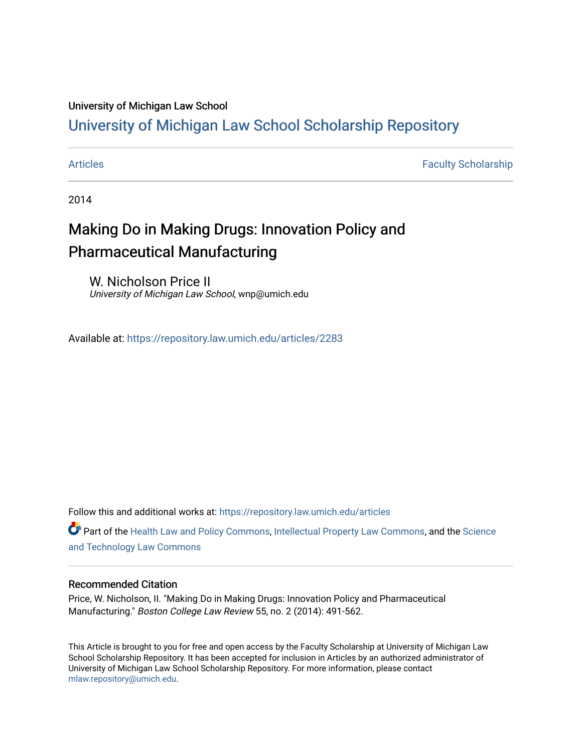University of Michigan Law School

# University of Michigan Law School Scholarship Repository

Articles | Faculty Scholarship

2014

## Making Do in Making Drugs: Innovation Policy and Pharmaceutical Manufacturing

W. Nicholson Price II
*University of Michigan Law School*, wnp@umich.edu

Available at: https://repository.law.umich.edu/articles/2283

Follow this and additional works at: https://repository.law.umich.edu/articles

Part of the Health Law and Policy Commons, Intellectual Property Law Commons, and the Science and Technology Law Commons

### Recommended Citation

Price, W. Nicholson, II. "Making Do in Making Drugs: Innovation Policy and Pharmaceutical Manufacturing." *Boston College Law Review* 55, no. 2 (2014): 491-562.

This Article is brought to you for free and open access by the Faculty Scholarship at University of Michigan Law School Scholarship Repository. It has been accepted for inclusion in Articles by an authorized administrator of University of Michigan Law School Scholarship Repository. For more information, please contact mlaw.repository@umich.edu.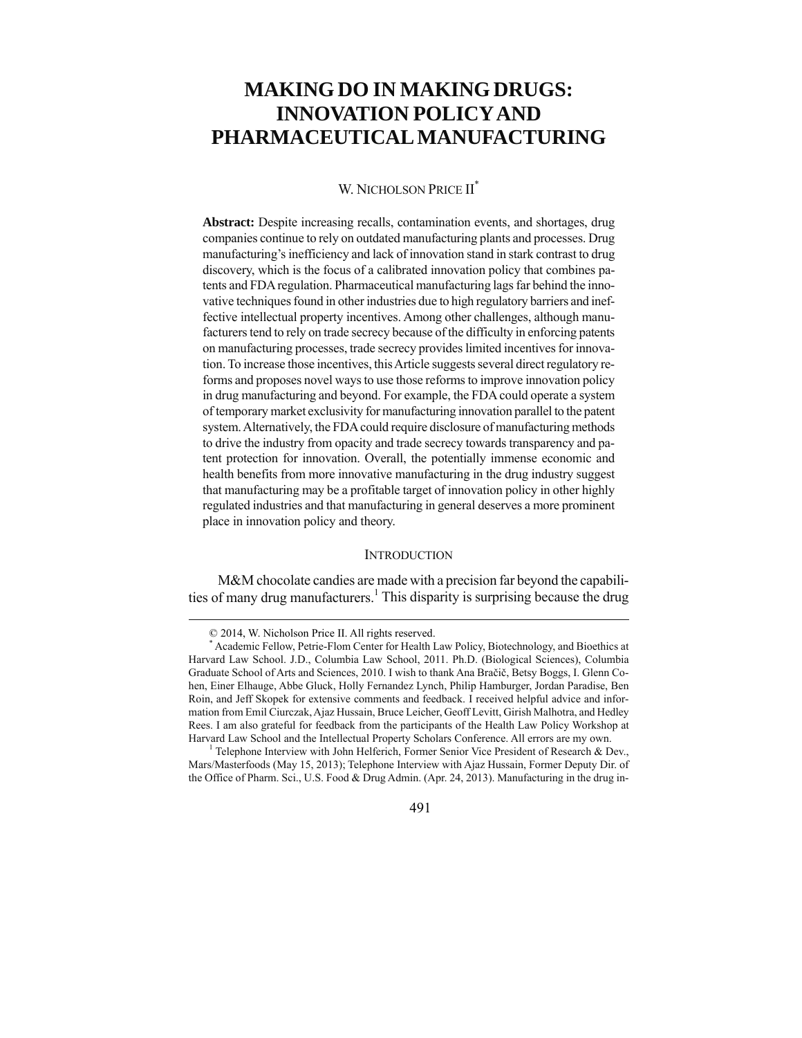# MAKING DO IN MAKING DRUGS: INNOVATION POLICY AND PHARMACEUTICAL MANUFACTURING

W. NICHOLSON PRICE II*

**Abstract:** Despite increasing recalls, contamination events, and shortages, drug companies continue to rely on outdated manufacturing plants and processes. Drug manufacturing's inefficiency and lack of innovation stand in stark contrast to drug discovery, which is the focus of a calibrated innovation policy that combines patents and FDA regulation. Pharmaceutical manufacturing lags far behind the innovative techniques found in other industries due to high regulatory barriers and ineffective intellectual property incentives. Among other challenges, although manufacturers tend to rely on trade secrecy because of the difficulty in enforcing patents on manufacturing processes, trade secrecy provides limited incentives for innovation. To increase those incentives, this Article suggests several direct regulatory reforms and proposes novel ways to use those reforms to improve innovation policy in drug manufacturing and beyond. For example, the FDA could operate a system of temporary market exclusivity for manufacturing innovation parallel to the patent system. Alternatively, the FDA could require disclosure of manufacturing methods to drive the industry from opacity and trade secrecy towards transparency and patent protection for innovation. Overall, the potentially immense economic and health benefits from more innovative manufacturing in the drug industry suggest that manufacturing may be a profitable target of innovation policy in other highly regulated industries and that manufacturing in general deserves a more prominent place in innovation policy and theory.

## INTRODUCTION

M&M chocolate candies are made with a precision far beyond the capabilities of many drug manufacturers.[1] This disparity is surprising because the drug

---

© 2014, W. Nicholson Price II. All rights reserved.

* Academic Fellow, Petrie-Flom Center for Health Law Policy, Biotechnology, and Bioethics at Harvard Law School. J.D., Columbia Law School, 2011. Ph.D. (Biological Sciences), Columbia Graduate School of Arts and Sciences, 2010. I wish to thank Ana Bračič, Betsy Boggs, I. Glenn Cohen, Einer Elhauge, Abbe Gluck, Holly Fernandez Lynch, Philip Hamburger, Jordan Paradise, Ben Roin, and Jeff Skopek for extensive comments and feedback. I received helpful advice and information from Emil Ciurczak, Ajaz Hussain, Bruce Leicher, Geoff Levitt, Girish Malhotra, and Hedley Rees. I am also grateful for feedback from the participants of the Health Law Policy Workshop at Harvard Law School and the Intellectual Property Scholars Conference. All errors are my own.

[1] Telephone Interview with John Helferich, Former Senior Vice President of Research & Dev., Mars/Masterfoods (May 15, 2013); Telephone Interview with Ajaz Hussain, Former Deputy Dir. of the Office of Pharm. Sci., U.S. Food & Drug Admin. (Apr. 24, 2013). Manufacturing in the drug in-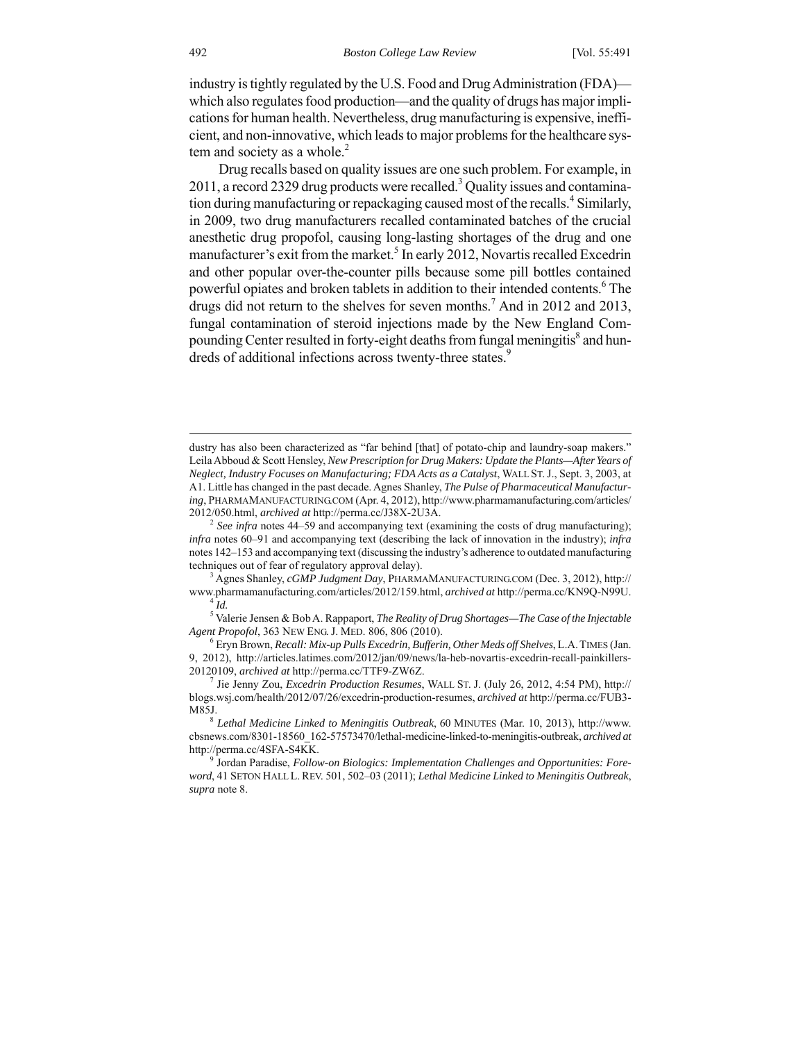industry is tightly regulated by the U.S. Food and Drug Administration (FDA)—which also regulates food production—and the quality of drugs has major implications for human health. Nevertheless, drug manufacturing is expensive, inefficient, and non-innovative, which leads to major problems for the healthcare system and society as a whole.[2]

Drug recalls based on quality issues are one such problem. For example, in 2011, a record 2329 drug products were recalled.[3] Quality issues and contamination during manufacturing or repackaging caused most of the recalls.[4] Similarly, in 2009, two drug manufacturers recalled contaminated batches of the crucial anesthetic drug propofol, causing long-lasting shortages of the drug and one manufacturer's exit from the market.[5] In early 2012, Novartis recalled Excedrin and other popular over-the-counter pills because some pill bottles contained powerful opiates and broken tablets in addition to their intended contents.[6] The drugs did not return to the shelves for seven months.[7] And in 2012 and 2013, fungal contamination of steroid injections made by the New England Compounding Center resulted in forty-eight deaths from fungal meningitis[8] and hundreds of additional infections across twenty-three states.[9]

---

dustry has also been characterized as "far behind [that] of potato-chip and laundry-soap makers." Leila Abboud & Scott Hensley, *New Prescription for Drug Makers: Update the Plants—After Years of Neglect, Industry Focuses on Manufacturing; FDA Acts as a Catalyst*, WALL ST. J., Sept. 3, 2003, at A1. Little has changed in the past decade. Agnes Shanley, *The Pulse of Pharmaceutical Manufacturing*, PHARMAMANUFACTURING.COM (Apr. 4, 2012), http://www.pharmamanufacturing.com/articles/2012/050.html, *archived at* http://perma.cc/J38X-2U3A.

[2] *See infra* notes 44–59 and accompanying text (examining the costs of drug manufacturing); *infra* notes 60–91 and accompanying text (describing the lack of innovation in the industry); *infra* notes 142–153 and accompanying text (discussing the industry's adherence to outdated manufacturing techniques out of fear of regulatory approval delay).

[3] Agnes Shanley, *cGMP Judgment Day*, PHARMAMANUFACTURING.COM (Dec. 3, 2012), http://www.pharmamanufacturing.com/articles/2012/159.html, *archived at* http://perma.cc/KN9Q-N99U.

[4] *Id.*

[5] Valerie Jensen & Bob A. Rappaport, *The Reality of Drug Shortages—The Case of the Injectable Agent Propofol*, 363 NEW ENG. J. MED. 806, 806 (2010).

[6] Eryn Brown, *Recall: Mix-up Pulls Excedrin, Bufferin, Other Meds off Shelves*, L.A. TIMES (Jan. 9, 2012), http://articles.latimes.com/2012/jan/09/news/la-heb-novartis-excedrin-recall-painkillers-20120109, *archived at* http://perma.cc/TTF9-ZW6Z.

[7] Jie Jenny Zou, *Excedrin Production Resumes*, WALL ST. J. (July 26, 2012, 4:54 PM), http://blogs.wsj.com/health/2012/07/26/excedrin-production-resumes, *archived at* http://perma.cc/FUB3-M85J.

[8] *Lethal Medicine Linked to Meningitis Outbreak*, 60 MINUTES (Mar. 10, 2013), http://www.cbsnews.com/8301-18560_162-57573470/lethal-medicine-linked-to-meningitis-outbreak, *archived at* http://perma.cc/4SFA-S4KK.

[9] Jordan Paradise, *Follow-on Biologics: Implementation Challenges and Opportunities: Foreword*, 41 SETON HALL L. REV. 501, 502–03 (2011); *Lethal Medicine Linked to Meningitis Outbreak*, *supra* note 8.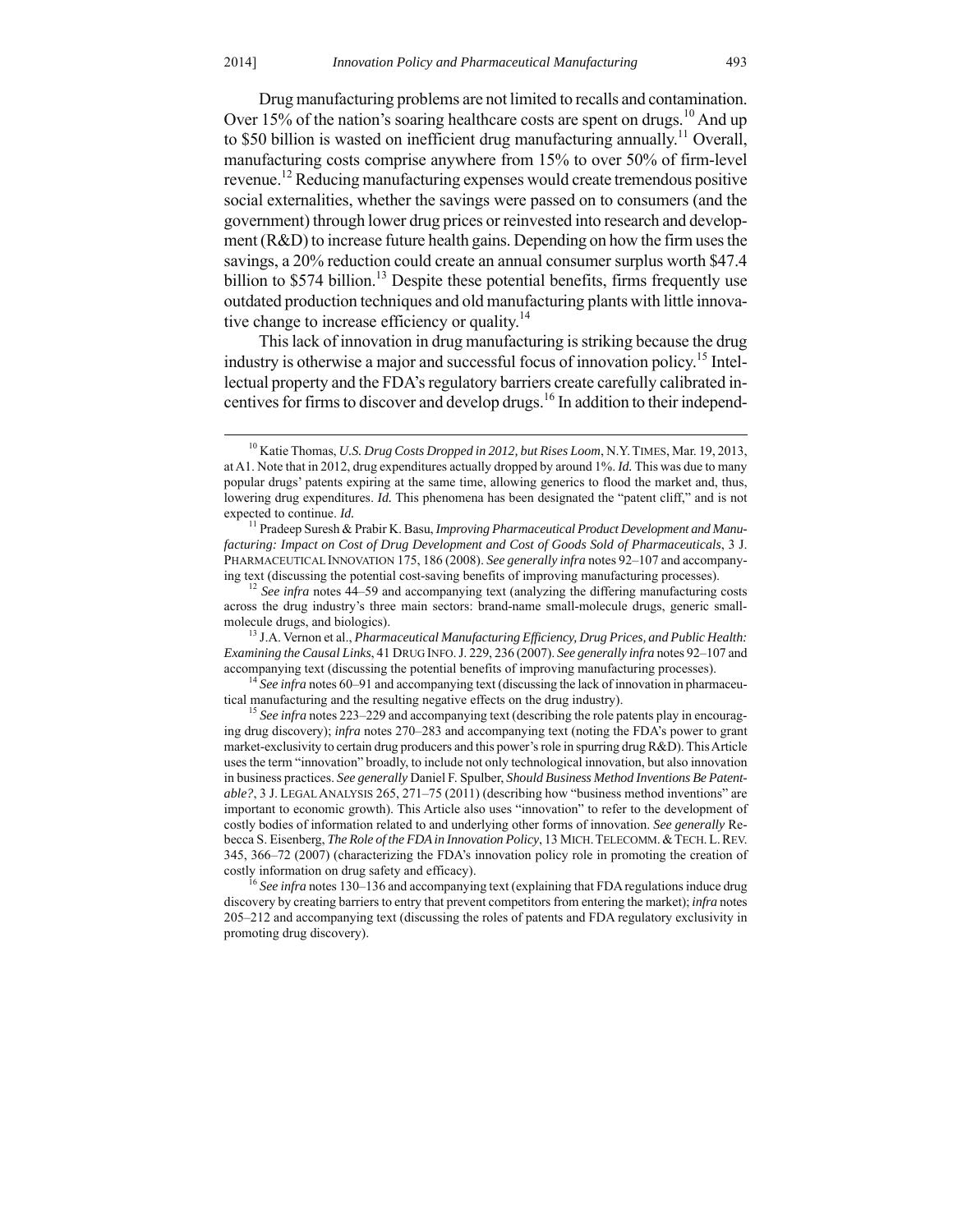Drug manufacturing problems are not limited to recalls and contamination. Over 15% of the nation's soaring healthcare costs are spent on drugs.[10] And up to $50 billion is wasted on inefficient drug manufacturing annually.[11] Overall, manufacturing costs comprise anywhere from 15% to over 50% of firm-level revenue.[12] Reducing manufacturing expenses would create tremendous positive social externalities, whether the savings were passed on to consumers (and the government) through lower drug prices or reinvested into research and development (R&D) to increase future health gains. Depending on how the firm uses the savings, a 20% reduction could create an annual consumer surplus worth $47.4 billion to $574 billion.[13] Despite these potential benefits, firms frequently use outdated production techniques and old manufacturing plants with little innovative change to increase efficiency or quality.[14]

This lack of innovation in drug manufacturing is striking because the drug industry is otherwise a major and successful focus of innovation policy.[15] Intellectual property and the FDA's regulatory barriers create carefully calibrated incentives for firms to discover and develop drugs.[16] In addition to their independ-

---

[10] Katie Thomas, *U.S. Drug Costs Dropped in 2012, but Rises Loom*, N.Y. TIMES, Mar. 19, 2013, at A1. Note that in 2012, drug expenditures actually dropped by around 1%. *Id.* This was due to many popular drugs' patents expiring at the same time, allowing generics to flood the market and, thus, lowering drug expenditures. *Id.* This phenomena has been designated the "patent cliff," and is not expected to continue. *Id.*

[11] Pradeep Suresh & Prabir K. Basu, *Improving Pharmaceutical Product Development and Manufacturing: Impact on Cost of Drug Development and Cost of Goods Sold of Pharmaceuticals*, 3 J. PHARMACEUTICAL INNOVATION 175, 186 (2008). *See generally infra* notes 92–107 and accompanying text (discussing the potential cost-saving benefits of improving manufacturing processes).

[12] *See infra* notes 44–59 and accompanying text (analyzing the differing manufacturing costs across the drug industry's three main sectors: brand-name small-molecule drugs, generic small-molecule drugs, and biologics).

[13] J.A. Vernon et al., *Pharmaceutical Manufacturing Efficiency, Drug Prices, and Public Health: Examining the Causal Links*, 41 DRUG INFO. J. 229, 236 (2007). *See generally infra* notes 92–107 and accompanying text (discussing the potential benefits of improving manufacturing processes).

[14] *See infra* notes 60–91 and accompanying text (discussing the lack of innovation in pharmaceutical manufacturing and the resulting negative effects on the drug industry).

[15] *See infra* notes 223–229 and accompanying text (describing the role patents play in encouraging drug discovery); *infra* notes 270–283 and accompanying text (noting the FDA's power to grant market-exclusivity to certain drug producers and this power's role in spurring drug R&D). This Article uses the term "innovation" broadly, to include not only technological innovation, but also innovation in business practices. *See generally* Daniel F. Spulber, *Should Business Method Inventions Be Patentable?*, 3 J. LEGAL ANALYSIS 265, 271–75 (2011) (describing how "business method inventions" are important to economic growth). This Article also uses "innovation" to refer to the development of costly bodies of information related to and underlying other forms of innovation. *See generally* Rebecca S. Eisenberg, *The Role of the FDA in Innovation Policy*, 13 MICH. TELECOMM. & TECH. L. REV. 345, 366–72 (2007) (characterizing the FDA's innovation policy role in promoting the creation of costly information on drug safety and efficacy).

[16] *See infra* notes 130–136 and accompanying text (explaining that FDA regulations induce drug discovery by creating barriers to entry that prevent competitors from entering the market); *infra* notes 205–212 and accompanying text (discussing the roles of patents and FDA regulatory exclusivity in promoting drug discovery).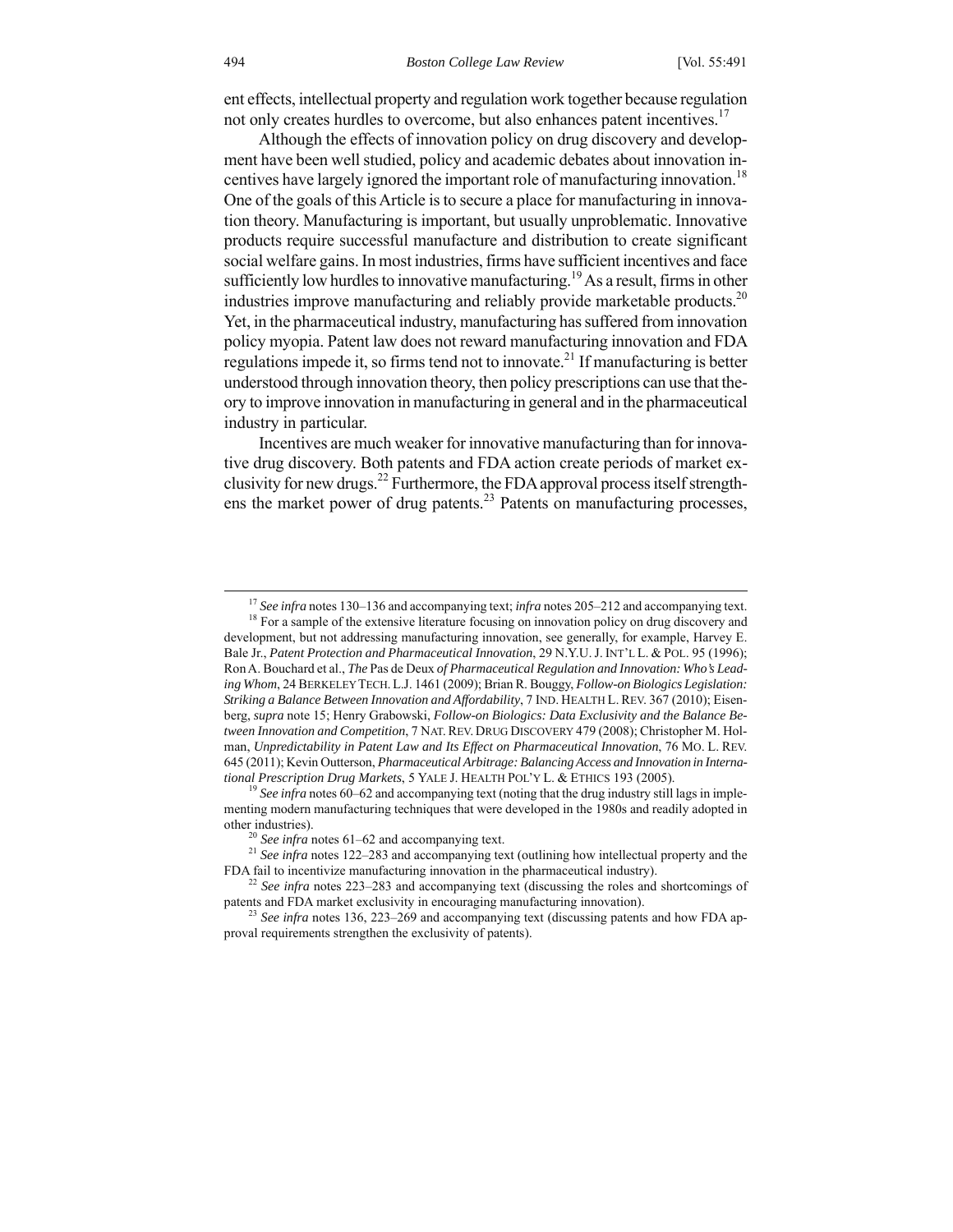ent effects, intellectual property and regulation work together because regulation not only creates hurdles to overcome, but also enhances patent incentives.[17]

Although the effects of innovation policy on drug discovery and development have been well studied, policy and academic debates about innovation incentives have largely ignored the important role of manufacturing innovation.[18] One of the goals of this Article is to secure a place for manufacturing in innovation theory. Manufacturing is important, but usually unproblematic. Innovative products require successful manufacture and distribution to create significant social welfare gains. In most industries, firms have sufficient incentives and face sufficiently low hurdles to innovative manufacturing.[19] As a result, firms in other industries improve manufacturing and reliably provide marketable products.[20] Yet, in the pharmaceutical industry, manufacturing has suffered from innovation policy myopia. Patent law does not reward manufacturing innovation and FDA regulations impede it, so firms tend not to innovate.[21] If manufacturing is better understood through innovation theory, then policy prescriptions can use that theory to improve innovation in manufacturing in general and in the pharmaceutical industry in particular.

Incentives are much weaker for innovative manufacturing than for innovative drug discovery. Both patents and FDA action create periods of market exclusivity for new drugs.[22] Furthermore, the FDA approval process itself strengthens the market power of drug patents.[23] Patents on manufacturing processes,

---

[17] *See infra* notes 130–136 and accompanying text; *infra* notes 205–212 and accompanying text.

[18] For a sample of the extensive literature focusing on innovation policy on drug discovery and development, but not addressing manufacturing innovation, see generally, for example, Harvey E. Bale Jr., *Patent Protection and Pharmaceutical Innovation*, 29 N.Y.U. J. INT'L L. & POL. 95 (1996); Ron A. Bouchard et al., *The* Pas de Deux *of Pharmaceutical Regulation and Innovation: Who's Leading Whom*, 24 BERKELEY TECH. L.J. 1461 (2009); Brian R. Bouggy, *Follow-on Biologics Legislation: Striking a Balance Between Innovation and Affordability*, 7 IND. HEALTH L. REV. 367 (2010); Eisenberg, *supra* note 15; Henry Grabowski, *Follow-on Biologics: Data Exclusivity and the Balance Between Innovation and Competition*, 7 NAT. REV. DRUG DISCOVERY 479 (2008); Christopher M. Holman, *Unpredictability in Patent Law and Its Effect on Pharmaceutical Innovation*, 76 MO. L. REV. 645 (2011); Kevin Outterson, *Pharmaceutical Arbitrage: Balancing Access and Innovation in International Prescription Drug Markets*, 5 YALE J. HEALTH POL'Y L. & ETHICS 193 (2005).

[19] *See infra* notes 60–62 and accompanying text (noting that the drug industry still lags in implementing modern manufacturing techniques that were developed in the 1980s and readily adopted in other industries).

[20] *See infra* notes 61–62 and accompanying text.

[21] *See infra* notes 122–283 and accompanying text (outlining how intellectual property and the FDA fail to incentivize manufacturing innovation in the pharmaceutical industry).

[22] *See infra* notes 223–283 and accompanying text (discussing the roles and shortcomings of patents and FDA market exclusivity in encouraging manufacturing innovation).

[23] *See infra* notes 136, 223–269 and accompanying text (discussing patents and how FDA approval requirements strengthen the exclusivity of patents).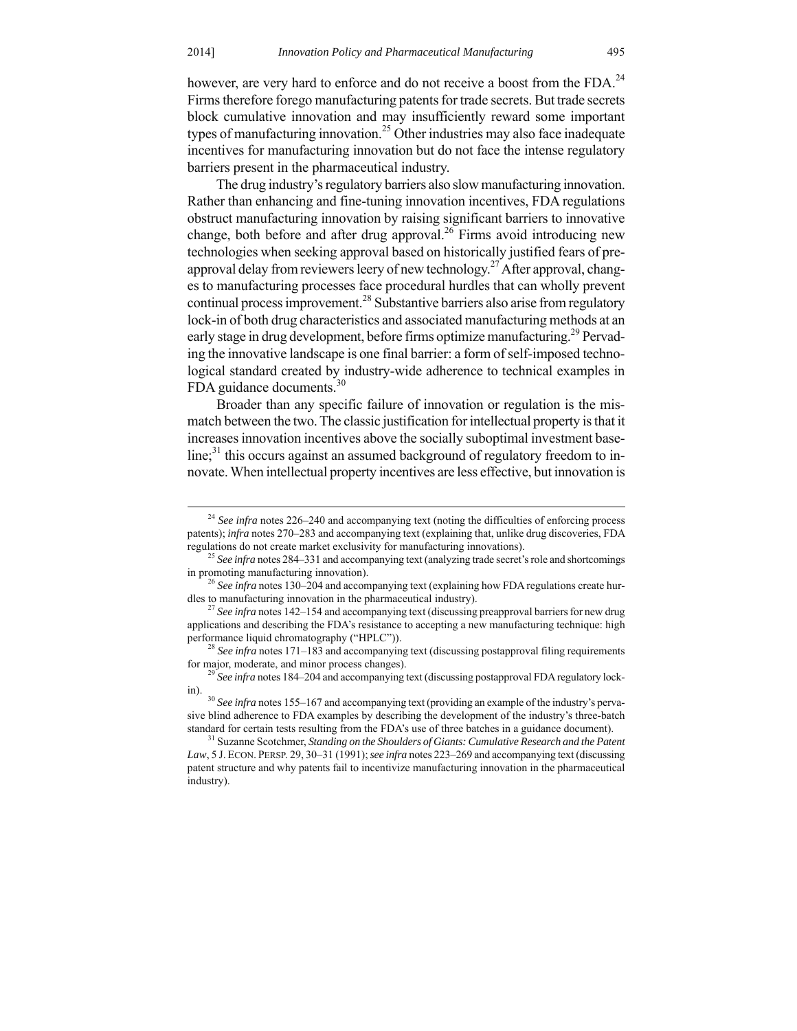however, are very hard to enforce and do not receive a boost from the FDA.[24] Firms therefore forego manufacturing patents for trade secrets. But trade secrets block cumulative innovation and may insufficiently reward some important types of manufacturing innovation.[25] Other industries may also face inadequate incentives for manufacturing innovation but do not face the intense regulatory barriers present in the pharmaceutical industry.

The drug industry's regulatory barriers also slow manufacturing innovation. Rather than enhancing and fine-tuning innovation incentives, FDA regulations obstruct manufacturing innovation by raising significant barriers to innovative change, both before and after drug approval.[26] Firms avoid introducing new technologies when seeking approval based on historically justified fears of preapproval delay from reviewers leery of new technology.[27] After approval, changes to manufacturing processes face procedural hurdles that can wholly prevent continual process improvement.[28] Substantive barriers also arise from regulatory lock-in of both drug characteristics and associated manufacturing methods at an early stage in drug development, before firms optimize manufacturing.[29] Pervading the innovative landscape is one final barrier: a form of self-imposed technological standard created by industry-wide adherence to technical examples in FDA guidance documents.[30]

Broader than any specific failure of innovation or regulation is the mismatch between the two. The classic justification for intellectual property is that it increases innovation incentives above the socially suboptimal investment baseline;[31] this occurs against an assumed background of regulatory freedom to innovate. When intellectual property incentives are less effective, but innovation is

---

[24] *See infra* notes 226–240 and accompanying text (noting the difficulties of enforcing process patents); *infra* notes 270–283 and accompanying text (explaining that, unlike drug discoveries, FDA regulations do not create market exclusivity for manufacturing innovations).

[25] *See infra* notes 284–331 and accompanying text (analyzing trade secret's role and shortcomings in promoting manufacturing innovation).

[26] *See infra* notes 130–204 and accompanying text (explaining how FDA regulations create hurdles to manufacturing innovation in the pharmaceutical industry).

[27] *See infra* notes 142–154 and accompanying text (discussing preapproval barriers for new drug applications and describing the FDA's resistance to accepting a new manufacturing technique: high performance liquid chromatography ("HPLC")).

[28] *See infra* notes 171–183 and accompanying text (discussing postapproval filing requirements for major, moderate, and minor process changes).

[29] *See infra* notes 184–204 and accompanying text (discussing postapproval FDA regulatory lock-in).

[30] *See infra* notes 155–167 and accompanying text (providing an example of the industry's pervasive blind adherence to FDA examples by describing the development of the industry's three-batch standard for certain tests resulting from the FDA's use of three batches in a guidance document).

[31] Suzanne Scotchmer, *Standing on the Shoulders of Giants: Cumulative Research and the Patent Law*, 5 J. ECON. PERSP. 29, 30–31 (1991); *see infra* notes 223–269 and accompanying text (discussing patent structure and why patents fail to incentivize manufacturing innovation in the pharmaceutical industry).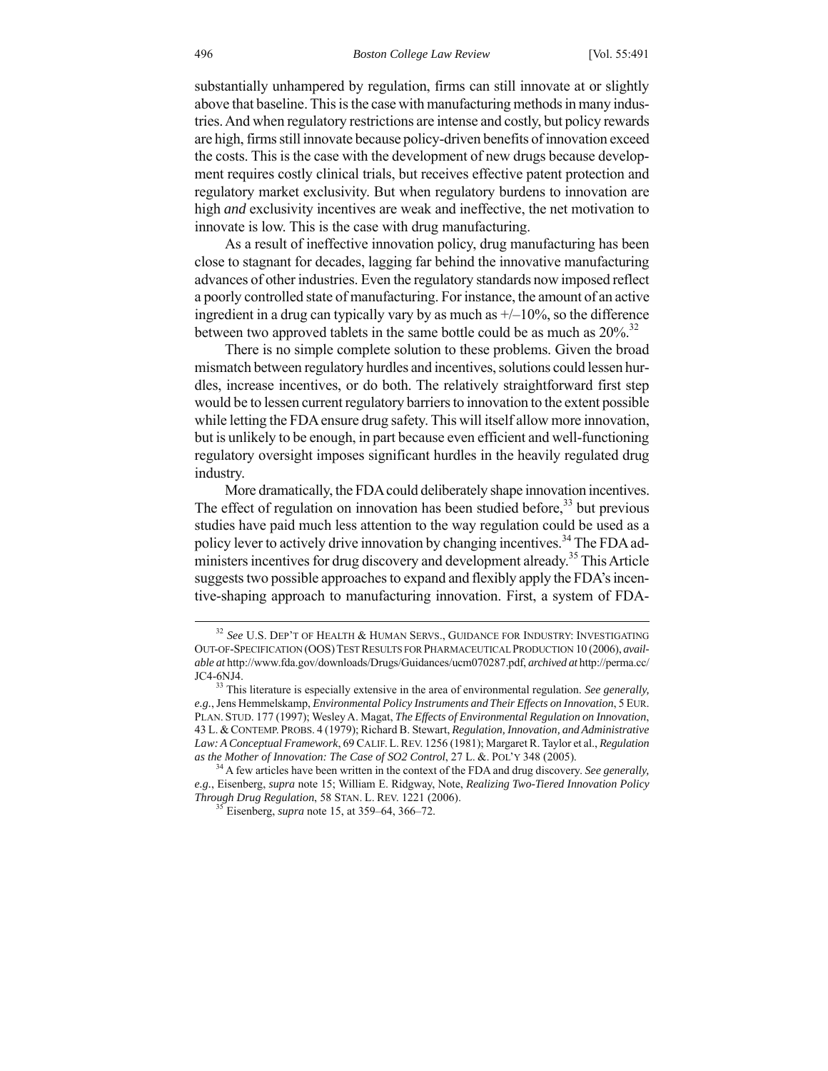substantially unhampered by regulation, firms can still innovate at or slightly above that baseline. This is the case with manufacturing methods in many industries. And when regulatory restrictions are intense and costly, but policy rewards are high, firms still innovate because policy-driven benefits of innovation exceed the costs. This is the case with the development of new drugs because development requires costly clinical trials, but receives effective patent protection and regulatory market exclusivity. But when regulatory burdens to innovation are high *and* exclusivity incentives are weak and ineffective, the net motivation to innovate is low. This is the case with drug manufacturing.

As a result of ineffective innovation policy, drug manufacturing has been close to stagnant for decades, lagging far behind the innovative manufacturing advances of other industries. Even the regulatory standards now imposed reflect a poorly controlled state of manufacturing. For instance, the amount of an active ingredient in a drug can typically vary by as much as +/–10%, so the difference between two approved tablets in the same bottle could be as much as 20%.[32]

There is no simple complete solution to these problems. Given the broad mismatch between regulatory hurdles and incentives, solutions could lessen hurdles, increase incentives, or do both. The relatively straightforward first step would be to lessen current regulatory barriers to innovation to the extent possible while letting the FDA ensure drug safety. This will itself allow more innovation, but is unlikely to be enough, in part because even efficient and well-functioning regulatory oversight imposes significant hurdles in the heavily regulated drug industry.

More dramatically, the FDA could deliberately shape innovation incentives. The effect of regulation on innovation has been studied before,[33] but previous studies have paid much less attention to the way regulation could be used as a policy lever to actively drive innovation by changing incentives.[34] The FDA administers incentives for drug discovery and development already.[35] This Article suggests two possible approaches to expand and flexibly apply the FDA's incentive-shaping approach to manufacturing innovation. First, a system of FDA-

---

[32] *See* U.S. DEP'T OF HEALTH & HUMAN SERVS., GUIDANCE FOR INDUSTRY: INVESTIGATING OUT-OF-SPECIFICATION (OOS) TEST RESULTS FOR PHARMACEUTICAL PRODUCTION 10 (2006), *available at* http://www.fda.gov/downloads/Drugs/Guidances/ucm070287.pdf, *archived at* http://perma.cc/JC4-6NJ4.

[33] This literature is especially extensive in the area of environmental regulation. *See generally, e.g.*, Jens Hemmelskamp, *Environmental Policy Instruments and Their Effects on Innovation*, 5 EUR. PLAN. STUD. 177 (1997); Wesley A. Magat, *The Effects of Environmental Regulation on Innovation*, 43 L. & CONTEMP. PROBS. 4 (1979); Richard B. Stewart, *Regulation, Innovation, and Administrative Law: A Conceptual Framework*, 69 CALIF. L. REV. 1256 (1981); Margaret R. Taylor et al., *Regulation as the Mother of Innovation: The Case of SO2 Control*, 27 L. &. POL'Y 348 (2005).

[34] A few articles have been written in the context of the FDA and drug discovery. *See generally, e.g.*, Eisenberg, *supra* note 15; William E. Ridgway, Note, *Realizing Two-Tiered Innovation Policy Through Drug Regulation*, 58 STAN. L. REV. 1221 (2006).

[35] Eisenberg, *supra* note 15, at 359–64, 366–72.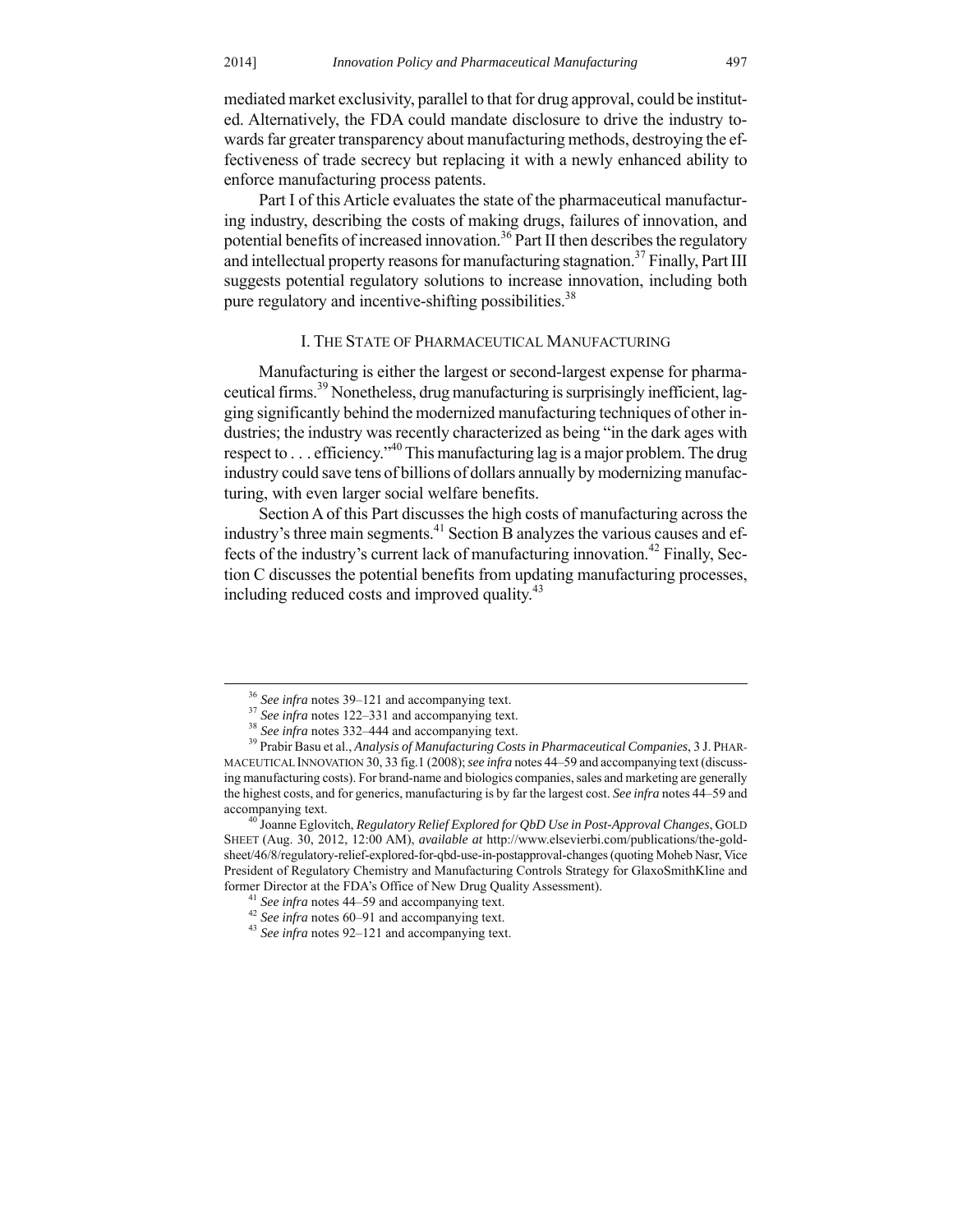mediated market exclusivity, parallel to that for drug approval, could be instituted. Alternatively, the FDA could mandate disclosure to drive the industry towards far greater transparency about manufacturing methods, destroying the effectiveness of trade secrecy but replacing it with a newly enhanced ability to enforce manufacturing process patents.

Part I of this Article evaluates the state of the pharmaceutical manufacturing industry, describing the costs of making drugs, failures of innovation, and potential benefits of increased innovation.[36] Part II then describes the regulatory and intellectual property reasons for manufacturing stagnation.[37] Finally, Part III suggests potential regulatory solutions to increase innovation, including both pure regulatory and incentive-shifting possibilities.[38]

## I. The State of Pharmaceutical Manufacturing

Manufacturing is either the largest or second-largest expense for pharmaceutical firms.[39] Nonetheless, drug manufacturing is surprisingly inefficient, lagging significantly behind the modernized manufacturing techniques of other industries; the industry was recently characterized as being "in the dark ages with respect to . . . efficiency."[40] This manufacturing lag is a major problem. The drug industry could save tens of billions of dollars annually by modernizing manufacturing, with even larger social welfare benefits.

Section A of this Part discusses the high costs of manufacturing across the industry's three main segments.[41] Section B analyzes the various causes and effects of the industry's current lack of manufacturing innovation.[42] Finally, Section C discusses the potential benefits from updating manufacturing processes, including reduced costs and improved quality.[43]

---

[36] *See infra* notes 39–121 and accompanying text.

[37] *See infra* notes 122–331 and accompanying text.

[38] *See infra* notes 332–444 and accompanying text.

[39] Prabir Basu et al., *Analysis of Manufacturing Costs in Pharmaceutical Companies*, 3 J. Pharmaceutical Innovation 30, 33 fig.1 (2008); *see infra* notes 44–59 and accompanying text (discussing manufacturing costs). For brand-name and biologics companies, sales and marketing are generally the highest costs, and for generics, manufacturing is by far the largest cost. *See infra* notes 44–59 and accompanying text.

[40] Joanne Eglovitch, *Regulatory Relief Explored for QbD Use in Post-Approval Changes*, Gold Sheet (Aug. 30, 2012, 12:00 AM), *available at* http://www.elsevierbi.com/publications/the-gold-sheet/46/8/regulatory-relief-explored-for-qbd-use-in-postapproval-changes (quoting Moheb Nasr, Vice President of Regulatory Chemistry and Manufacturing Controls Strategy for GlaxoSmithKline and former Director at the FDA's Office of New Drug Quality Assessment).

[41] *See infra* notes 44–59 and accompanying text.

[42] *See infra* notes 60–91 and accompanying text.

[43] *See infra* notes 92–121 and accompanying text.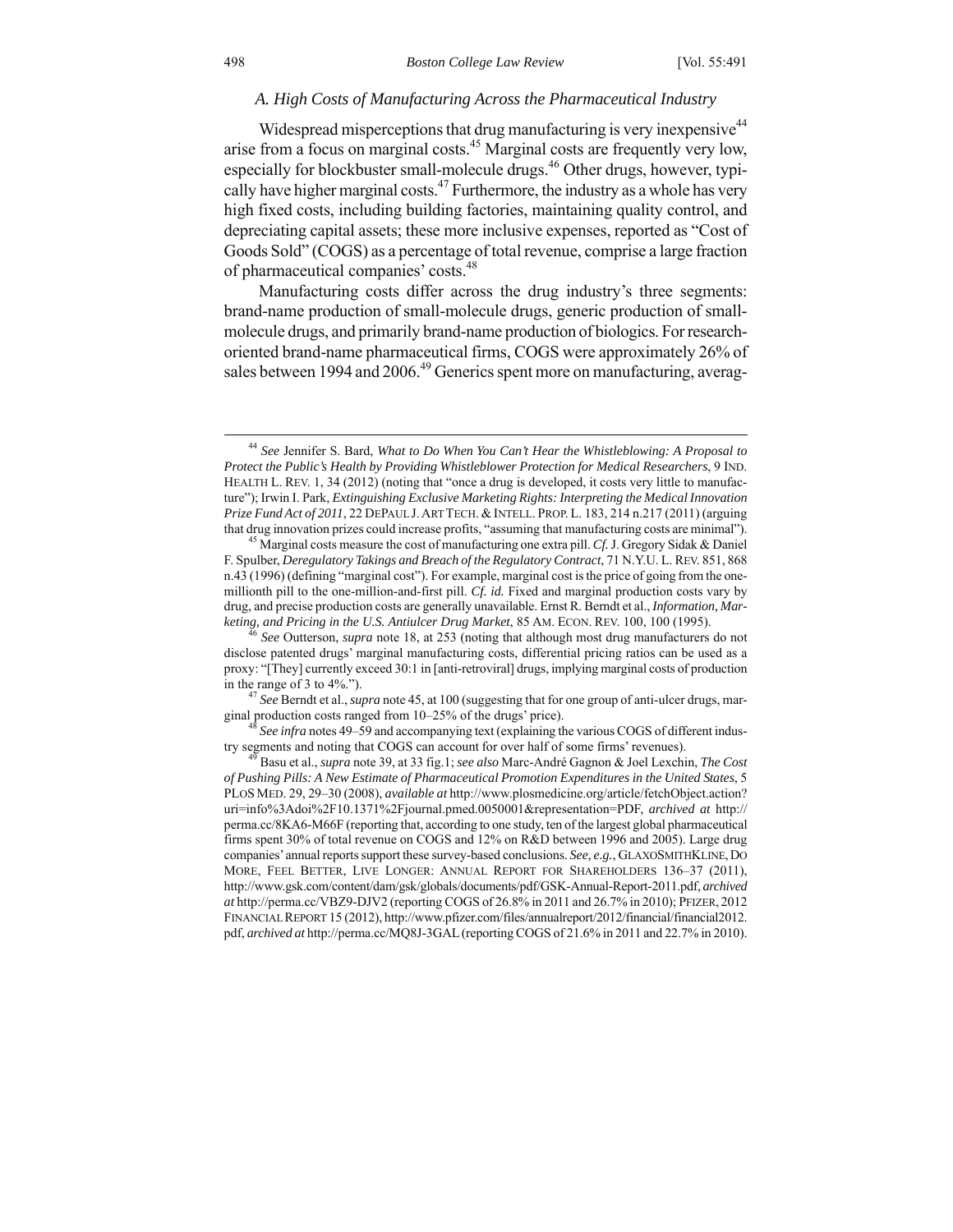### *A. High Costs of Manufacturing Across the Pharmaceutical Industry*

Widespread misperceptions that drug manufacturing is very inexpensive[44] arise from a focus on marginal costs.[45] Marginal costs are frequently very low, especially for blockbuster small-molecule drugs.[46] Other drugs, however, typically have higher marginal costs.[47] Furthermore, the industry as a whole has very high fixed costs, including building factories, maintaining quality control, and depreciating capital assets; these more inclusive expenses, reported as "Cost of Goods Sold" (COGS) as a percentage of total revenue, comprise a large fraction of pharmaceutical companies' costs.[48]

Manufacturing costs differ across the drug industry's three segments: brand-name production of small-molecule drugs, generic production of small-molecule drugs, and primarily brand-name production of biologics. For research-oriented brand-name pharmaceutical firms, COGS were approximately 26% of sales between 1994 and 2006.[49] Generics spent more on manufacturing, averag-

---

[44] *See* Jennifer S. Bard, *What to Do When You Can't Hear the Whistleblowing: A Proposal to Protect the Public's Health by Providing Whistleblower Protection for Medical Researchers*, 9 IND. HEALTH L. REV. 1, 34 (2012) (noting that "once a drug is developed, it costs very little to manufacture"); Irwin I. Park, *Extinguishing Exclusive Marketing Rights: Interpreting the Medical Innovation Prize Fund Act of 2011*, 22 DEPAUL J. ART TECH. & INTELL. PROP. L. 183, 214 n.217 (2011) (arguing that drug innovation prizes could increase profits, "assuming that manufacturing costs are minimal").

[45] Marginal costs measure the cost of manufacturing one extra pill. *Cf.* J. Gregory Sidak & Daniel F. Spulber, *Deregulatory Takings and Breach of the Regulatory Contract*, 71 N.Y.U. L. REV. 851, 868 n.43 (1996) (defining "marginal cost"). For example, marginal cost is the price of going from the one-millionth pill to the one-million-and-first pill. *Cf. id.* Fixed and marginal production costs vary by drug, and precise production costs are generally unavailable. Ernst R. Berndt et al., *Information, Marketing, and Pricing in the U.S. Antiulcer Drug Market*, 85 AM. ECON. REV. 100, 100 (1995).

[46] *See* Outterson, *supra* note 18, at 253 (noting that although most drug manufacturers do not disclose patented drugs' marginal manufacturing costs, differential pricing ratios can be used as a proxy: "[They] currently exceed 30:1 in [anti-retroviral] drugs, implying marginal costs of production in the range of 3 to 4%.").

[47] *See* Berndt et al., *supra* note 45, at 100 (suggesting that for one group of anti-ulcer drugs, marginal production costs ranged from 10–25% of the drugs' price).

[48] *See infra* notes 49–59 and accompanying text (explaining the various COGS of different industry segments and noting that COGS can account for over half of some firms' revenues).

[49] Basu et al., *supra* note 39, at 33 fig.1; *see also* Marc-André Gagnon & Joel Lexchin, *The Cost of Pushing Pills: A New Estimate of Pharmaceutical Promotion Expenditures in the United States*, 5 PLOS MED. 29, 29–30 (2008), *available at* http://www.plosmedicine.org/article/fetchObject.action?uri=info%3Adoi%2F10.1371%2Fjournal.pmed.0050001&representation=PDF, *archived at* http://perma.cc/8KA6-M66F (reporting that, according to one study, ten of the largest global pharmaceutical firms spent 30% of total revenue on COGS and 12% on R&D between 1996 and 2005). Large drug companies' annual reports support these survey-based conclusions. *See, e.g.*, GLAXOSMITHKLINE, DO MORE, FEEL BETTER, LIVE LONGER: ANNUAL REPORT FOR SHAREHOLDERS 136–37 (2011), http://www.gsk.com/content/dam/gsk/globals/documents/pdf/GSK-Annual-Report-2011.pdf, *archived at* http://perma.cc/VBZ9-DJV2 (reporting COGS of 26.8% in 2011 and 26.7% in 2010); PFIZER, 2012 FINANCIAL REPORT 15 (2012), http://www.pfizer.com/files/annualreport/2012/financial/financial2012.pdf, *archived at* http://perma.cc/MQ8J-3GAL (reporting COGS of 21.6% in 2011 and 22.7% in 2010).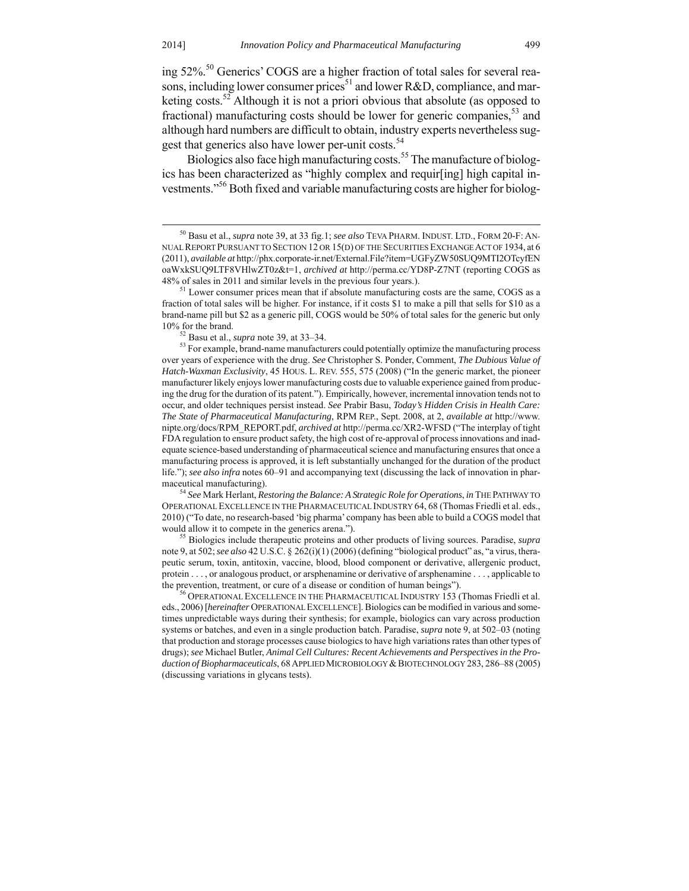ing 52%.[50] Generics' COGS are a higher fraction of total sales for several reasons, including lower consumer prices[51] and lower R&D, compliance, and marketing costs.[52] Although it is not a priori obvious that absolute (as opposed to fractional) manufacturing costs should be lower for generic companies,[53] and although hard numbers are difficult to obtain, industry experts nevertheless suggest that generics also have lower per-unit costs.[54]

Biologics also face high manufacturing costs.[55] The manufacture of biologics has been characterized as "highly complex and requir[ing] high capital investments."[56] Both fixed and variable manufacturing costs are higher for biolog-

---

[50] Basu et al., *supra* note 39, at 33 fig.1; *see also* TEVA PHARM. INDUST. LTD., FORM 20-F: ANNUAL REPORT PURSUANT TO SECTION 12 OR 15(D) OF THE SECURITIES EXCHANGE ACT OF 1934, at 6 (2011), *available at* http://phx.corporate-ir.net/External.File?item=UGFyZW50SUQ9MTI2OTcyfENoaWxkSUQ9LTF8VHlwZT0z&t=1, *archived at* http://perma.cc/YD8P-Z7NT (reporting COGS as 48% of sales in 2011 and similar levels in the previous four years.).

[51] Lower consumer prices mean that if absolute manufacturing costs are the same, COGS as a fraction of total sales will be higher. For instance, if it costs $1 to make a pill that sells for $10 as a brand-name pill but $2 as a generic pill, COGS would be 50% of total sales for the generic but only 10% for the brand.

[52] Basu et al., *supra* note 39, at 33–34.

[53] For example, brand-name manufacturers could potentially optimize the manufacturing process over years of experience with the drug. *See* Christopher S. Ponder, Comment, *The Dubious Value of Hatch-Waxman Exclusivity*, 45 HOUS. L. REV. 555, 575 (2008) ("In the generic market, the pioneer manufacturer likely enjoys lower manufacturing costs due to valuable experience gained from producing the drug for the duration of its patent."). Empirically, however, incremental innovation tends not to occur, and older techniques persist instead. *See* Prabir Basu, *Today's Hidden Crisis in Health Care: The State of Pharmaceutical Manufacturing*, RPM REP., Sept. 2008, at 2, *available at* http://www.nipte.org/docs/RPM_REPORT.pdf, *archived at* http://perma.cc/XR2-WFSD ("The interplay of tight FDA regulation to ensure product safety, the high cost of re-approval of process innovations and inadequate science-based understanding of pharmaceutical science and manufacturing ensures that once a manufacturing process is approved, it is left substantially unchanged for the duration of the product life."); *see also infra* notes 60–91 and accompanying text (discussing the lack of innovation in pharmaceutical manufacturing).

[54] *See* Mark Herlant, *Restoring the Balance: A Strategic Role for Operations*, *in* THE PATHWAY TO OPERATIONAL EXCELLENCE IN THE PHARMACEUTICAL INDUSTRY 64, 68 (Thomas Friedli et al. eds., 2010) ("To date, no research-based 'big pharma' company has been able to build a COGS model that would allow it to compete in the generics arena.").

[55] Biologics include therapeutic proteins and other products of living sources. Paradise, *supra* note 9, at 502; *see also* 42 U.S.C. § 262(i)(1) (2006) (defining "biological product" as, "a virus, therapeutic serum, toxin, antitoxin, vaccine, blood, blood component or derivative, allergenic product, protein . . . , or analogous product, or arsphenamine or derivative of arsphenamine . . . , applicable to the prevention, treatment, or cure of a disease or condition of human beings").

[56] OPERATIONAL EXCELLENCE IN THE PHARMACEUTICAL INDUSTRY 153 (Thomas Friedli et al. eds., 2006) [*hereinafter* OPERATIONAL EXCELLENCE]. Biologics can be modified in various and sometimes unpredictable ways during their synthesis; for example, biologics can vary across production systems or batches, and even in a single production batch. Paradise, *supra* note 9, at 502–03 (noting that production and storage processes cause biologics to have high variations rates than other types of drugs); *see* Michael Butler, *Animal Cell Cultures: Recent Achievements and Perspectives in the Production of Biopharmaceuticals*, 68 APPLIED MICROBIOLOGY & BIOTECHNOLOGY 283, 286–88 (2005) (discussing variations in glycans tests).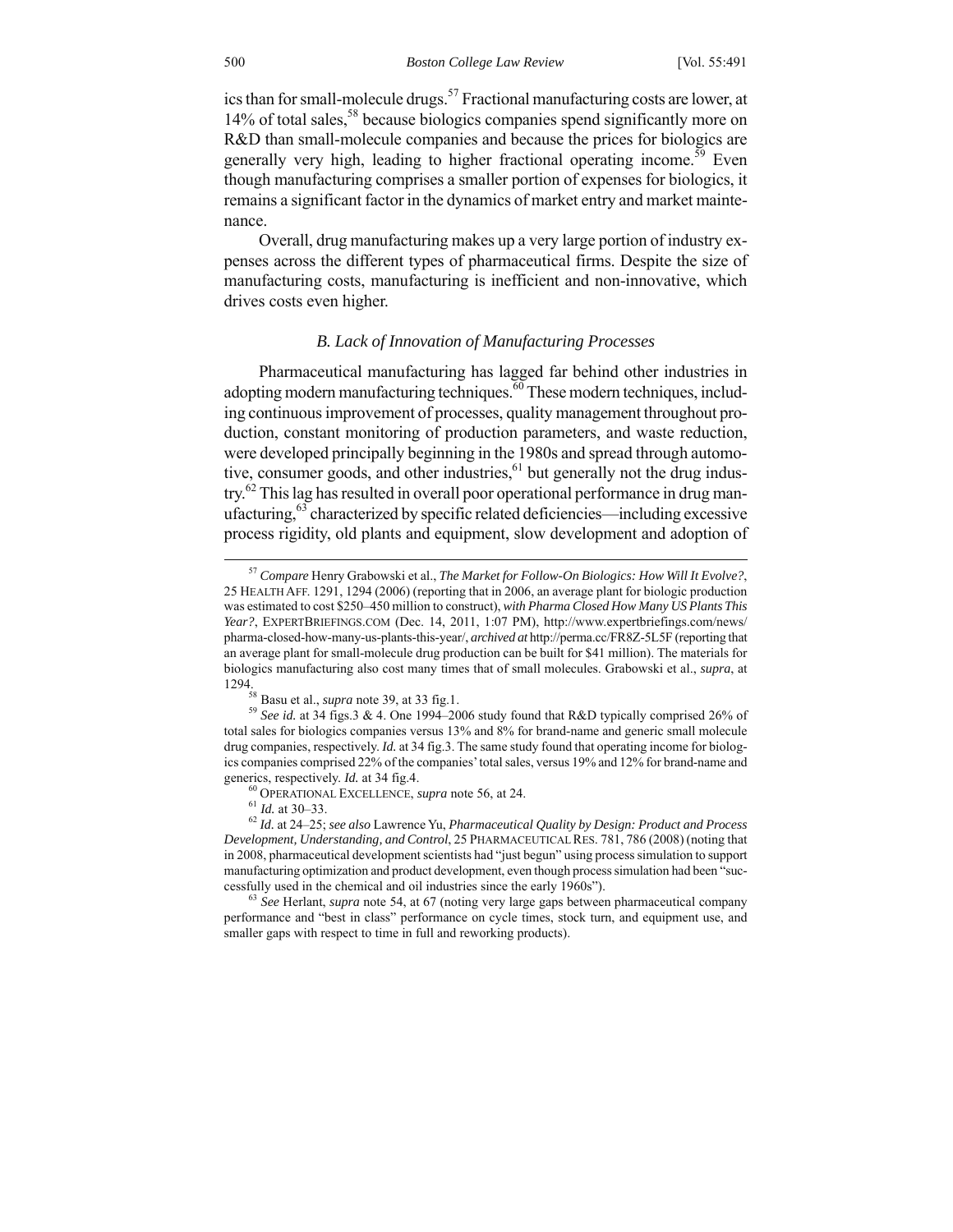ics than for small-molecule drugs.[57] Fractional manufacturing costs are lower, at 14% of total sales,[58] because biologics companies spend significantly more on R&D than small-molecule companies and because the prices for biologics are generally very high, leading to higher fractional operating income.[59] Even though manufacturing comprises a smaller portion of expenses for biologics, it remains a significant factor in the dynamics of market entry and market maintenance.

Overall, drug manufacturing makes up a very large portion of industry expenses across the different types of pharmaceutical firms. Despite the size of manufacturing costs, manufacturing is inefficient and non-innovative, which drives costs even higher.

### *B. Lack of Innovation of Manufacturing Processes*

Pharmaceutical manufacturing has lagged far behind other industries in adopting modern manufacturing techniques.[60] These modern techniques, including continuous improvement of processes, quality management throughout production, constant monitoring of production parameters, and waste reduction, were developed principally beginning in the 1980s and spread through automotive, consumer goods, and other industries,[61] but generally not the drug industry.[62] This lag has resulted in overall poor operational performance in drug manufacturing,[63] characterized by specific related deficiencies—including excessive process rigidity, old plants and equipment, slow development and adoption of

---

[57] *Compare* Henry Grabowski et al., *The Market for Follow-On Biologics: How Will It Evolve?*, 25 HEALTH AFF. 1291, 1294 (2006) (reporting that in 2006, an average plant for biologic production was estimated to cost $250–450 million to construct), *with Pharma Closed How Many US Plants This Year?*, EXPERTBRIEFINGS.COM (Dec. 14, 2011, 1:07 PM), http://www.expertbriefings.com/news/pharma-closed-how-many-us-plants-this-year/, *archived at* http://perma.cc/FR8Z-5L5F (reporting that an average plant for small-molecule drug production can be built for $41 million). The materials for biologics manufacturing also cost many times that of small molecules. Grabowski et al., *supra*, at 1294.

[58] Basu et al., *supra* note 39, at 33 fig.1.

[59] *See id.* at 34 figs.3 & 4. One 1994–2006 study found that R&D typically comprised 26% of total sales for biologics companies versus 13% and 8% for brand-name and generic small molecule drug companies, respectively. *Id.* at 34 fig.3. The same study found that operating income for biologics companies comprised 22% of the companies' total sales, versus 19% and 12% for brand-name and generics, respectively. *Id.* at 34 fig.4.

[60] OPERATIONAL EXCELLENCE, *supra* note 56, at 24.

[61] *Id.* at 30–33.

[62] *Id.* at 24–25; *see also* Lawrence Yu, *Pharmaceutical Quality by Design: Product and Process Development, Understanding, and Control*, 25 PHARMACEUTICAL RES. 781, 786 (2008) (noting that in 2008, pharmaceutical development scientists had "just begun" using process simulation to support manufacturing optimization and product development, even though process simulation had been "successfully used in the chemical and oil industries since the early 1960s").

[63] *See* Herlant, *supra* note 54, at 67 (noting very large gaps between pharmaceutical company performance and "best in class" performance on cycle times, stock turn, and equipment use, and smaller gaps with respect to time in full and reworking products).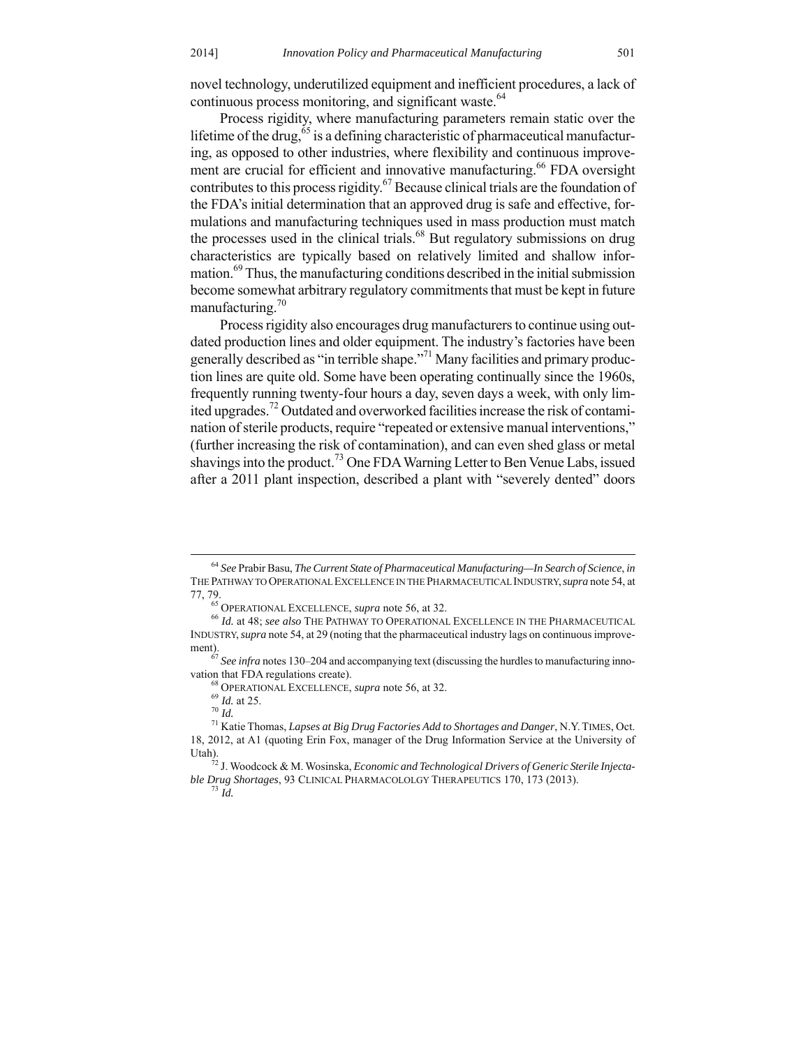novel technology, underutilized equipment and inefficient procedures, a lack of continuous process monitoring, and significant waste.[64]

Process rigidity, where manufacturing parameters remain static over the lifetime of the drug,[65] is a defining characteristic of pharmaceutical manufacturing, as opposed to other industries, where flexibility and continuous improvement are crucial for efficient and innovative manufacturing.[66] FDA oversight contributes to this process rigidity.[67] Because clinical trials are the foundation of the FDA's initial determination that an approved drug is safe and effective, formulations and manufacturing techniques used in mass production must match the processes used in the clinical trials.[68] But regulatory submissions on drug characteristics are typically based on relatively limited and shallow information.[69] Thus, the manufacturing conditions described in the initial submission become somewhat arbitrary regulatory commitments that must be kept in future manufacturing.[70]

Process rigidity also encourages drug manufacturers to continue using outdated production lines and older equipment. The industry's factories have been generally described as "in terrible shape."[71] Many facilities and primary production lines are quite old. Some have been operating continually since the 1960s, frequently running twenty-four hours a day, seven days a week, with only limited upgrades.[72] Outdated and overworked facilities increase the risk of contamination of sterile products, require "repeated or extensive manual interventions," (further increasing the risk of contamination), and can even shed glass or metal shavings into the product.[73] One FDA Warning Letter to Ben Venue Labs, issued after a 2011 plant inspection, described a plant with "severely dented" doors

---

[64] *See* Prabir Basu, *The Current State of Pharmaceutical Manufacturing—In Search of Science*, *in* THE PATHWAY TO OPERATIONAL EXCELLENCE IN THE PHARMACEUTICAL INDUSTRY, *supra* note 54, at 77, 79.

[65] OPERATIONAL EXCELLENCE, *supra* note 56, at 32.

[66] *Id.* at 48; *see also* THE PATHWAY TO OPERATIONAL EXCELLENCE IN THE PHARMACEUTICAL INDUSTRY, *supra* note 54, at 29 (noting that the pharmaceutical industry lags on continuous improvement).

[67] *See infra* notes 130–204 and accompanying text (discussing the hurdles to manufacturing innovation that FDA regulations create).

[68] OPERATIONAL EXCELLENCE, *supra* note 56, at 32.

[69] *Id.* at 25.

[70] *Id.*

[71] Katie Thomas, *Lapses at Big Drug Factories Add to Shortages and Danger*, N.Y. TIMES, Oct. 18, 2012, at A1 (quoting Erin Fox, manager of the Drug Information Service at the University of Utah).

[72] J. Woodcock & M. Wosinska, *Economic and Technological Drivers of Generic Sterile Injectable Drug Shortages*, 93 CLINICAL PHARMACOLOLGY THERAPEUTICS 170, 173 (2013).

[73] *Id.*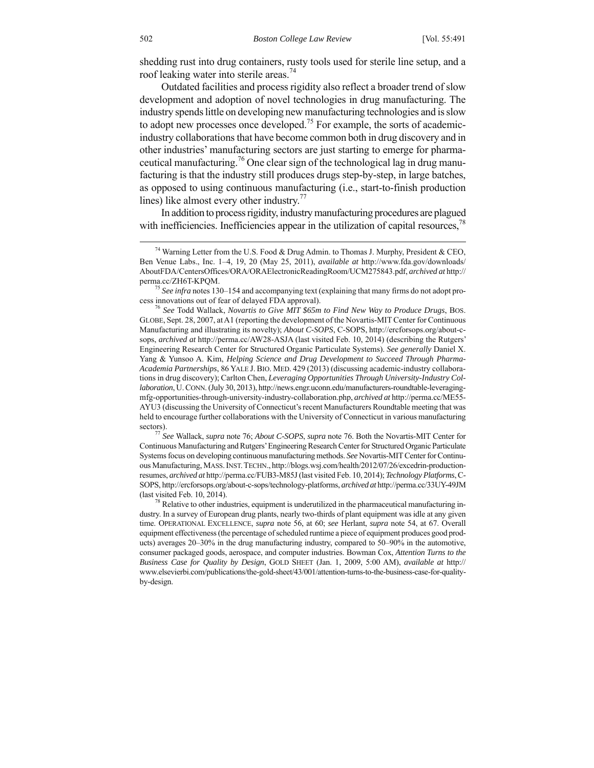shedding rust into drug containers, rusty tools used for sterile line setup, and a roof leaking water into sterile areas.[74]

Outdated facilities and process rigidity also reflect a broader trend of slow development and adoption of novel technologies in drug manufacturing. The industry spends little on developing new manufacturing technologies and is slow to adopt new processes once developed.[75] For example, the sorts of academic-industry collaborations that have become common both in drug discovery and in other industries' manufacturing sectors are just starting to emerge for pharmaceutical manufacturing.[76] One clear sign of the technological lag in drug manufacturing is that the industry still produces drugs step-by-step, in large batches, as opposed to using continuous manufacturing (i.e., start-to-finish production lines) like almost every other industry.[77]

In addition to process rigidity, industry manufacturing procedures are plagued with inefficiencies. Inefficiencies appear in the utilization of capital resources,[78]

---

[74] Warning Letter from the U.S. Food & Drug Admin. to Thomas J. Murphy, President & CEO, Ben Venue Labs., Inc. 1–4, 19, 20 (May 25, 2011), *available at* http://www.fda.gov/downloads/AboutFDA/CentersOffices/ORA/ORAElectronicReadingRoom/UCM275843.pdf, *archived at* http://perma.cc/ZH6T-KPQM.

[75] *See infra* notes 130–154 and accompanying text (explaining that many firms do not adopt process innovations out of fear of delayed FDA approval).

[76] *See* Todd Wallack, *Novartis to Give MIT $65m to Find New Way to Produce Drugs*, BOS. GLOBE, Sept. 28, 2007, at A1 (reporting the development of the Novartis-MIT Center for Continuous Manufacturing and illustrating its novelty); *About C-SOPS*, C-SOPS, http://ercforsops.org/about-c-sops, *archived at* http://perma.cc/AW28-ASJA (last visited Feb. 10, 2014) (describing the Rutgers' Engineering Research Center for Structured Organic Particulate Systems). *See generally* Daniel X. Yang & Yunsoo A. Kim, *Helping Science and Drug Development to Succeed Through Pharma-Academia Partnerships*, 86 YALE J. BIO. MED. 429 (2013) (discussing academic-industry collaborations in drug discovery); Carlton Chen, *Leveraging Opportunities Through University-Industry Collaboration*, U. CONN. (July 30, 2013), http://news.engr.uconn.edu/manufacturers-roundtable-leveraging-mfg-opportunities-through-university-industry-collaboration.php, *archived at* http://perma.cc/ME55-AYU3 (discussing the University of Connecticut's recent Manufacturers Roundtable meeting that was held to encourage further collaborations with the University of Connecticut in various manufacturing sectors).

[77] *See* Wallack, *supra* note 76; *About C-SOPS*, *supra* note 76. Both the Novartis-MIT Center for Continuous Manufacturing and Rutgers' Engineering Research Center for Structured Organic Particulate Systems focus on developing continuous manufacturing methods. *See* Novartis-MIT Center for Continuous Manufacturing, MASS. INST. TECHN., http://blogs.wsj.com/health/2012/07/26/excedrin-production-resumes, *archived at* http://perma.cc/FUB3-M85J (last visited Feb. 10, 2014); *Technology Platforms*, C-SOPS, http://ercforsops.org/about-c-sops/technology-platforms, *archived at* http://perma.cc/33UY-49JM (last visited Feb. 10, 2014).

[78] Relative to other industries, equipment is underutilized in the pharmaceutical manufacturing industry. In a survey of European drug plants, nearly two-thirds of plant equipment was idle at any given time. OPERATIONAL EXCELLENCE, *supra* note 56, at 60; *see* Herlant, *supra* note 54, at 67. Overall equipment effectiveness (the percentage of scheduled runtime a piece of equipment produces good products) averages 20–30% in the drug manufacturing industry, compared to 50–90% in the automotive, consumer packaged goods, aerospace, and computer industries. Bowman Cox, *Attention Turns to the Business Case for Quality by Design*, GOLD SHEET (Jan. 1, 2009, 5:00 AM), *available at* http://www.elsevierbi.com/publications/the-gold-sheet/43/001/attention-turns-to-the-business-case-for-quality-by-design.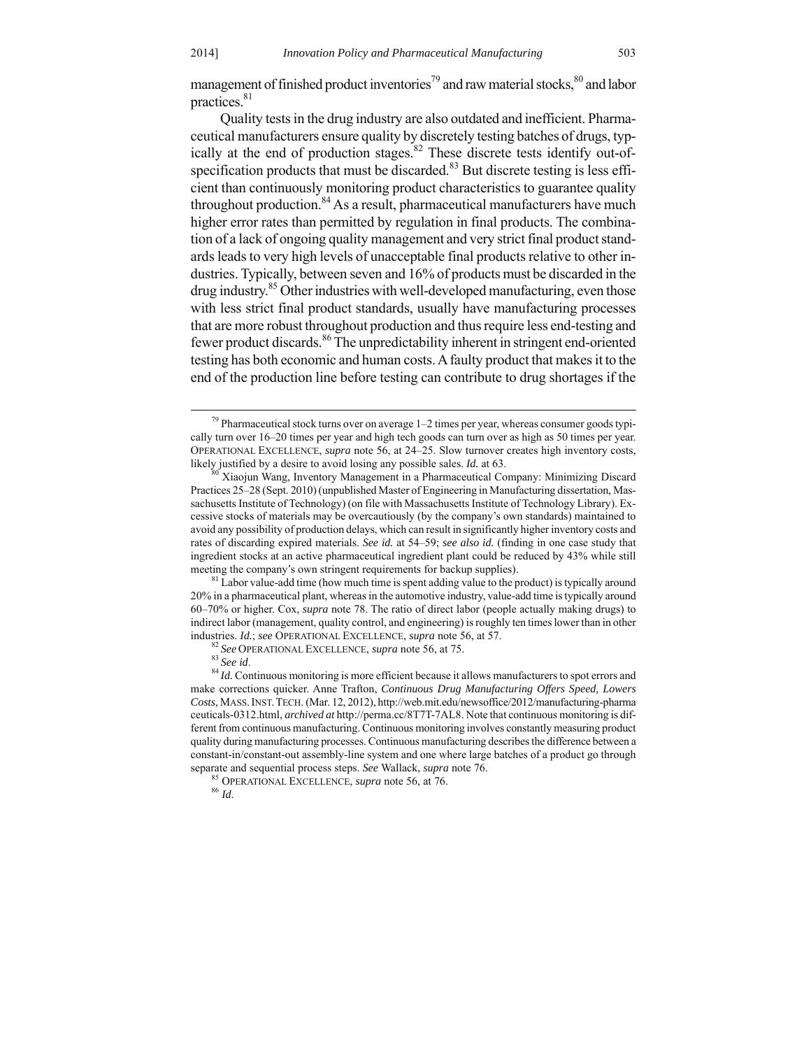management of finished product inventories[79] and raw material stocks,[80] and labor practices.[81]

Quality tests in the drug industry are also outdated and inefficient. Pharmaceutical manufacturers ensure quality by discretely testing batches of drugs, typically at the end of production stages.[82] These discrete tests identify out-of-specification products that must be discarded.[83] But discrete testing is less efficient than continuously monitoring product characteristics to guarantee quality throughout production.[84] As a result, pharmaceutical manufacturers have much higher error rates than permitted by regulation in final products. The combination of a lack of ongoing quality management and very strict final product standards leads to very high levels of unacceptable final products relative to other industries. Typically, between seven and 16% of products must be discarded in the drug industry.[85] Other industries with well-developed manufacturing, even those with less strict final product standards, usually have manufacturing processes that are more robust throughout production and thus require less end-testing and fewer product discards.[86] The unpredictability inherent in stringent end-oriented testing has both economic and human costs. A faulty product that makes it to the end of the production line before testing can contribute to drug shortages if the

---

[79] Pharmaceutical stock turns over on average 1–2 times per year, whereas consumer goods typically turn over 16–20 times per year and high tech goods can turn over as high as 50 times per year. OPERATIONAL EXCELLENCE, *supra* note 56, at 24–25. Slow turnover creates high inventory costs, likely justified by a desire to avoid losing any possible sales. *Id.* at 63.

[80] Xiaojun Wang, Inventory Management in a Pharmaceutical Company: Minimizing Discard Practices 25–28 (Sept. 2010) (unpublished Master of Engineering in Manufacturing dissertation, Massachusetts Institute of Technology) (on file with Massachusetts Institute of Technology Library). Excessive stocks of materials may be overcautiously (by the company's own standards) maintained to avoid any possibility of production delays, which can result in significantly higher inventory costs and rates of discarding expired materials. *See id.* at 54–59; *see also id.* (finding in one case study that ingredient stocks at an active pharmaceutical ingredient plant could be reduced by 43% while still meeting the company's own stringent requirements for backup supplies).

[81] Labor value-add time (how much time is spent adding value to the product) is typically around 20% in a pharmaceutical plant, whereas in the automotive industry, value-add time is typically around 60–70% or higher. Cox, *supra* note 78. The ratio of direct labor (people actually making drugs) to indirect labor (management, quality control, and engineering) is roughly ten times lower than in other industries. *Id.*; *see* OPERATIONAL EXCELLENCE, *supra* note 56, at 57.

[82] *See* OPERATIONAL EXCELLENCE, *supra* note 56, at 75.

[83] *See id*.

[84] *Id.* Continuous monitoring is more efficient because it allows manufacturers to spot errors and make corrections quicker. Anne Trafton, *Continuous Drug Manufacturing Offers Speed, Lowers Costs*, MASS. INST. TECH. (Mar. 12, 2012), http://web.mit.edu/newsoffice/2012/manufacturing-pharmaceuticals-0312.html, *archived at* http://perma.cc/8T7T-7AL8. Note that continuous monitoring is different from continuous manufacturing. Continuous monitoring involves constantly measuring product quality during manufacturing processes. Continuous manufacturing describes the difference between a constant-in/constant-out assembly-line system and one where large batches of a product go through separate and sequential process steps. *See* Wallack, *supra* note 76.

[85] OPERATIONAL EXCELLENCE, *supra* note 56, at 76.

[86] *Id*.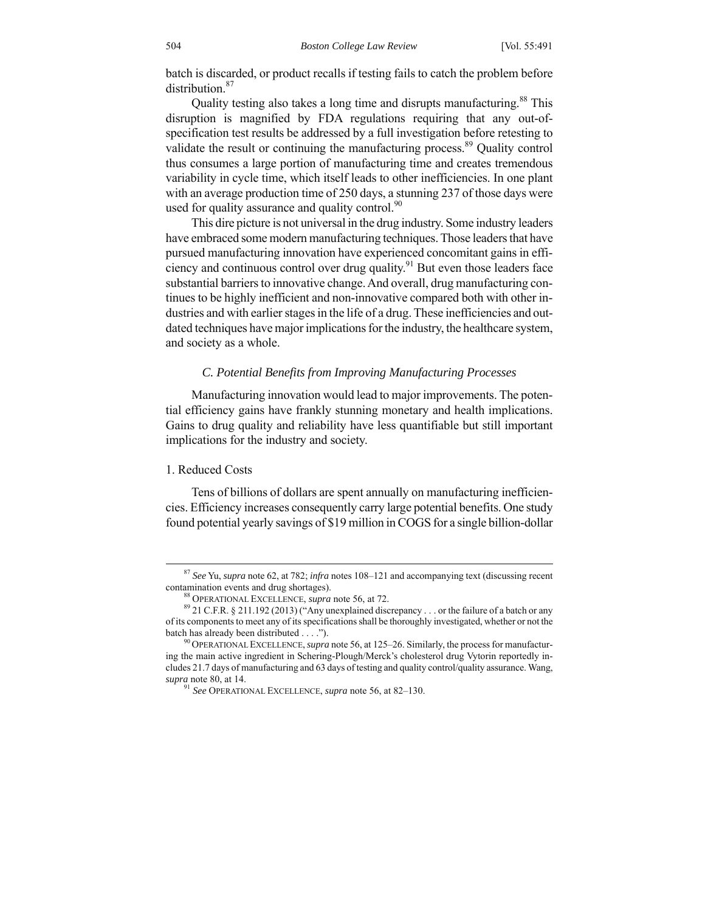batch is discarded, or product recalls if testing fails to catch the problem before distribution.[87]

Quality testing also takes a long time and disrupts manufacturing.[88] This disruption is magnified by FDA regulations requiring that any out-of-specification test results be addressed by a full investigation before retesting to validate the result or continuing the manufacturing process.[89] Quality control thus consumes a large portion of manufacturing time and creates tremendous variability in cycle time, which itself leads to other inefficiencies. In one plant with an average production time of 250 days, a stunning 237 of those days were used for quality assurance and quality control.[90]

This dire picture is not universal in the drug industry. Some industry leaders have embraced some modern manufacturing techniques. Those leaders that have pursued manufacturing innovation have experienced concomitant gains in efficiency and continuous control over drug quality.[91] But even those leaders face substantial barriers to innovative change. And overall, drug manufacturing continues to be highly inefficient and non-innovative compared both with other industries and with earlier stages in the life of a drug. These inefficiencies and outdated techniques have major implications for the industry, the healthcare system, and society as a whole.

### *C. Potential Benefits from Improving Manufacturing Processes*

Manufacturing innovation would lead to major improvements. The potential efficiency gains have frankly stunning monetary and health implications. Gains to drug quality and reliability have less quantifiable but still important implications for the industry and society.

#### 1. Reduced Costs

Tens of billions of dollars are spent annually on manufacturing inefficiencies. Efficiency increases consequently carry large potential benefits. One study found potential yearly savings of $19 million in COGS for a single billion-dollar

---

[87] *See* Yu, *supra* note 62, at 782; *infra* notes 108–121 and accompanying text (discussing recent contamination events and drug shortages).

[88] OPERATIONAL EXCELLENCE, *supra* note 56, at 72.

[89] 21 C.F.R. § 211.192 (2013) ("Any unexplained discrepancy . . . or the failure of a batch or any of its components to meet any of its specifications shall be thoroughly investigated, whether or not the batch has already been distributed . . . .").

[90] OPERATIONAL EXCELLENCE, *supra* note 56, at 125–26. Similarly, the process for manufacturing the main active ingredient in Schering-Plough/Merck's cholesterol drug Vytorin reportedly includes 21.7 days of manufacturing and 63 days of testing and quality control/quality assurance. Wang, *supra* note 80, at 14.

[91] *See* OPERATIONAL EXCELLENCE, *supra* note 56, at 82–130.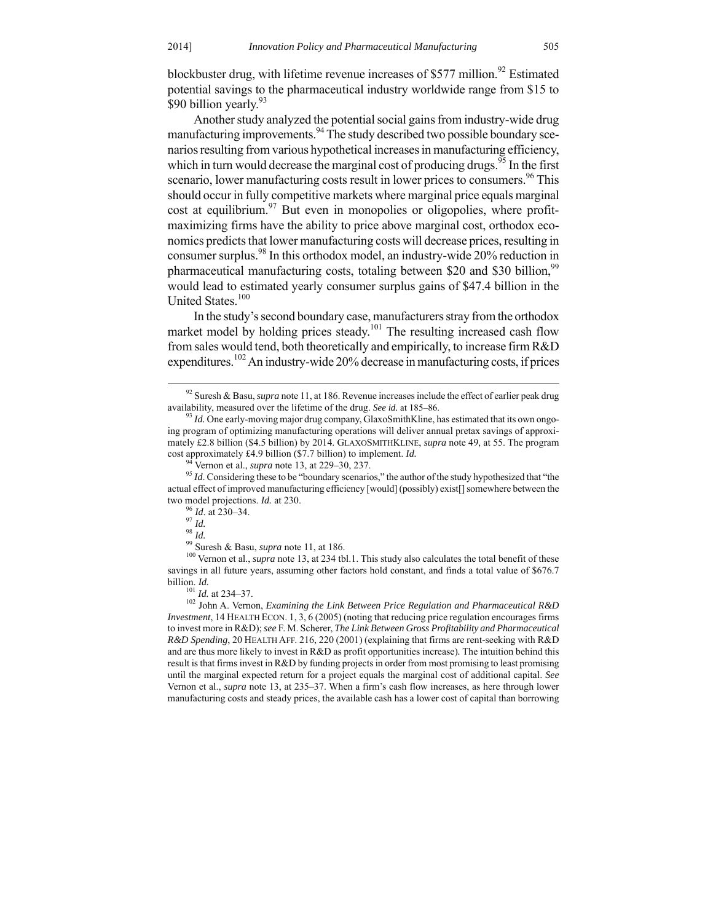blockbuster drug, with lifetime revenue increases of $577 million.[92] Estimated potential savings to the pharmaceutical industry worldwide range from $15 to $90 billion yearly.[93]

Another study analyzed the potential social gains from industry-wide drug manufacturing improvements.[94] The study described two possible boundary scenarios resulting from various hypothetical increases in manufacturing efficiency, which in turn would decrease the marginal cost of producing drugs.[95] In the first scenario, lower manufacturing costs result in lower prices to consumers.[96] This should occur in fully competitive markets where marginal price equals marginal cost at equilibrium.[97] But even in monopolies or oligopolies, where profit-maximizing firms have the ability to price above marginal cost, orthodox economics predicts that lower manufacturing costs will decrease prices, resulting in consumer surplus.[98] In this orthodox model, an industry-wide 20% reduction in pharmaceutical manufacturing costs, totaling between $20 and $30 billion,[99] would lead to estimated yearly consumer surplus gains of $47.4 billion in the United States.[100]

In the study's second boundary case, manufacturers stray from the orthodox market model by holding prices steady.[101] The resulting increased cash flow from sales would tend, both theoretically and empirically, to increase firm R&D expenditures.[102] An industry-wide 20% decrease in manufacturing costs, if prices

---

[92] Suresh & Basu, *supra* note 11, at 186. Revenue increases include the effect of earlier peak drug availability, measured over the lifetime of the drug. *See id.* at 185–86.

[93] *Id.* One early-moving major drug company, GlaxoSmithKline, has estimated that its own ongoing program of optimizing manufacturing operations will deliver annual pretax savings of approximately £2.8 billion ($4.5 billion) by 2014. GLAXOSMITHKLINE, *supra* note 49, at 55. The program cost approximately £4.9 billion ($7.7 billion) to implement. *Id.*

[94] Vernon et al., *supra* note 13, at 229–30, 237.

[95] *Id*. Considering these to be "boundary scenarios," the author of the study hypothesized that "the actual effect of improved manufacturing efficiency [would] (possibly) exist[] somewhere between the two model projections. *Id.* at 230.

[96] *Id*. at 230–34.

[97] *Id.*

[98] *Id.*

[99] Suresh & Basu, *supra* note 11, at 186.

[100] Vernon et al., *supra* note 13, at 234 tbl.1. This study also calculates the total benefit of these savings in all future years, assuming other factors hold constant, and finds a total value of $676.7 billion. *Id.*

[101] *Id.* at 234–37.

[102] John A. Vernon, *Examining the Link Between Price Regulation and Pharmaceutical R&D Investment*, 14 HEALTH ECON. 1, 3, 6 (2005) (noting that reducing price regulation encourages firms to invest more in R&D); *see* F. M. Scherer, *The Link Between Gross Profitability and Pharmaceutical R&D Spending*, 20 HEALTH AFF. 216, 220 (2001) (explaining that firms are rent-seeking with R&D and are thus more likely to invest in R&D as profit opportunities increase). The intuition behind this result is that firms invest in R&D by funding projects in order from most promising to least promising until the marginal expected return for a project equals the marginal cost of additional capital. *See* Vernon et al., *supra* note 13, at 235–37. When a firm's cash flow increases, as here through lower manufacturing costs and steady prices, the available cash has a lower cost of capital than borrowing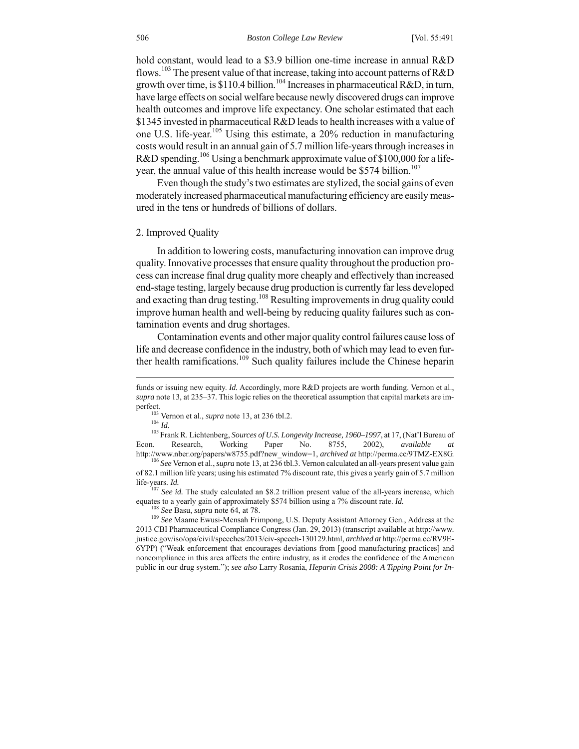hold constant, would lead to a \$3.9 billion one-time increase in annual R&D flows.[103] The present value of that increase, taking into account patterns of R&D growth over time, is \$110.4 billion.[104] Increases in pharmaceutical R&D, in turn, have large effects on social welfare because newly discovered drugs can improve health outcomes and improve life expectancy. One scholar estimated that each \$1345 invested in pharmaceutical R&D leads to health increases with a value of one U.S. life-year.[105] Using this estimate, a 20% reduction in manufacturing costs would result in an annual gain of 5.7 million life-years through increases in R&D spending.[106] Using a benchmark approximate value of \$100,000 for a life-year, the annual value of this health increase would be \$574 billion.[107]

Even though the study's two estimates are stylized, the social gains of even moderately increased pharmaceutical manufacturing efficiency are easily measured in the tens or hundreds of billions of dollars.

### 2. Improved Quality

In addition to lowering costs, manufacturing innovation can improve drug quality. Innovative processes that ensure quality throughout the production process can increase final drug quality more cheaply and effectively than increased end-stage testing, largely because drug production is currently far less developed and exacting than drug testing.[108] Resulting improvements in drug quality could improve human health and well-being by reducing quality failures such as contamination events and drug shortages.

Contamination events and other major quality control failures cause loss of life and decrease confidence in the industry, both of which may lead to even further health ramifications.[109] Such quality failures include the Chinese heparin

---

funds or issuing new equity. *Id.* Accordingly, more R&D projects are worth funding. Vernon et al., *supra* note 13, at 235–37. This logic relies on the theoretical assumption that capital markets are imperfect.

[103] Vernon et al., *supra* note 13, at 236 tbl.2.

[104] *Id.*

[105] Frank R. Lichtenberg, *Sources of U.S. Longevity Increase, 1960–1997*, at 17, (Nat'l Bureau of Econ. Research, Working Paper No. 8755, 2002), *available at* http://www.nber.org/papers/w8755.pdf?new_window=1, *archived at* http://perma.cc/9TMZ-EX8G.

[106] *See* Vernon et al., *supra* note 13, at 236 tbl.3. Vernon calculated an all-years present value gain of 82.1 million life years; using his estimated 7% discount rate, this gives a yearly gain of 5.7 million life-years. *Id.*

[107] *See id.* The study calculated an \$8.2 trillion present value of the all-years increase, which equates to a yearly gain of approximately \$574 billion using a 7% discount rate. *Id.*

[108] *See* Basu, *supra* note 64, at 78.

[109] *See* Maame Ewusi-Mensah Frimpong, U.S. Deputy Assistant Attorney Gen., Address at the 2013 CBI Pharmaceutical Compliance Congress (Jan. 29, 2013) (transcript available at http://www.justice.gov/iso/opa/civil/speeches/2013/civ-speech-130129.html, *archived at* http://perma.cc/RV9E-6YPP) ("Weak enforcement that encourages deviations from [good manufacturing practices] and noncompliance in this area affects the entire industry, as it erodes the confidence of the American public in our drug system."); *see also* Larry Rosania, *Heparin Crisis 2008: A Tipping Point for In-*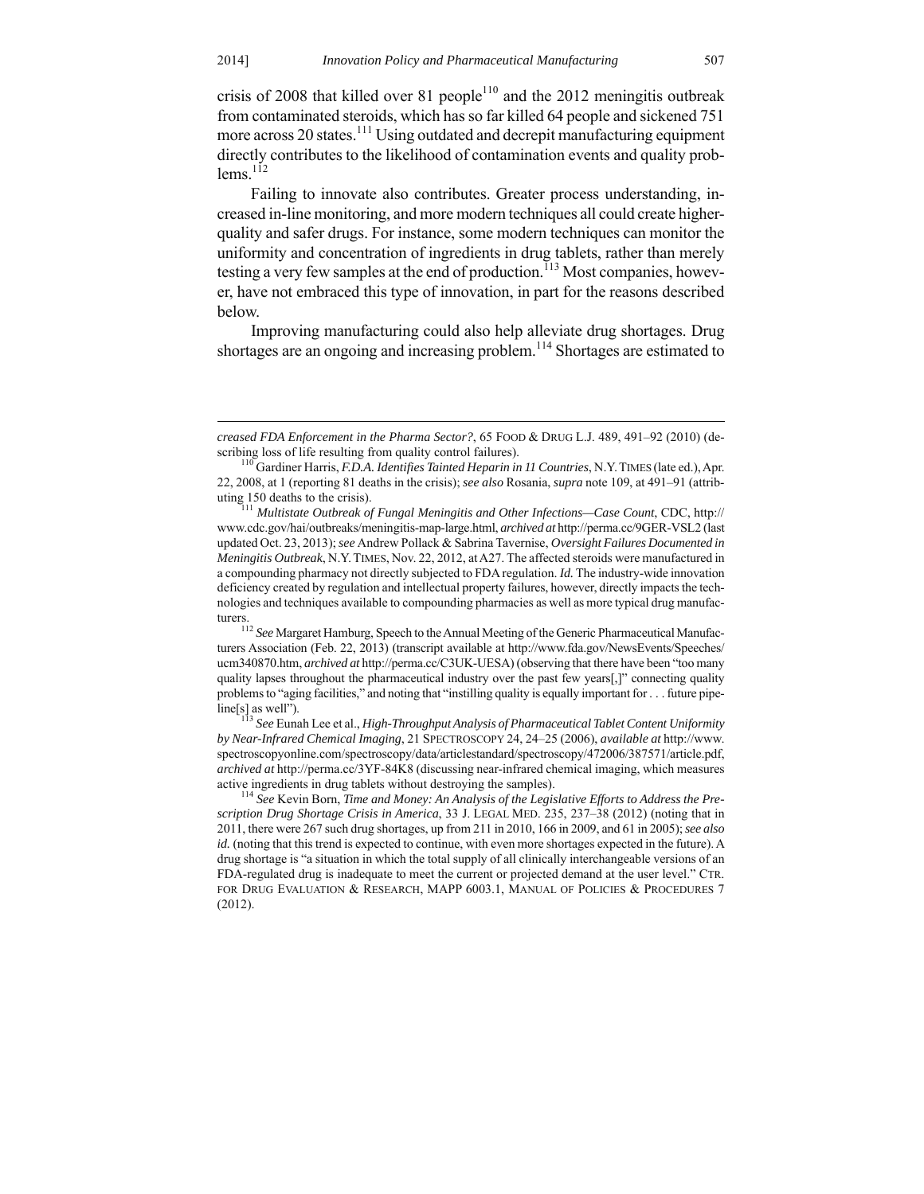crisis of 2008 that killed over 81 people[110] and the 2012 meningitis outbreak from contaminated steroids, which has so far killed 64 people and sickened 751 more across 20 states.[111] Using outdated and decrepit manufacturing equipment directly contributes to the likelihood of contamination events and quality problems.[112]

Failing to innovate also contributes. Greater process understanding, increased in-line monitoring, and more modern techniques all could create higher-quality and safer drugs. For instance, some modern techniques can monitor the uniformity and concentration of ingredients in drug tablets, rather than merely testing a very few samples at the end of production.[113] Most companies, however, have not embraced this type of innovation, in part for the reasons described below.

Improving manufacturing could also help alleviate drug shortages. Drug shortages are an ongoing and increasing problem.[114] Shortages are estimated to

---

*creased FDA Enforcement in the Pharma Sector?*, 65 FOOD & DRUG L.J. 489, 491–92 (2010) (describing loss of life resulting from quality control failures).

[110] Gardiner Harris, *F.D.A. Identifies Tainted Heparin in 11 Countries*, N.Y. TIMES (late ed.), Apr. 22, 2008, at 1 (reporting 81 deaths in the crisis); *see also* Rosania, *supra* note 109, at 491–91 (attributing 150 deaths to the crisis).

[111] *Multistate Outbreak of Fungal Meningitis and Other Infections—Case Count*, CDC, http://www.cdc.gov/hai/outbreaks/meningitis-map-large.html, *archived at* http://perma.cc/9GER-VSL2 (last updated Oct. 23, 2013); *see* Andrew Pollack & Sabrina Tavernise, *Oversight Failures Documented in Meningitis Outbreak*, N.Y. TIMES, Nov. 22, 2012, at A27. The affected steroids were manufactured in a compounding pharmacy not directly subjected to FDA regulation. *Id.* The industry-wide innovation deficiency created by regulation and intellectual property failures, however, directly impacts the technologies and techniques available to compounding pharmacies as well as more typical drug manufacturers.

[112] *See* Margaret Hamburg, Speech to the Annual Meeting of the Generic Pharmaceutical Manufacturers Association (Feb. 22, 2013) (transcript available at http://www.fda.gov/NewsEvents/Speeches/ucm340870.htm, *archived at* http://perma.cc/C3UK-UESA) (observing that there have been "too many quality lapses throughout the pharmaceutical industry over the past few years[,]" connecting quality problems to "aging facilities," and noting that "instilling quality is equally important for . . . future pipeline[s] as well").

[113] *See* Eunah Lee et al., *High-Throughput Analysis of Pharmaceutical Tablet Content Uniformity by Near-Infrared Chemical Imaging*, 21 SPECTROSCOPY 24, 24–25 (2006), *available at* http://www.spectroscopyonline.com/spectroscopy/data/articlestandard/spectroscopy/472006/387571/article.pdf, *archived at* http://perma.cc/3YF-84K8 (discussing near-infrared chemical imaging, which measures active ingredients in drug tablets without destroying the samples).

[114] *See* Kevin Born, *Time and Money: An Analysis of the Legislative Efforts to Address the Prescription Drug Shortage Crisis in America*, 33 J. LEGAL MED. 235, 237–38 (2012) (noting that in 2011, there were 267 such drug shortages, up from 211 in 2010, 166 in 2009, and 61 in 2005); *see also id.* (noting that this trend is expected to continue, with even more shortages expected in the future). A drug shortage is "a situation in which the total supply of all clinically interchangeable versions of an FDA-regulated drug is inadequate to meet the current or projected demand at the user level." CTR. FOR DRUG EVALUATION & RESEARCH, MAPP 6003.1, MANUAL OF POLICIES & PROCEDURES 7 (2012).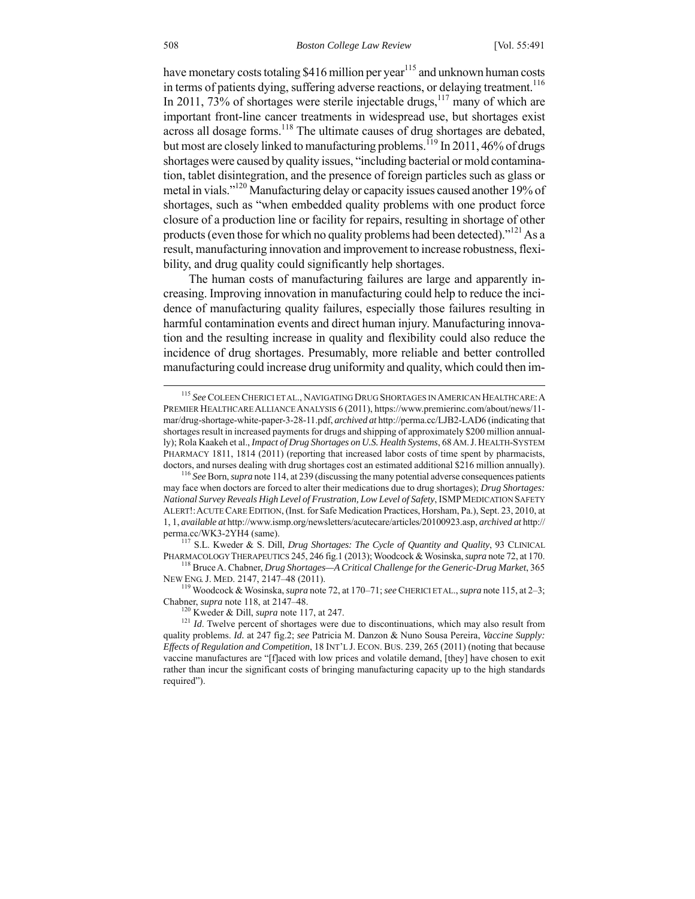have monetary costs totaling $416 million per year[115] and unknown human costs in terms of patients dying, suffering adverse reactions, or delaying treatment.[116] In 2011, 73% of shortages were sterile injectable drugs,[117] many of which are important front-line cancer treatments in widespread use, but shortages exist across all dosage forms.[118] The ultimate causes of drug shortages are debated, but most are closely linked to manufacturing problems.[119] In 2011, 46% of drugs shortages were caused by quality issues, "including bacterial or mold contamination, tablet disintegration, and the presence of foreign particles such as glass or metal in vials."[120] Manufacturing delay or capacity issues caused another 19% of shortages, such as "when embedded quality problems with one product force closure of a production line or facility for repairs, resulting in shortage of other products (even those for which no quality problems had been detected)."[121] As a result, manufacturing innovation and improvement to increase robustness, flexibility, and drug quality could significantly help shortages.

The human costs of manufacturing failures are large and apparently increasing. Improving innovation in manufacturing could help to reduce the incidence of manufacturing quality failures, especially those failures resulting in harmful contamination events and direct human injury. Manufacturing innovation and the resulting increase in quality and flexibility could also reduce the incidence of drug shortages. Presumably, more reliable and better controlled manufacturing could increase drug uniformity and quality, which could then im-

---

[115] *See* COLEEN CHERICI ET AL., NAVIGATING DRUG SHORTAGES IN AMERICAN HEALTHCARE: A PREMIER HEALTHCARE ALLIANCE ANALYSIS 6 (2011), https://www.premierinc.com/about/news/11-mar/drug-shortage-white-paper-3-28-11.pdf, *archived at* http://perma.cc/LJB2-LAD6 (indicating that shortages result in increased payments for drugs and shipping of approximately $200 million annually); Rola Kaakeh et al., *Impact of Drug Shortages on U.S. Health Systems*, 68 AM. J. HEALTH-SYSTEM PHARMACY 1811, 1814 (2011) (reporting that increased labor costs of time spent by pharmacists, doctors, and nurses dealing with drug shortages cost an estimated additional $216 million annually).

[116] *See* Born, *supra* note 114, at 239 (discussing the many potential adverse consequences patients may face when doctors are forced to alter their medications due to drug shortages); *Drug Shortages: National Survey Reveals High Level of Frustration, Low Level of Safety*, ISMP MEDICATION SAFETY ALERT!: ACUTE CARE EDITION, (Inst. for Safe Medication Practices, Horsham, Pa.), Sept. 23, 2010, at 1, 1, *available at* http://www.ismp.org/newsletters/acutecare/articles/20100923.asp, *archived at* http://perma.cc/WK3-2YH4 (same).

[117] S.L. Kweder & S. Dill, *Drug Shortages: The Cycle of Quantity and Quality*, 93 CLINICAL PHARMACOLOGY THERAPEUTICS 245, 246 fig.1 (2013); Woodcock & Wosinska, *supra* note 72, at 170.

[118] Bruce A. Chabner, *Drug Shortages—A Critical Challenge for the Generic-Drug Market*, 365 NEW ENG. J. MED. 2147, 2147–48 (2011).

[119] Woodcock & Wosinska, *supra* note 72, at 170–71; *see* CHERICI ET AL., *supra* note 115, at 2–3; Chabner, *supra* note 118, at 2147–48.

[120] Kweder & Dill, *supra* note 117, at 247.

[121] *Id*. Twelve percent of shortages were due to discontinuations, which may also result from quality problems. *Id.* at 247 fig.2; *see* Patricia M. Danzon & Nuno Sousa Pereira, *Vaccine Supply: Effects of Regulation and Competition*, 18 INT'L J. ECON. BUS. 239, 265 (2011) (noting that because vaccine manufactures are "[f]aced with low prices and volatile demand, [they] have chosen to exit rather than incur the significant costs of bringing manufacturing capacity up to the high standards required").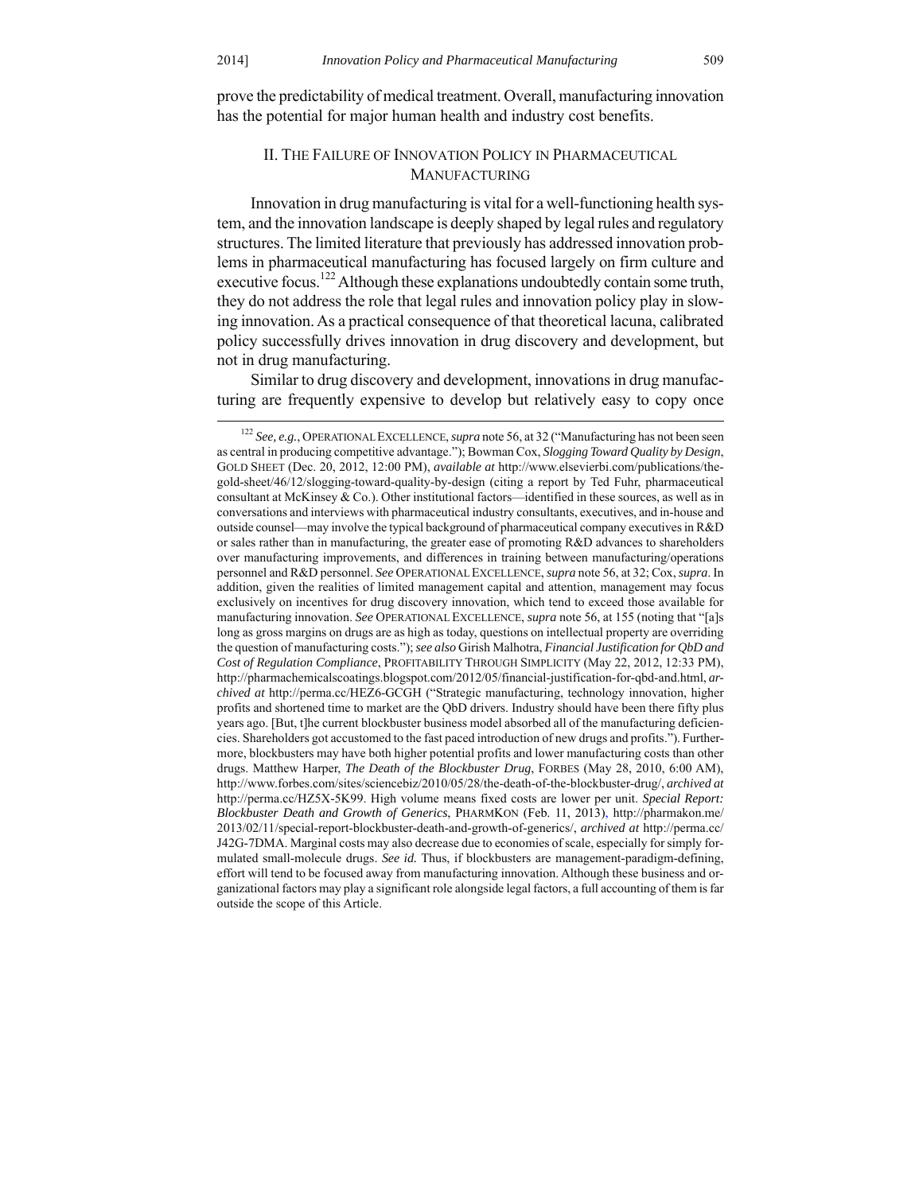prove the predictability of medical treatment. Overall, manufacturing innovation has the potential for major human health and industry cost benefits.

## II. The Failure of Innovation Policy in Pharmaceutical Manufacturing

Innovation in drug manufacturing is vital for a well-functioning health system, and the innovation landscape is deeply shaped by legal rules and regulatory structures. The limited literature that previously has addressed innovation problems in pharmaceutical manufacturing has focused largely on firm culture and executive focus.[122] Although these explanations undoubtedly contain some truth, they do not address the role that legal rules and innovation policy play in slowing innovation. As a practical consequence of that theoretical lacuna, calibrated policy successfully drives innovation in drug discovery and development, but not in drug manufacturing.

Similar to drug discovery and development, innovations in drug manufacturing are frequently expensive to develop but relatively easy to copy once

---

[122] *See, e.g.*, OPERATIONAL EXCELLENCE, *supra* note 56, at 32 ("Manufacturing has not been seen as central in producing competitive advantage."); Bowman Cox, *Slogging Toward Quality by Design*, GOLD SHEET (Dec. 20, 2012, 12:00 PM), *available at* http://www.elsevierbi.com/publications/the-gold-sheet/46/12/slogging-toward-quality-by-design (citing a report by Ted Fuhr, pharmaceutical consultant at McKinsey & Co.). Other institutional factors—identified in these sources, as well as in conversations and interviews with pharmaceutical industry consultants, executives, and in-house and outside counsel—may involve the typical background of pharmaceutical company executives in R&D or sales rather than in manufacturing, the greater ease of promoting R&D advances to shareholders over manufacturing improvements, and differences in training between manufacturing/operations personnel and R&D personnel. *See* OPERATIONAL EXCELLENCE, *supra* note 56, at 32; Cox, *supra*. In addition, given the realities of limited management capital and attention, management may focus exclusively on incentives for drug discovery innovation, which tend to exceed those available for manufacturing innovation. *See* OPERATIONAL EXCELLENCE, *supra* note 56, at 155 (noting that "[a]s long as gross margins on drugs are as high as today, questions on intellectual property are overriding the question of manufacturing costs."); *see also* Girish Malhotra, *Financial Justification for QbD and Cost of Regulation Compliance*, PROFITABILITY THROUGH SIMPLICITY (May 22, 2012, 12:33 PM), http://pharmachemicalscoatings.blogspot.com/2012/05/financial-justification-for-qbd-and.html, *archived at* http://perma.cc/HEZ6-GCGH ("Strategic manufacturing, technology innovation, higher profits and shortened time to market are the QbD drivers. Industry should have been there fifty plus years ago. [But, t]he current blockbuster business model absorbed all of the manufacturing deficiencies. Shareholders got accustomed to the fast paced introduction of new drugs and profits."). Furthermore, blockbusters may have both higher potential profits and lower manufacturing costs than other drugs. Matthew Harper, *The Death of the Blockbuster Drug*, FORBES (May 28, 2010, 6:00 AM), http://www.forbes.com/sites/sciencebiz/2010/05/28/the-death-of-the-blockbuster-drug/, *archived at* http://perma.cc/HZ5X-5K99. High volume means fixed costs are lower per unit. *Special Report: Blockbuster Death and Growth of Generics*, PHARMKON (Feb. 11, 2013), http://pharmakon.me/2013/02/11/special-report-blockbuster-death-and-growth-of-generics/, *archived at* http://perma.cc/J42G-7DMA. Marginal costs may also decrease due to economies of scale, especially for simply formulated small-molecule drugs. *See id.* Thus, if blockbusters are management-paradigm-defining, effort will tend to be focused away from manufacturing innovation. Although these business and organizational factors may play a significant role alongside legal factors, a full accounting of them is far outside the scope of this Article.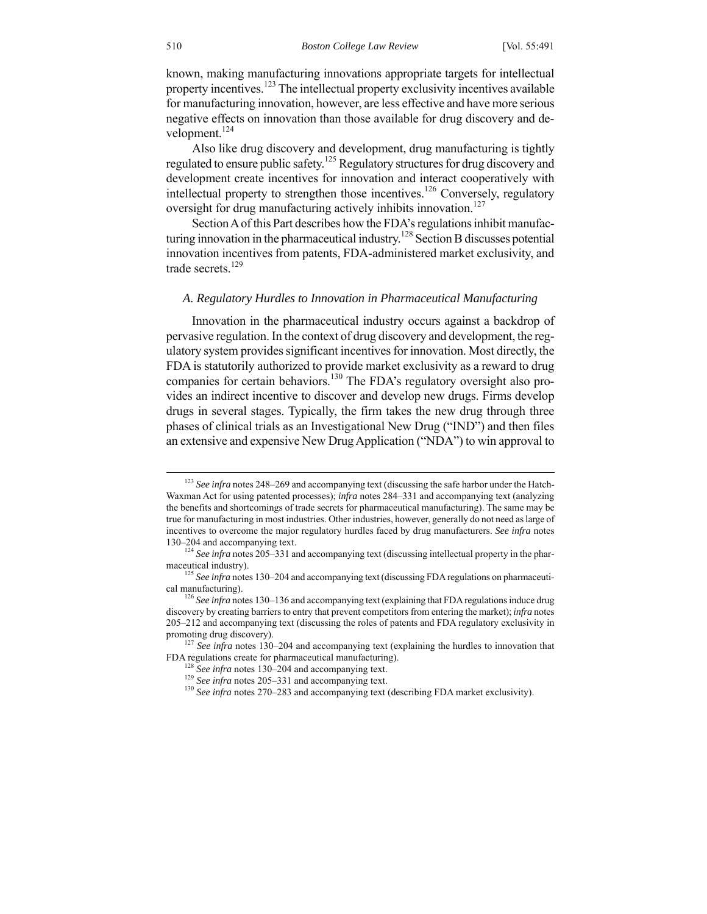known, making manufacturing innovations appropriate targets for intellectual property incentives.[123] The intellectual property exclusivity incentives available for manufacturing innovation, however, are less effective and have more serious negative effects on innovation than those available for drug discovery and development.[124]

Also like drug discovery and development, drug manufacturing is tightly regulated to ensure public safety.[125] Regulatory structures for drug discovery and development create incentives for innovation and interact cooperatively with intellectual property to strengthen those incentives.[126] Conversely, regulatory oversight for drug manufacturing actively inhibits innovation.[127]

Section A of this Part describes how the FDA's regulations inhibit manufacturing innovation in the pharmaceutical industry.[128] Section B discusses potential innovation incentives from patents, FDA-administered market exclusivity, and trade secrets.[129]

### *A. Regulatory Hurdles to Innovation in Pharmaceutical Manufacturing*

Innovation in the pharmaceutical industry occurs against a backdrop of pervasive regulation. In the context of drug discovery and development, the regulatory system provides significant incentives for innovation. Most directly, the FDA is statutorily authorized to provide market exclusivity as a reward to drug companies for certain behaviors.[130] The FDA's regulatory oversight also provides an indirect incentive to discover and develop new drugs. Firms develop drugs in several stages. Typically, the firm takes the new drug through three phases of clinical trials as an Investigational New Drug ("IND") and then files an extensive and expensive New Drug Application ("NDA") to win approval to

---

[123] *See infra* notes 248–269 and accompanying text (discussing the safe harbor under the Hatch-Waxman Act for using patented processes); *infra* notes 284–331 and accompanying text (analyzing the benefits and shortcomings of trade secrets for pharmaceutical manufacturing). The same may be true for manufacturing in most industries. Other industries, however, generally do not need as large of incentives to overcome the major regulatory hurdles faced by drug manufacturers. *See infra* notes 130–204 and accompanying text.

[124] *See infra* notes 205–331 and accompanying text (discussing intellectual property in the pharmaceutical industry).

[125] *See infra* notes 130–204 and accompanying text (discussing FDA regulations on pharmaceutical manufacturing).

[126] *See infra* notes 130–136 and accompanying text (explaining that FDA regulations induce drug discovery by creating barriers to entry that prevent competitors from entering the market); *infra* notes 205–212 and accompanying text (discussing the roles of patents and FDA regulatory exclusivity in promoting drug discovery).

[127] *See infra* notes 130–204 and accompanying text (explaining the hurdles to innovation that FDA regulations create for pharmaceutical manufacturing).

[128] *See infra* notes 130–204 and accompanying text.

[129] *See infra* notes 205–331 and accompanying text.

[130] *See infra* notes 270–283 and accompanying text (describing FDA market exclusivity).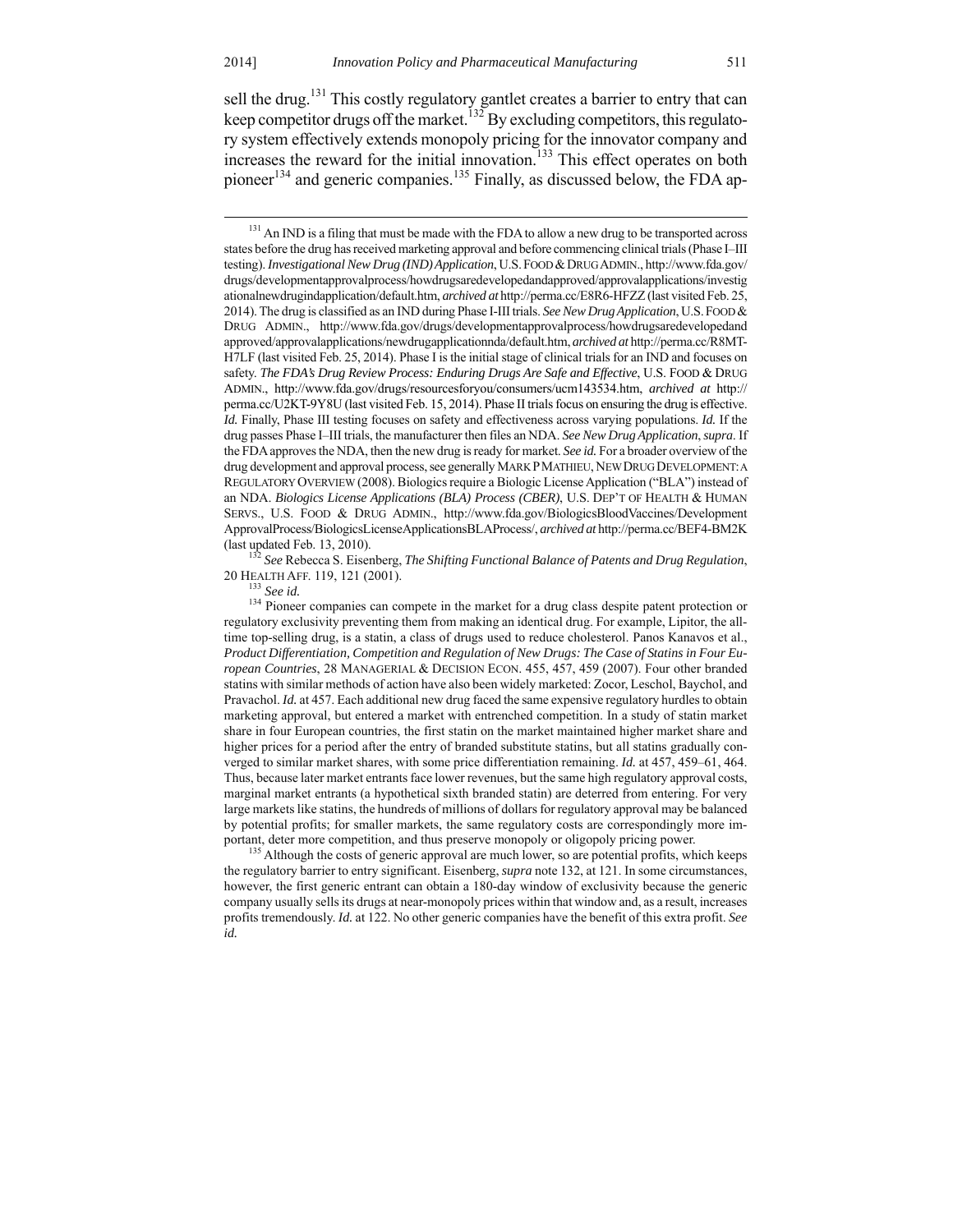sell the drug.[131] This costly regulatory gantlet creates a barrier to entry that can keep competitor drugs off the market.[132] By excluding competitors, this regulatory system effectively extends monopoly pricing for the innovator company and increases the reward for the initial innovation.[133] This effect operates on both pioneer[134] and generic companies.[135] Finally, as discussed below, the FDA ap-

---

[131] An IND is a filing that must be made with the FDA to allow a new drug to be transported across states before the drug has received marketing approval and before commencing clinical trials (Phase I–III testing). *Investigational New Drug (IND) Application*, U.S. FOOD & DRUG ADMIN., http://www.fda.gov/drugs/developmentapprovalprocess/howdrugsaredevelopedandapproved/approvalapplications/investigationalnewdrugindapplication/default.htm, *archived at* http://perma.cc/E8R6-HFZZ (last visited Feb. 25, 2014). The drug is classified as an IND during Phase I-III trials. *See New Drug Application*, U.S. FOOD & DRUG ADMIN., http://www.fda.gov/drugs/developmentapprovalprocess/howdrugsaredevelopedandapproved/approvalapplications/newdrugapplicationnda/default.htm, *archived at* http://perma.cc/R8MT-H7LF (last visited Feb. 25, 2014). Phase I is the initial stage of clinical trials for an IND and focuses on safety. *The FDA's Drug Review Process: Enduring Drugs Are Safe and Effective*, U.S. FOOD & DRUG ADMIN., http://www.fda.gov/drugs/resourcesforyou/consumers/ucm143534.htm, *archived at* http://perma.cc/U2KT-9Y8U (last visited Feb. 15, 2014). Phase II trials focus on ensuring the drug is effective. *Id.* Finally, Phase III testing focuses on safety and effectiveness across varying populations. *Id.* If the drug passes Phase I–III trials, the manufacturer then files an NDA. *See New Drug Application*, *supra*. If the FDA approves the NDA, then the new drug is ready for market. *See id.* For a broader overview of the drug development and approval process, see generally MARK P MATHIEU, NEW DRUG DEVELOPMENT: A REGULATORY OVERVIEW (2008). Biologics require a Biologic License Application ("BLA") instead of an NDA. *Biologics License Applications (BLA) Process (CBER)*, U.S. DEP'T OF HEALTH & HUMAN SERVS., U.S. FOOD & DRUG ADMIN., http://www.fda.gov/BiologicsBloodVaccines/DevelopmentApprovalProcess/BiologicsLicenseApplicationsBLAProcess/, *archived at* http://perma.cc/BEF4-BM2K (last updated Feb. 13, 2010).

[132] *See* Rebecca S. Eisenberg, *The Shifting Functional Balance of Patents and Drug Regulation*, 20 HEALTH AFF. 119, 121 (2001).

[133] *See id.*

[134] Pioneer companies can compete in the market for a drug class despite patent protection or regulatory exclusivity preventing them from making an identical drug. For example, Lipitor, the all-time top-selling drug, is a statin, a class of drugs used to reduce cholesterol. Panos Kanavos et al., *Product Differentiation, Competition and Regulation of New Drugs: The Case of Statins in Four European Countries*, 28 MANAGERIAL & DECISION ECON. 455, 457, 459 (2007). Four other branded statins with similar methods of action have also been widely marketed: Zocor, Leschol, Baychol, and Pravachol. *Id.* at 457. Each additional new drug faced the same expensive regulatory hurdles to obtain marketing approval, but entered a market with entrenched competition. In a study of statin market share in four European countries, the first statin on the market maintained higher market share and higher prices for a period after the entry of branded substitute statins, but all statins gradually converged to similar market shares, with some price differentiation remaining. *Id.* at 457, 459–61, 464. Thus, because later market entrants face lower revenues, but the same high regulatory approval costs, marginal market entrants (a hypothetical sixth branded statin) are deterred from entering. For very large markets like statins, the hundreds of millions of dollars for regulatory approval may be balanced by potential profits; for smaller markets, the same regulatory costs are correspondingly more important, deter more competition, and thus preserve monopoly or oligopoly pricing power.

[135] Although the costs of generic approval are much lower, so are potential profits, which keeps the regulatory barrier to entry significant. Eisenberg, *supra* note 132, at 121. In some circumstances, however, the first generic entrant can obtain a 180-day window of exclusivity because the generic company usually sells its drugs at near-monopoly prices within that window and, as a result, increases profits tremendously. *Id.* at 122. No other generic companies have the benefit of this extra profit. *See id.*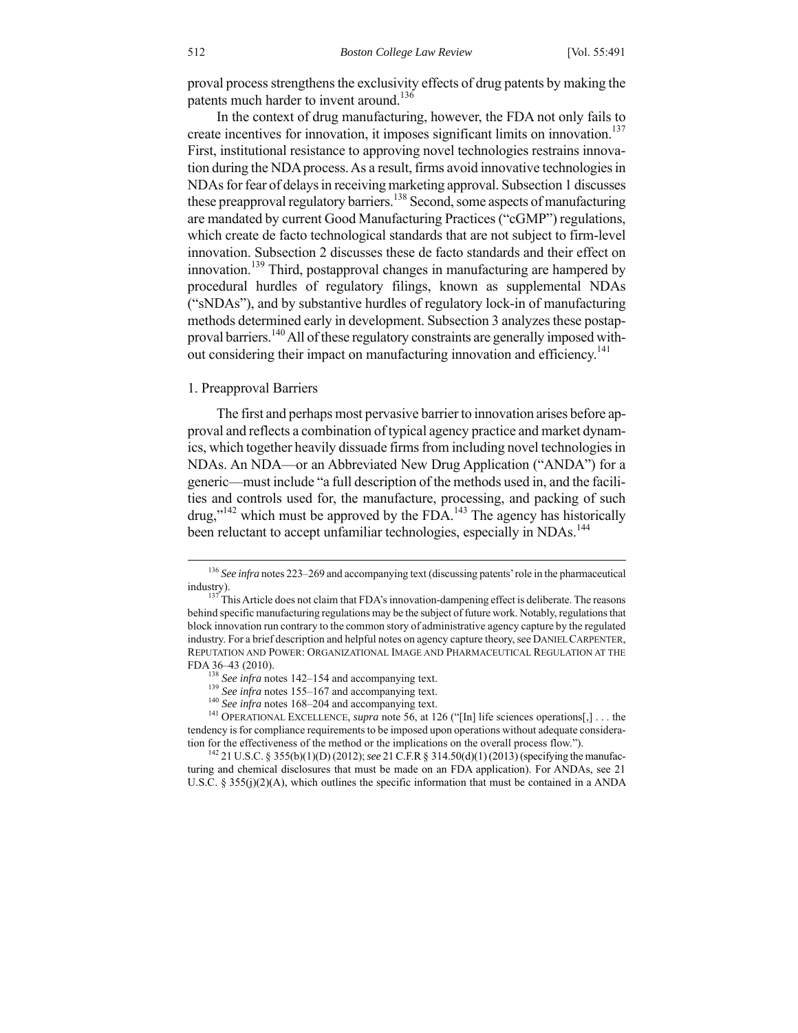proval process strengthens the exclusivity effects of drug patents by making the patents much harder to invent around.[136]

In the context of drug manufacturing, however, the FDA not only fails to create incentives for innovation, it imposes significant limits on innovation.[137] First, institutional resistance to approving novel technologies restrains innovation during the NDA process. As a result, firms avoid innovative technologies in NDAs for fear of delays in receiving marketing approval. Subsection 1 discusses these preapproval regulatory barriers.[138] Second, some aspects of manufacturing are mandated by current Good Manufacturing Practices ("cGMP") regulations, which create de facto technological standards that are not subject to firm-level innovation. Subsection 2 discusses these de facto standards and their effect on innovation.[139] Third, postapproval changes in manufacturing are hampered by procedural hurdles of regulatory filings, known as supplemental NDAs ("sNDAs"), and by substantive hurdles of regulatory lock-in of manufacturing methods determined early in development. Subsection 3 analyzes these postapproval barriers.[140] All of these regulatory constraints are generally imposed without considering their impact on manufacturing innovation and efficiency.[141]

### 1. Preapproval Barriers

The first and perhaps most pervasive barrier to innovation arises before approval and reflects a combination of typical agency practice and market dynamics, which together heavily dissuade firms from including novel technologies in NDAs. An NDA—or an Abbreviated New Drug Application ("ANDA") for a generic—must include "a full description of the methods used in, and the facilities and controls used for, the manufacture, processing, and packing of such drug,"[142] which must be approved by the FDA.[143] The agency has historically been reluctant to accept unfamiliar technologies, especially in NDAs.[144]

---

[136] *See infra* notes 223–269 and accompanying text (discussing patents' role in the pharmaceutical industry).

[137] This Article does not claim that FDA's innovation-dampening effect is deliberate. The reasons behind specific manufacturing regulations may be the subject of future work. Notably, regulations that block innovation run contrary to the common story of administrative agency capture by the regulated industry. For a brief description and helpful notes on agency capture theory, see DANIEL CARPENTER, REPUTATION AND POWER: ORGANIZATIONAL IMAGE AND PHARMACEUTICAL REGULATION AT THE FDA 36–43 (2010).

[138] *See infra* notes 142–154 and accompanying text.

[139] *See infra* notes 155–167 and accompanying text.

[140] *See infra* notes 168–204 and accompanying text.

[141] OPERATIONAL EXCELLENCE, *supra* note 56, at 126 ("[In] life sciences operations[,] . . . the tendency is for compliance requirements to be imposed upon operations without adequate consideration for the effectiveness of the method or the implications on the overall process flow.").

[142] 21 U.S.C. § 355(b)(1)(D) (2012); *see* 21 C.F.R § 314.50(d)(1) (2013) (specifying the manufacturing and chemical disclosures that must be made on an FDA application). For ANDAs, see 21 U.S.C. § 355(j)(2)(A), which outlines the specific information that must be contained in a ANDA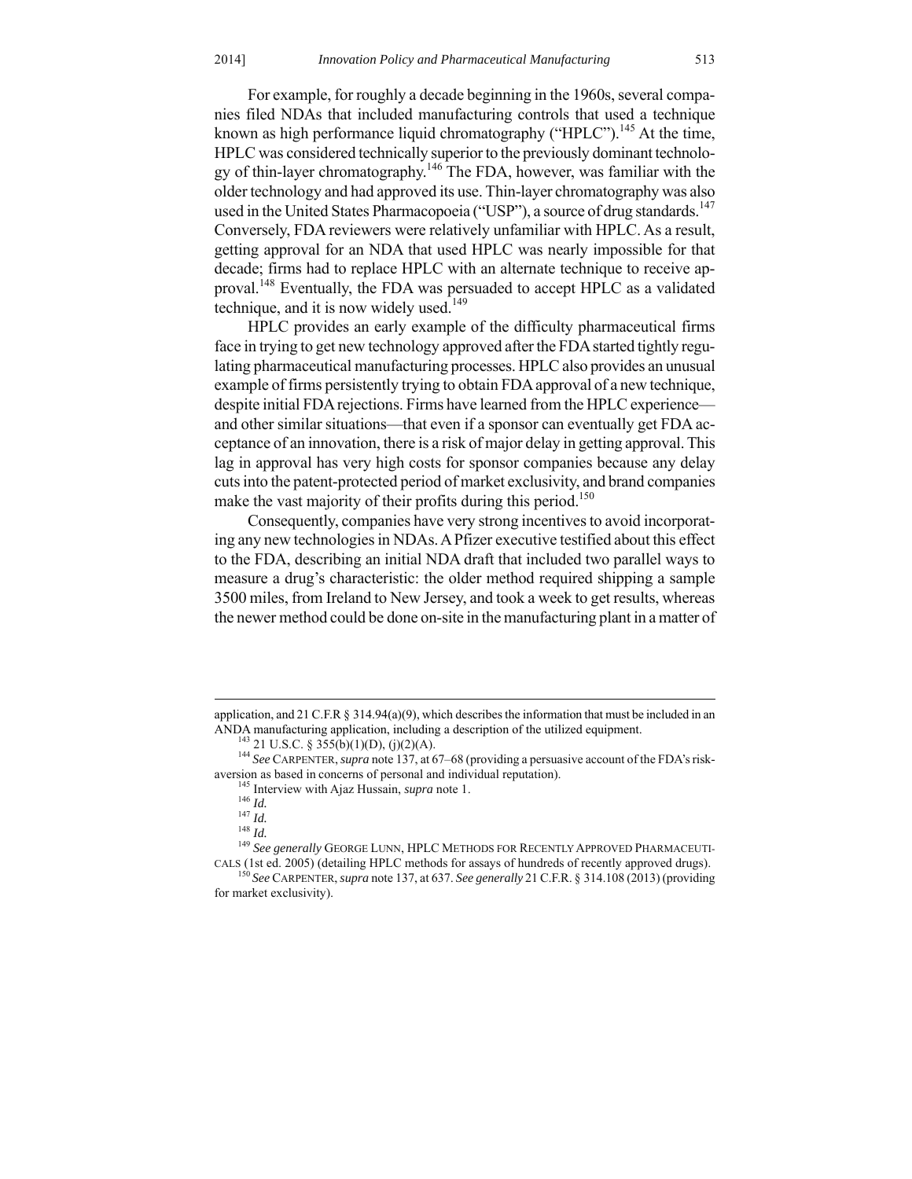For example, for roughly a decade beginning in the 1960s, several companies filed NDAs that included manufacturing controls that used a technique known as high performance liquid chromatography ("HPLC").[145] At the time, HPLC was considered technically superior to the previously dominant technology of thin-layer chromatography.[146] The FDA, however, was familiar with the older technology and had approved its use. Thin-layer chromatography was also used in the United States Pharmacopoeia ("USP"), a source of drug standards.[147] Conversely, FDA reviewers were relatively unfamiliar with HPLC. As a result, getting approval for an NDA that used HPLC was nearly impossible for that decade; firms had to replace HPLC with an alternate technique to receive approval.[148] Eventually, the FDA was persuaded to accept HPLC as a validated technique, and it is now widely used.[149]

HPLC provides an early example of the difficulty pharmaceutical firms face in trying to get new technology approved after the FDA started tightly regulating pharmaceutical manufacturing processes. HPLC also provides an unusual example of firms persistently trying to obtain FDA approval of a new technique, despite initial FDA rejections. Firms have learned from the HPLC experience—and other similar situations—that even if a sponsor can eventually get FDA acceptance of an innovation, there is a risk of major delay in getting approval. This lag in approval has very high costs for sponsor companies because any delay cuts into the patent-protected period of market exclusivity, and brand companies make the vast majority of their profits during this period.[150]

Consequently, companies have very strong incentives to avoid incorporating any new technologies in NDAs. A Pfizer executive testified about this effect to the FDA, describing an initial NDA draft that included two parallel ways to measure a drug's characteristic: the older method required shipping a sample 3500 miles, from Ireland to New Jersey, and took a week to get results, whereas the newer method could be done on-site in the manufacturing plant in a matter of

---

application, and 21 C.F.R § 314.94(a)(9), which describes the information that must be included in an ANDA manufacturing application, including a description of the utilized equipment.

[143] 21 U.S.C. § 355(b)(1)(D), (j)(2)(A).

[144] *See* CARPENTER, *supra* note 137, at 67–68 (providing a persuasive account of the FDA's risk-aversion as based in concerns of personal and individual reputation).

[145] Interview with Ajaz Hussain, *supra* note 1.

[146] *Id.*

[147] *Id.*

[148] *Id.*

[149] *See generally* GEORGE LUNN, HPLC METHODS FOR RECENTLY APPROVED PHARMACEUTICALS (1st ed. 2005) (detailing HPLC methods for assays of hundreds of recently approved drugs).

[150] *See* CARPENTER, *supra* note 137, at 637. *See generally* 21 C.F.R. § 314.108 (2013) (providing for market exclusivity).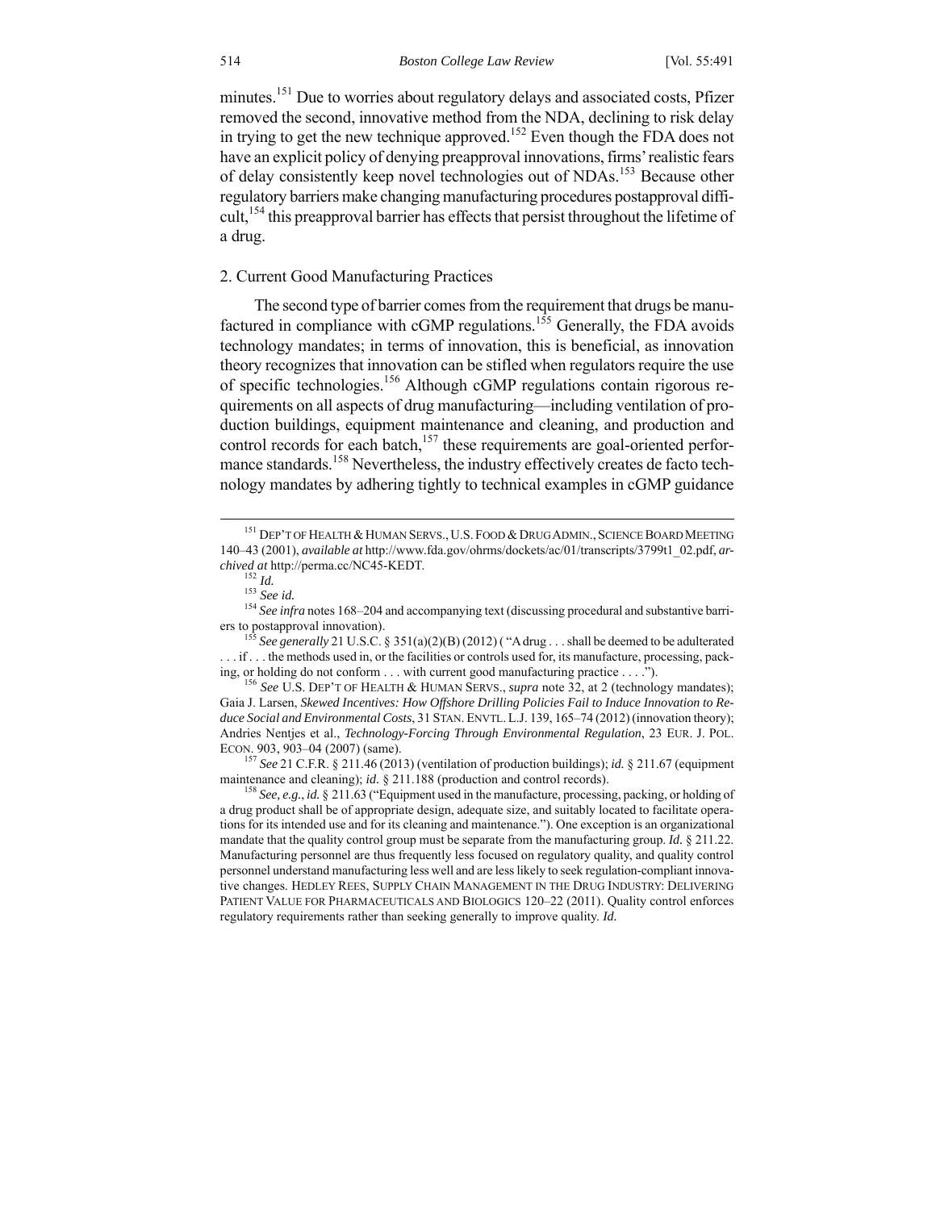minutes.[151] Due to worries about regulatory delays and associated costs, Pfizer removed the second, innovative method from the NDA, declining to risk delay in trying to get the new technique approved.[152] Even though the FDA does not have an explicit policy of denying preapproval innovations, firms' realistic fears of delay consistently keep novel technologies out of NDAs.[153] Because other regulatory barriers make changing manufacturing procedures postapproval difficult,[154] this preapproval barrier has effects that persist throughout the lifetime of a drug.

2. Current Good Manufacturing Practices

The second type of barrier comes from the requirement that drugs be manufactured in compliance with cGMP regulations.[155] Generally, the FDA avoids technology mandates; in terms of innovation, this is beneficial, as innovation theory recognizes that innovation can be stifled when regulators require the use of specific technologies.[156] Although cGMP regulations contain rigorous requirements on all aspects of drug manufacturing—including ventilation of production buildings, equipment maintenance and cleaning, and production and control records for each batch,[157] these requirements are goal-oriented performance standards.[158] Nevertheless, the industry effectively creates de facto technology mandates by adhering tightly to technical examples in cGMP guidance

---

[151] DEP'T OF HEALTH & HUMAN SERVS., U.S. FOOD & DRUG ADMIN., SCIENCE BOARD MEETING 140–43 (2001), *available at* http://www.fda.gov/ohrms/dockets/ac/01/transcripts/3799t1_02.pdf, *archived at* http://perma.cc/NC45-KEDT.

[152] *Id.*

[153] *See id.*

[154] *See infra* notes 168–204 and accompanying text (discussing procedural and substantive barriers to postapproval innovation).

[155] *See generally* 21 U.S.C. § 351(a)(2)(B) (2012) ( "A drug . . . shall be deemed to be adulterated . . . if . . . the methods used in, or the facilities or controls used for, its manufacture, processing, packing, or holding do not conform . . . with current good manufacturing practice . . . .").

[156] *See* U.S. DEP'T OF HEALTH & HUMAN SERVS., *supra* note 32, at 2 (technology mandates); Gaia J. Larsen, *Skewed Incentives: How Offshore Drilling Policies Fail to Induce Innovation to Reduce Social and Environmental Costs*, 31 STAN. ENVTL. L.J. 139, 165–74 (2012) (innovation theory); Andries Nentjes et al., *Technology-Forcing Through Environmental Regulation*, 23 EUR. J. POL. ECON. 903, 903–04 (2007) (same).

[157] *See* 21 C.F.R. § 211.46 (2013) (ventilation of production buildings); *id.* § 211.67 (equipment maintenance and cleaning); *id.* § 211.188 (production and control records).

[158] *See, e.g.*, *id.* § 211.63 ("Equipment used in the manufacture, processing, packing, or holding of a drug product shall be of appropriate design, adequate size, and suitably located to facilitate operations for its intended use and for its cleaning and maintenance."). One exception is an organizational mandate that the quality control group must be separate from the manufacturing group. *Id.* § 211.22. Manufacturing personnel are thus frequently less focused on regulatory quality, and quality control personnel understand manufacturing less well and are less likely to seek regulation-compliant innovative changes. HEDLEY REES, SUPPLY CHAIN MANAGEMENT IN THE DRUG INDUSTRY: DELIVERING PATIENT VALUE FOR PHARMACEUTICALS AND BIOLOGICS 120–22 (2011). Quality control enforces regulatory requirements rather than seeking generally to improve quality. *Id.*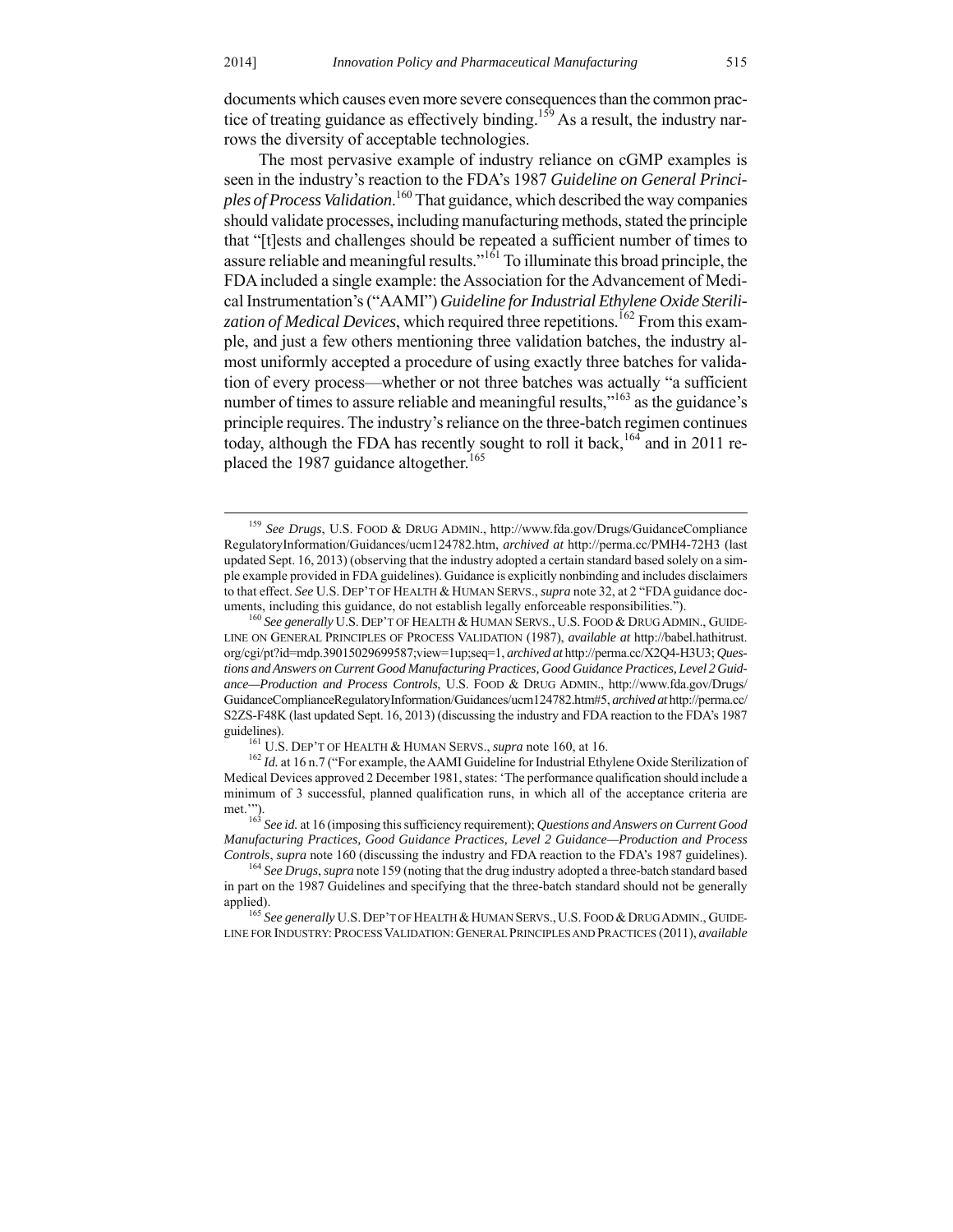documents which causes even more severe consequences than the common practice of treating guidance as effectively binding.[159] As a result, the industry narrows the diversity of acceptable technologies.

The most pervasive example of industry reliance on cGMP examples is seen in the industry's reaction to the FDA's 1987 *Guideline on General Principles of Process Validation*.[160] That guidance, which described the way companies should validate processes, including manufacturing methods, stated the principle that "[t]ests and challenges should be repeated a sufficient number of times to assure reliable and meaningful results."[161] To illuminate this broad principle, the FDA included a single example: the Association for the Advancement of Medical Instrumentation's ("AAMI") *Guideline for Industrial Ethylene Oxide Sterilization of Medical Devices*, which required three repetitions.[162] From this example, and just a few others mentioning three validation batches, the industry almost uniformly accepted a procedure of using exactly three batches for validation of every process—whether or not three batches was actually "a sufficient number of times to assure reliable and meaningful results,"[163] as the guidance's principle requires. The industry's reliance on the three-batch regimen continues today, although the FDA has recently sought to roll it back,[164] and in 2011 replaced the 1987 guidance altogether.[165]

---

[159] *See Drugs*, U.S. FOOD & DRUG ADMIN., http://www.fda.gov/Drugs/GuidanceCompliance RegulatoryInformation/Guidances/ucm124782.htm, *archived at* http://perma.cc/PMH4-72H3 (last updated Sept. 16, 2013) (observing that the industry adopted a certain standard based solely on a simple example provided in FDA guidelines). Guidance is explicitly nonbinding and includes disclaimers to that effect. *See* U.S. DEP'T OF HEALTH & HUMAN SERVS., *supra* note 32, at 2 "FDA guidance documents, including this guidance, do not establish legally enforceable responsibilities.").

[160] *See generally* U.S. DEP'T OF HEALTH & HUMAN SERVS., U.S. FOOD & DRUG ADMIN., GUIDELINE ON GENERAL PRINCIPLES OF PROCESS VALIDATION (1987), *available at* http://babel.hathitrust.org/cgi/pt?id=mdp.39015029699587;view=1up;seq=1, *archived at* http://perma.cc/X2Q4-H3U3; *Questions and Answers on Current Good Manufacturing Practices, Good Guidance Practices, Level 2 Guidance—Production and Process Controls*, U.S. FOOD & DRUG ADMIN., http://www.fda.gov/Drugs/GuidanceComplianceRegulatoryInformation/Guidances/ucm124782.htm#5, *archived at* http://perma.cc/S2ZS-F48K (last updated Sept. 16, 2013) (discussing the industry and FDA reaction to the FDA's 1987 guidelines).

[161] U.S. DEP'T OF HEALTH & HUMAN SERVS., *supra* note 160, at 16.

[162] *Id.* at 16 n.7 ("For example, the AAMI Guideline for Industrial Ethylene Oxide Sterilization of Medical Devices approved 2 December 1981, states: 'The performance qualification should include a minimum of 3 successful, planned qualification runs, in which all of the acceptance criteria are met.'").

[163] *See id.* at 16 (imposing this sufficiency requirement); *Questions and Answers on Current Good Manufacturing Practices, Good Guidance Practices, Level 2 Guidance—Production and Process Controls*, *supra* note 160 (discussing the industry and FDA reaction to the FDA's 1987 guidelines).

[164] *See Drugs*, *supra* note 159 (noting that the drug industry adopted a three-batch standard based in part on the 1987 Guidelines and specifying that the three-batch standard should not be generally applied).

[165] *See generally* U.S. DEP'T OF HEALTH & HUMAN SERVS., U.S. FOOD & DRUG ADMIN., GUIDELINE FOR INDUSTRY: PROCESS VALIDATION: GENERAL PRINCIPLES AND PRACTICES (2011), *available*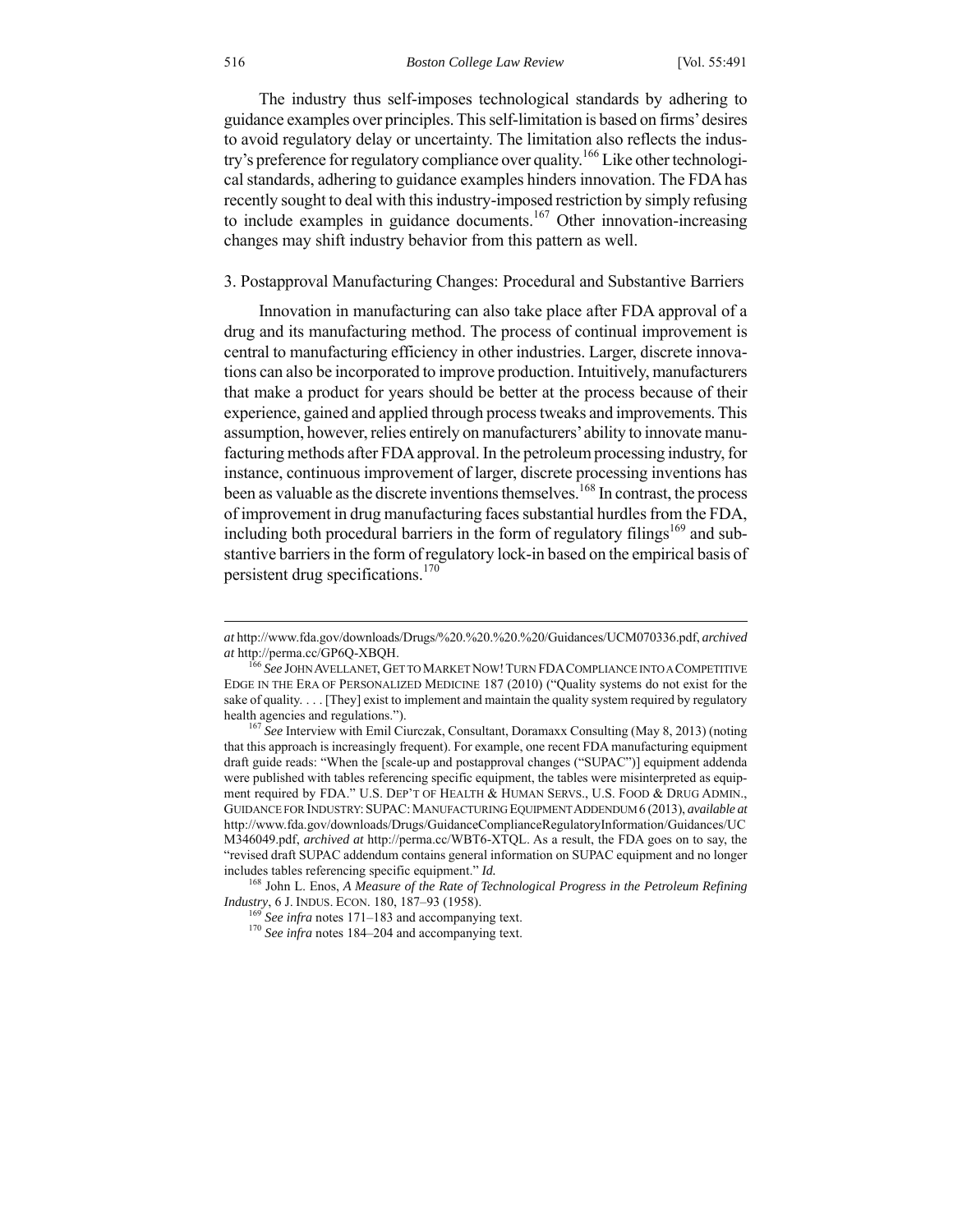The industry thus self-imposes technological standards by adhering to guidance examples over principles. This self-limitation is based on firms' desires to avoid regulatory delay or uncertainty. The limitation also reflects the industry's preference for regulatory compliance over quality.[166] Like other technological standards, adhering to guidance examples hinders innovation. The FDA has recently sought to deal with this industry-imposed restriction by simply refusing to include examples in guidance documents.[167] Other innovation-increasing changes may shift industry behavior from this pattern as well.

### 3. Postapproval Manufacturing Changes: Procedural and Substantive Barriers

Innovation in manufacturing can also take place after FDA approval of a drug and its manufacturing method. The process of continual improvement is central to manufacturing efficiency in other industries. Larger, discrete innovations can also be incorporated to improve production. Intuitively, manufacturers that make a product for years should be better at the process because of their experience, gained and applied through process tweaks and improvements. This assumption, however, relies entirely on manufacturers' ability to innovate manufacturing methods after FDA approval. In the petroleum processing industry, for instance, continuous improvement of larger, discrete processing inventions has been as valuable as the discrete inventions themselves.[168] In contrast, the process of improvement in drug manufacturing faces substantial hurdles from the FDA, including both procedural barriers in the form of regulatory filings[169] and substantive barriers in the form of regulatory lock-in based on the empirical basis of persistent drug specifications.[170]

---

*at* http://www.fda.gov/downloads/Drugs/%20.%20.%20.%20/Guidances/UCM070336.pdf, *archived at* http://perma.cc/GP6Q-XBQH.

[166] *See* JOHN AVELLANET, GET TO MARKET NOW! TURN FDA COMPLIANCE INTO A COMPETITIVE EDGE IN THE ERA OF PERSONALIZED MEDICINE 187 (2010) ("Quality systems do not exist for the sake of quality. . . . [They] exist to implement and maintain the quality system required by regulatory health agencies and regulations.").

[167] *See* Interview with Emil Ciurczak, Consultant, Doramaxx Consulting (May 8, 2013) (noting that this approach is increasingly frequent). For example, one recent FDA manufacturing equipment draft guide reads: "When the [scale-up and postapproval changes ("SUPAC")] equipment addenda were published with tables referencing specific equipment, the tables were misinterpreted as equipment required by FDA." U.S. DEP'T OF HEALTH & HUMAN SERVS., U.S. FOOD & DRUG ADMIN., GUIDANCE FOR INDUSTRY: SUPAC: MANUFACTURING EQUIPMENT ADDENDUM 6 (2013), *available at* http://www.fda.gov/downloads/Drugs/GuidanceComplianceRegulatoryInformation/Guidances/UCM346049.pdf, *archived at* http://perma.cc/WBT6-XTQL. As a result, the FDA goes on to say, the "revised draft SUPAC addendum contains general information on SUPAC equipment and no longer includes tables referencing specific equipment." *Id.*

[168] John L. Enos, *A Measure of the Rate of Technological Progress in the Petroleum Refining Industry*, 6 J. INDUS. ECON. 180, 187–93 (1958).

[169] *See infra* notes 171–183 and accompanying text.

[170] *See infra* notes 184–204 and accompanying text.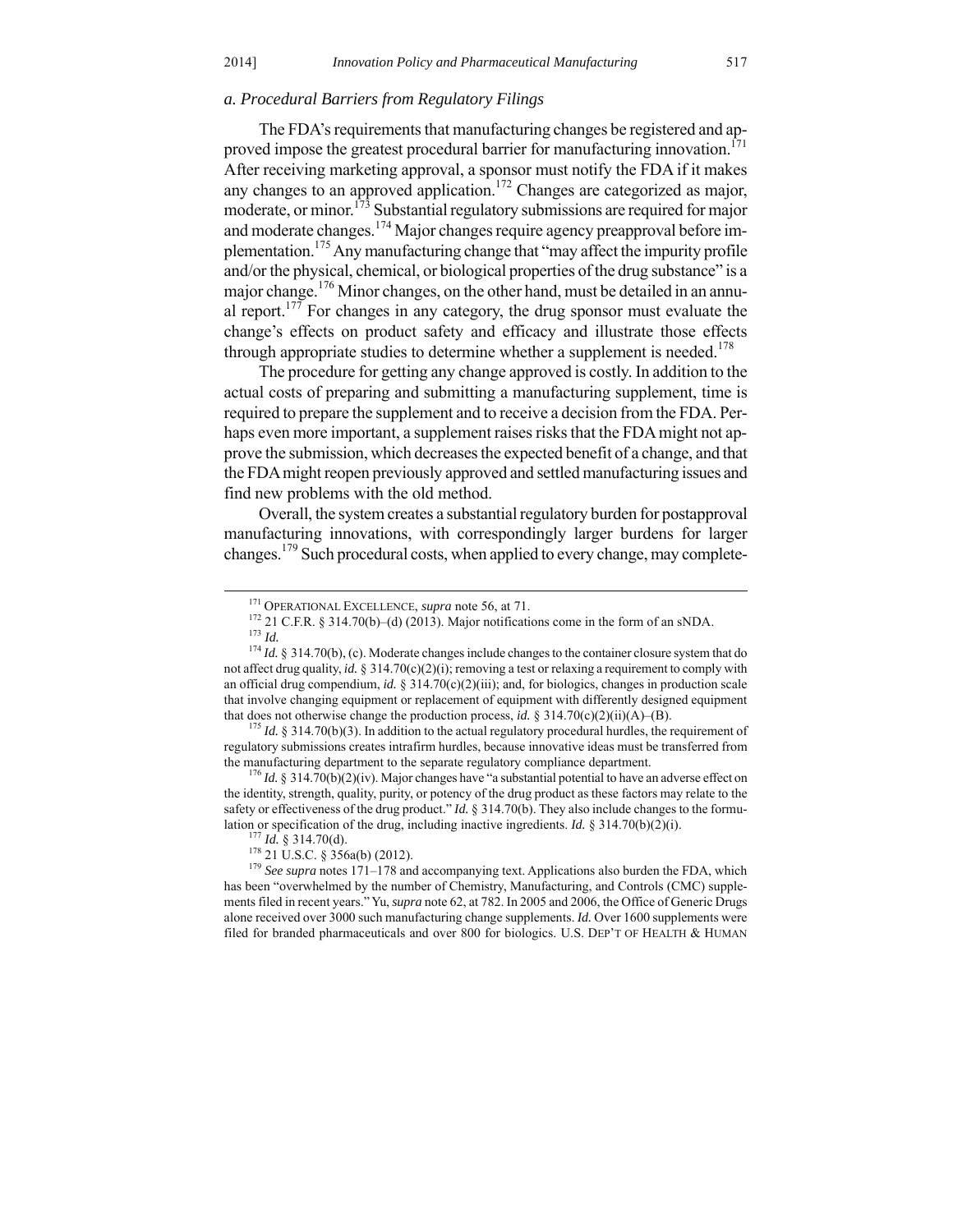### *a. Procedural Barriers from Regulatory Filings*

The FDA's requirements that manufacturing changes be registered and approved impose the greatest procedural barrier for manufacturing innovation.[171] After receiving marketing approval, a sponsor must notify the FDA if it makes any changes to an approved application.[172] Changes are categorized as major, moderate, or minor.[173] Substantial regulatory submissions are required for major and moderate changes.[174] Major changes require agency preapproval before implementation.[175] Any manufacturing change that "may affect the impurity profile and/or the physical, chemical, or biological properties of the drug substance" is a major change.[176] Minor changes, on the other hand, must be detailed in an annual report.[177] For changes in any category, the drug sponsor must evaluate the change's effects on product safety and efficacy and illustrate those effects through appropriate studies to determine whether a supplement is needed.[178]

The procedure for getting any change approved is costly. In addition to the actual costs of preparing and submitting a manufacturing supplement, time is required to prepare the supplement and to receive a decision from the FDA. Perhaps even more important, a supplement raises risks that the FDA might not approve the submission, which decreases the expected benefit of a change, and that the FDA might reopen previously approved and settled manufacturing issues and find new problems with the old method.

Overall, the system creates a substantial regulatory burden for postapproval manufacturing innovations, with correspondingly larger burdens for larger changes.[179] Such procedural costs, when applied to every change, may complete-

---

[171] OPERATIONAL EXCELLENCE, *supra* note 56, at 71.

[172] 21 C.F.R. § 314.70(b)–(d) (2013). Major notifications come in the form of an sNDA.

[173] *Id.*

[174] *Id.* § 314.70(b), (c). Moderate changes include changes to the container closure system that do not affect drug quality, *id.* § 314.70(c)(2)(i); removing a test or relaxing a requirement to comply with an official drug compendium, *id.* § 314.70(c)(2)(iii); and, for biologics, changes in production scale that involve changing equipment or replacement of equipment with differently designed equipment that does not otherwise change the production process, *id.* § 314.70(c)(2)(ii)(A)–(B).

[175] *Id.* § 314.70(b)(3). In addition to the actual regulatory procedural hurdles, the requirement of regulatory submissions creates intrafirm hurdles, because innovative ideas must be transferred from the manufacturing department to the separate regulatory compliance department.

[176] *Id.* § 314.70(b)(2)(iv). Major changes have "a substantial potential to have an adverse effect on the identity, strength, quality, purity, or potency of the drug product as these factors may relate to the safety or effectiveness of the drug product." *Id.* § 314.70(b). They also include changes to the formulation or specification of the drug, including inactive ingredients. *Id.* § 314.70(b)(2)(i).

[177] *Id.* § 314.70(d).

[178] 21 U.S.C. § 356a(b) (2012).

[179] *See supra* notes 171–178 and accompanying text. Applications also burden the FDA, which has been "overwhelmed by the number of Chemistry, Manufacturing, and Controls (CMC) supplements filed in recent years." Yu, *supra* note 62, at 782. In 2005 and 2006, the Office of Generic Drugs alone received over 3000 such manufacturing change supplements. *Id.* Over 1600 supplements were filed for branded pharmaceuticals and over 800 for biologics. U.S. DEP'T OF HEALTH & HUMAN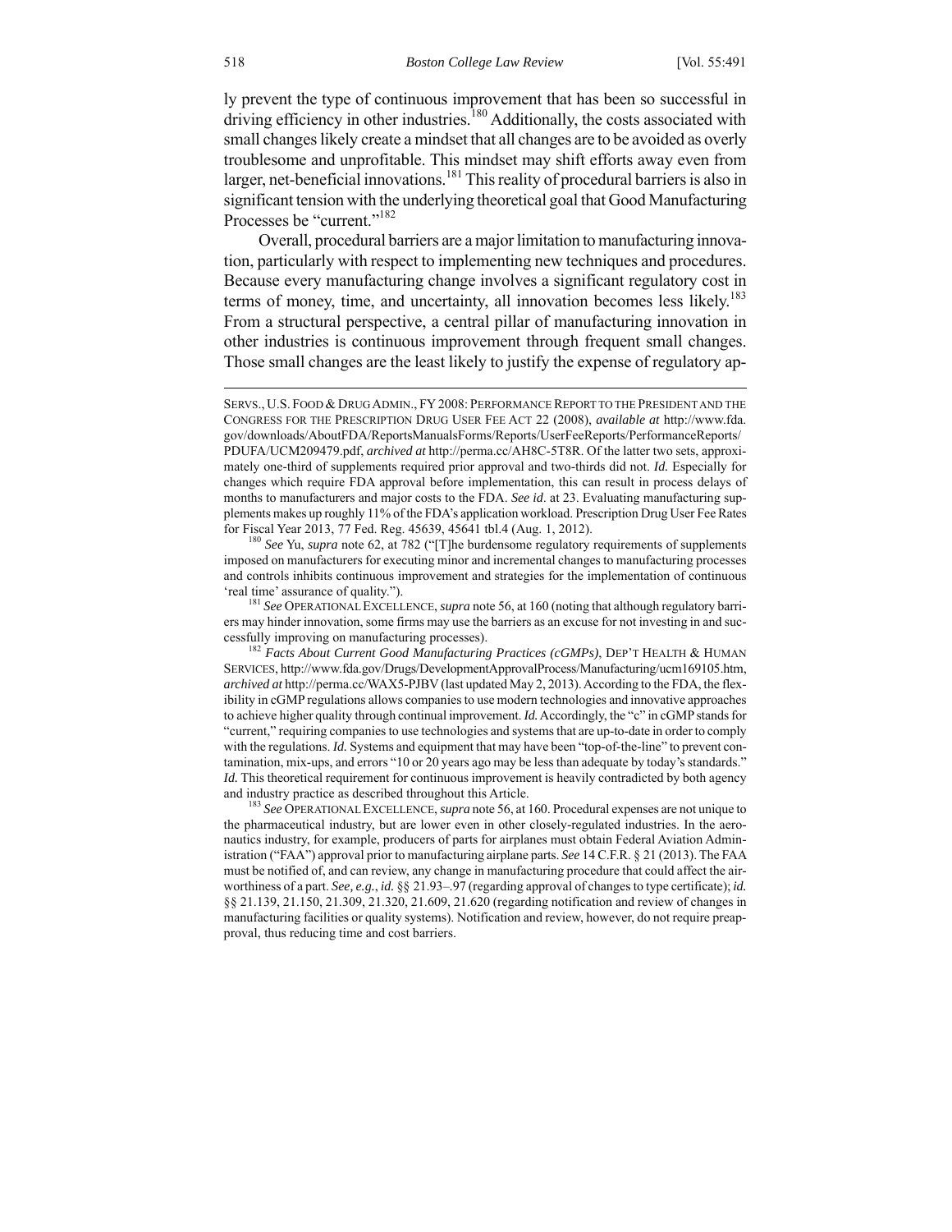ly prevent the type of continuous improvement that has been so successful in driving efficiency in other industries.[180] Additionally, the costs associated with small changes likely create a mindset that all changes are to be avoided as overly troublesome and unprofitable. This mindset may shift efforts away even from larger, net-beneficial innovations.[181] This reality of procedural barriers is also in significant tension with the underlying theoretical goal that Good Manufacturing Processes be "current."[182]

Overall, procedural barriers are a major limitation to manufacturing innovation, particularly with respect to implementing new techniques and procedures. Because every manufacturing change involves a significant regulatory cost in terms of money, time, and uncertainty, all innovation becomes less likely.[183] From a structural perspective, a central pillar of manufacturing innovation in other industries is continuous improvement through frequent small changes. Those small changes are the least likely to justify the expense of regulatory ap-

---

SERVS., U.S. FOOD & DRUG ADMIN., FY 2008: PERFORMANCE REPORT TO THE PRESIDENT AND THE CONGRESS FOR THE PRESCRIPTION DRUG USER FEE ACT 22 (2008), *available at* http://www.fda.gov/downloads/AboutFDA/ReportsManualsForms/Reports/UserFeeReports/PerformanceReports/PDUFA/UCM209479.pdf, *archived at* http://perma.cc/AH8C-5T8R. Of the latter two sets, approximately one-third of supplements required prior approval and two-thirds did not. *Id.* Especially for changes which require FDA approval before implementation, this can result in process delays of months to manufacturers and major costs to the FDA. *See id.* at 23. Evaluating manufacturing supplements makes up roughly 11% of the FDA's application workload. Prescription Drug User Fee Rates for Fiscal Year 2013, 77 Fed. Reg. 45639, 45641 tbl.4 (Aug. 1, 2012).

[180] *See* Yu, *supra* note 62, at 782 ("[T]he burdensome regulatory requirements of supplements imposed on manufacturers for executing minor and incremental changes to manufacturing processes and controls inhibits continuous improvement and strategies for the implementation of continuous 'real time' assurance of quality.").

[181] *See* OPERATIONAL EXCELLENCE, *supra* note 56, at 160 (noting that although regulatory barriers may hinder innovation, some firms may use the barriers as an excuse for not investing in and successfully improving on manufacturing processes).

[182] *Facts About Current Good Manufacturing Practices (cGMPs)*, DEP'T HEALTH & HUMAN SERVICES, http://www.fda.gov/Drugs/DevelopmentApprovalProcess/Manufacturing/ucm169105.htm, *archived at* http://perma.cc/WAX5-PJBV (last updated May 2, 2013). According to the FDA, the flexibility in cGMP regulations allows companies to use modern technologies and innovative approaches to achieve higher quality through continual improvement. *Id.* Accordingly, the "c" in cGMP stands for "current," requiring companies to use technologies and systems that are up-to-date in order to comply with the regulations. *Id.* Systems and equipment that may have been "top-of-the-line" to prevent contamination, mix-ups, and errors "10 or 20 years ago may be less than adequate by today's standards." *Id.* This theoretical requirement for continuous improvement is heavily contradicted by both agency and industry practice as described throughout this Article.

[183] *See* OPERATIONAL EXCELLENCE, *supra* note 56, at 160. Procedural expenses are not unique to the pharmaceutical industry, but are lower even in other closely-regulated industries. In the aeronautics industry, for example, producers of parts for airplanes must obtain Federal Aviation Administration ("FAA") approval prior to manufacturing airplane parts. *See* 14 C.F.R. § 21 (2013). The FAA must be notified of, and can review, any change in manufacturing procedure that could affect the airworthiness of a part. *See, e.g.*, *id.* §§ 21.93–.97 (regarding approval of changes to type certificate); *id.* §§ 21.139, 21.150, 21.309, 21.320, 21.609, 21.620 (regarding notification and review of changes in manufacturing facilities or quality systems). Notification and review, however, do not require preapproval, thus reducing time and cost barriers.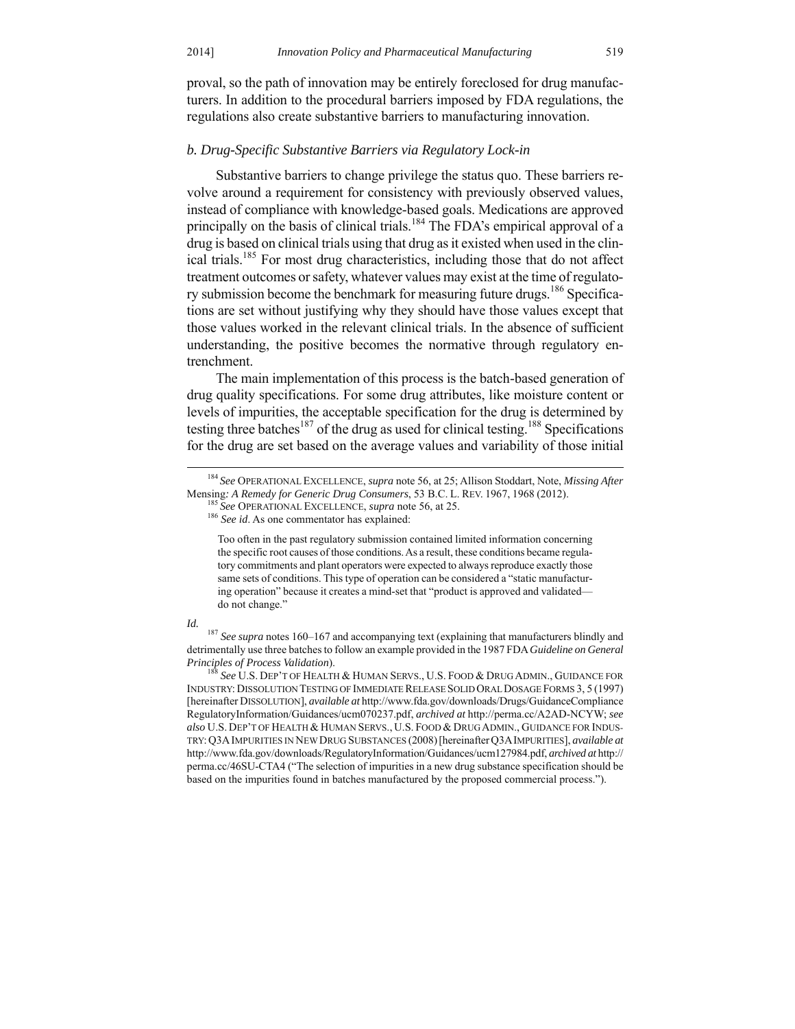proval, so the path of innovation may be entirely foreclosed for drug manufacturers. In addition to the procedural barriers imposed by FDA regulations, the regulations also create substantive barriers to manufacturing innovation.

### *b. Drug-Specific Substantive Barriers via Regulatory Lock-in*

Substantive barriers to change privilege the status quo. These barriers revolve around a requirement for consistency with previously observed values, instead of compliance with knowledge-based goals. Medications are approved principally on the basis of clinical trials.[184] The FDA's empirical approval of a drug is based on clinical trials using that drug as it existed when used in the clinical trials.[185] For most drug characteristics, including those that do not affect treatment outcomes or safety, whatever values may exist at the time of regulatory submission become the benchmark for measuring future drugs.[186] Specifications are set without justifying why they should have those values except that those values worked in the relevant clinical trials. In the absence of sufficient understanding, the positive becomes the normative through regulatory entrenchment.

The main implementation of this process is the batch-based generation of drug quality specifications. For some drug attributes, like moisture content or levels of impurities, the acceptable specification for the drug is determined by testing three batches[187] of the drug as used for clinical testing.[188] Specifications for the drug are set based on the average values and variability of those initial

---

[184] *See* OPERATIONAL EXCELLENCE, *supra* note 56, at 25; Allison Stoddart, Note, *Missing After* Mensing*: A Remedy for Generic Drug Consumers*, 53 B.C. L. REV. 1967, 1968 (2012).

[185] *See* OPERATIONAL EXCELLENCE, *supra* note 56, at 25.

[186] *See id*. As one commentator has explained:

> Too often in the past regulatory submission contained limited information concerning the specific root causes of those conditions. As a result, these conditions became regulatory commitments and plant operators were expected to always reproduce exactly those same sets of conditions. This type of operation can be considered a "static manufacturing operation" because it creates a mind-set that "product is approved and validated—do not change."

*Id.*

[187] *See supra* notes 160–167 and accompanying text (explaining that manufacturers blindly and detrimentally use three batches to follow an example provided in the 1987 FDA *Guideline on General Principles of Process Validation*).

[188] *See* U.S. DEP'T OF HEALTH & HUMAN SERVS., U.S. FOOD & DRUG ADMIN., GUIDANCE FOR INDUSTRY: DISSOLUTION TESTING OF IMMEDIATE RELEASE SOLID ORAL DOSAGE FORMS 3, 5 (1997) [hereinafter DISSOLUTION], *available at* http://www.fda.gov/downloads/Drugs/GuidanceComplianceRegulatoryInformation/Guidances/ucm070237.pdf, *archived at* http://perma.cc/A2AD-NCYW; *see also* U.S. DEP'T OF HEALTH & HUMAN SERVS., U.S. FOOD & DRUG ADMIN., GUIDANCE FOR INDUSTRY: Q3A IMPURITIES IN NEW DRUG SUBSTANCES (2008) [hereinafter Q3A IMPURITIES], *available at* http://www.fda.gov/downloads/RegulatoryInformation/Guidances/ucm127984.pdf, *archived at* http://perma.cc/46SU-CTA4 ("The selection of impurities in a new drug substance specification should be based on the impurities found in batches manufactured by the proposed commercial process.").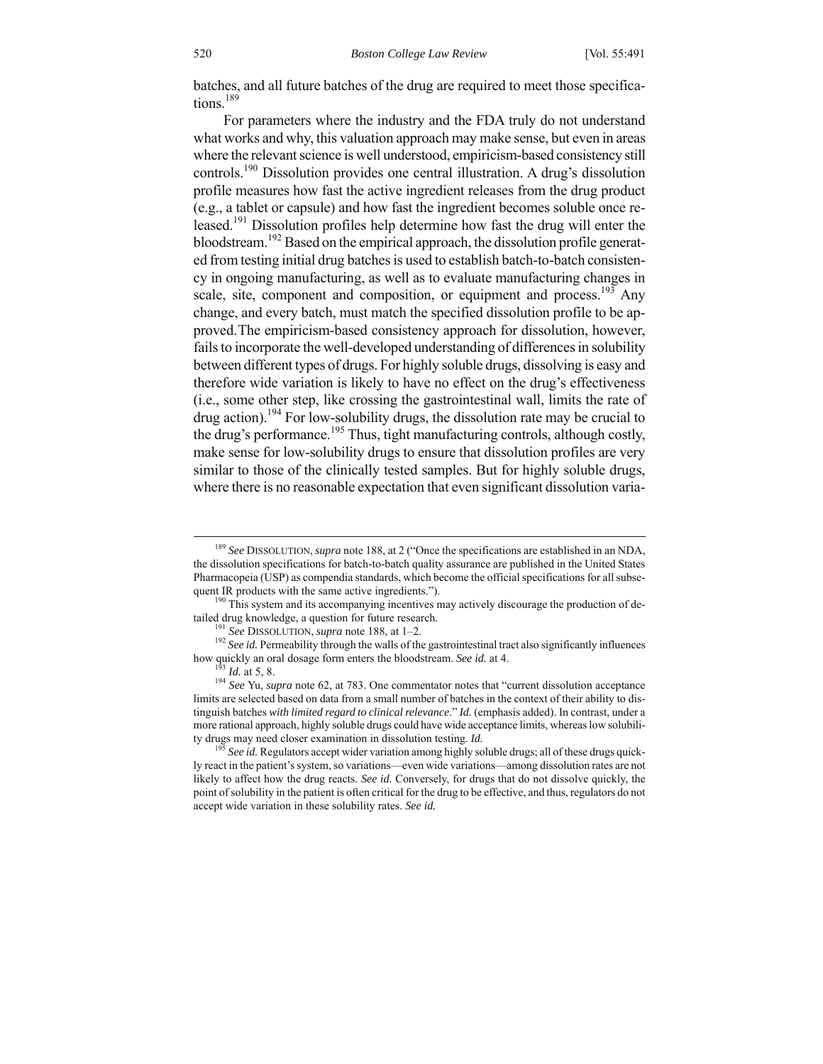batches, and all future batches of the drug are required to meet those specifications.[189]

For parameters where the industry and the FDA truly do not understand what works and why, this valuation approach may make sense, but even in areas where the relevant science is well understood, empiricism-based consistency still controls.[190] Dissolution provides one central illustration. A drug's dissolution profile measures how fast the active ingredient releases from the drug product (e.g., a tablet or capsule) and how fast the ingredient becomes soluble once released.[191] Dissolution profiles help determine how fast the drug will enter the bloodstream.[192] Based on the empirical approach, the dissolution profile generated from testing initial drug batches is used to establish batch-to-batch consistency in ongoing manufacturing, as well as to evaluate manufacturing changes in scale, site, component and composition, or equipment and process.[193] Any change, and every batch, must match the specified dissolution profile to be approved. The empiricism-based consistency approach for dissolution, however, fails to incorporate the well-developed understanding of differences in solubility between different types of drugs. For highly soluble drugs, dissolving is easy and therefore wide variation is likely to have no effect on the drug's effectiveness (i.e., some other step, like crossing the gastrointestinal wall, limits the rate of drug action).[194] For low-solubility drugs, the dissolution rate may be crucial to the drug's performance.[195] Thus, tight manufacturing controls, although costly, make sense for low-solubility drugs to ensure that dissolution profiles are very similar to those of the clinically tested samples. But for highly soluble drugs, where there is no reasonable expectation that even significant dissolution varia-

---

[189] *See* DISSOLUTION, *supra* note 188, at 2 ("Once the specifications are established in an NDA, the dissolution specifications for batch-to-batch quality assurance are published in the United States Pharmacopeia (USP) as compendia standards, which become the official specifications for all subsequent IR products with the same active ingredients.").

[190] This system and its accompanying incentives may actively discourage the production of detailed drug knowledge, a question for future research.

[191] *See* DISSOLUTION, *supra* note 188, at 1–2.

[192] *See id.* Permeability through the walls of the gastrointestinal tract also significantly influences how quickly an oral dosage form enters the bloodstream. *See id.* at 4.

[193] *Id.* at 5, 8.

[194] *See* Yu, *supra* note 62, at 783. One commentator notes that "current dissolution acceptance limits are selected based on data from a small number of batches in the context of their ability to distinguish batches *with limited regard to clinical relevance*." *Id.* (emphasis added). In contrast, under a more rational approach, highly soluble drugs could have wide acceptance limits, whereas low solubility drugs may need closer examination in dissolution testing. *Id.*

[195] *See id.* Regulators accept wider variation among highly soluble drugs; all of these drugs quickly react in the patient's system, so variations—even wide variations—among dissolution rates are not likely to affect how the drug reacts. *See id.* Conversely, for drugs that do not dissolve quickly, the point of solubility in the patient is often critical for the drug to be effective, and thus, regulators do not accept wide variation in these solubility rates. *See id.*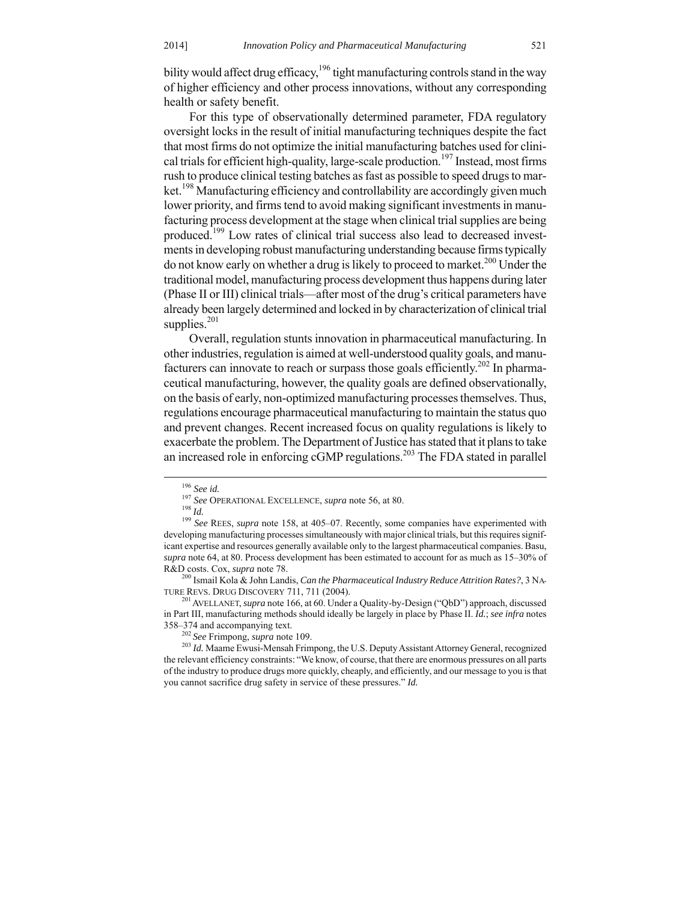bility would affect drug efficacy,[196] tight manufacturing controls stand in the way of higher efficiency and other process innovations, without any corresponding health or safety benefit.

For this type of observationally determined parameter, FDA regulatory oversight locks in the result of initial manufacturing techniques despite the fact that most firms do not optimize the initial manufacturing batches used for clinical trials for efficient high-quality, large-scale production.[197] Instead, most firms rush to produce clinical testing batches as fast as possible to speed drugs to market.[198] Manufacturing efficiency and controllability are accordingly given much lower priority, and firms tend to avoid making significant investments in manufacturing process development at the stage when clinical trial supplies are being produced.[199] Low rates of clinical trial success also lead to decreased investments in developing robust manufacturing understanding because firms typically do not know early on whether a drug is likely to proceed to market.[200] Under the traditional model, manufacturing process development thus happens during later (Phase II or III) clinical trials—after most of the drug's critical parameters have already been largely determined and locked in by characterization of clinical trial supplies.[201]

Overall, regulation stunts innovation in pharmaceutical manufacturing. In other industries, regulation is aimed at well-understood quality goals, and manufacturers can innovate to reach or surpass those goals efficiently.[202] In pharmaceutical manufacturing, however, the quality goals are defined observationally, on the basis of early, non-optimized manufacturing processes themselves. Thus, regulations encourage pharmaceutical manufacturing to maintain the status quo and prevent changes. Recent increased focus on quality regulations is likely to exacerbate the problem. The Department of Justice has stated that it plans to take an increased role in enforcing cGMP regulations.[203] The FDA stated in parallel

---

[196] *See id.*

[197] *See* OPERATIONAL EXCELLENCE, *supra* note 56, at 80.

[198] *Id.*

[199] *See* REES, *supra* note 158, at 405–07. Recently, some companies have experimented with developing manufacturing processes simultaneously with major clinical trials, but this requires significant expertise and resources generally available only to the largest pharmaceutical companies. Basu, *supra* note 64, at 80. Process development has been estimated to account for as much as 15–30% of R&D costs. Cox, *supra* note 78.

[200] Ismail Kola & John Landis, *Can the Pharmaceutical Industry Reduce Attrition Rates?*, 3 NATURE REVS. DRUG DISCOVERY 711, 711 (2004).

[201] AVELLANET, *supra* note 166, at 60. Under a Quality-by-Design ("QbD") approach, discussed in Part III, manufacturing methods should ideally be largely in place by Phase II. *Id.*; *see infra* notes 358–374 and accompanying text.

[202] *See* Frimpong, *supra* note 109.

[203] *Id.* Maame Ewusi-Mensah Frimpong, the U.S. Deputy Assistant Attorney General, recognized the relevant efficiency constraints: "We know, of course, that there are enormous pressures on all parts of the industry to produce drugs more quickly, cheaply, and efficiently, and our message to you is that you cannot sacrifice drug safety in service of these pressures." *Id.*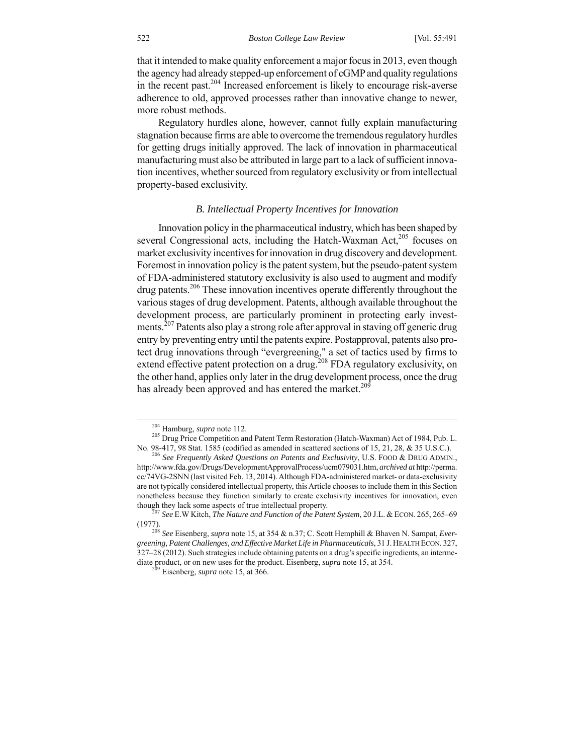that it intended to make quality enforcement a major focus in 2013, even though the agency had already stepped-up enforcement of cGMP and quality regulations in the recent past.[204] Increased enforcement is likely to encourage risk-averse adherence to old, approved processes rather than innovative change to newer, more robust methods.

Regulatory hurdles alone, however, cannot fully explain manufacturing stagnation because firms are able to overcome the tremendous regulatory hurdles for getting drugs initially approved. The lack of innovation in pharmaceutical manufacturing must also be attributed in large part to a lack of sufficient innovation incentives, whether sourced from regulatory exclusivity or from intellectual property-based exclusivity.

### *B. Intellectual Property Incentives for Innovation*

Innovation policy in the pharmaceutical industry, which has been shaped by several Congressional acts, including the Hatch-Waxman Act,[205] focuses on market exclusivity incentives for innovation in drug discovery and development. Foremost in innovation policy is the patent system, but the pseudo-patent system of FDA-administered statutory exclusivity is also used to augment and modify drug patents.[206] These innovation incentives operate differently throughout the various stages of drug development. Patents, although available throughout the development process, are particularly prominent in protecting early investments.[207] Patents also play a strong role after approval in staving off generic drug entry by preventing entry until the patents expire. Postapproval, patents also protect drug innovations through "evergreening," a set of tactics used by firms to extend effective patent protection on a drug.[208] FDA regulatory exclusivity, on the other hand, applies only later in the drug development process, once the drug has already been approved and has entered the market.[209]

---

[204] Hamburg, *supra* note 112.

[205] Drug Price Competition and Patent Term Restoration (Hatch-Waxman) Act of 1984, Pub. L. No. 98-417, 98 Stat. 1585 (codified as amended in scattered sections of 15, 21, 28, & 35 U.S.C.).

[206] *See Frequently Asked Questions on Patents and Exclusivity*, U.S. FOOD & DRUG ADMIN., http://www.fda.gov/Drugs/DevelopmentApprovalProcess/ucm079031.htm, *archived at* http://perma.cc/74VG-2SNN (last visited Feb. 13, 2014). Although FDA-administered market- or data-exclusivity are not typically considered intellectual property, this Article chooses to include them in this Section nonetheless because they function similarly to create exclusivity incentives for innovation, even though they lack some aspects of true intellectual property.

[207] *See* E.W Kitch, *The Nature and Function of the Patent System*, 20 J.L. & ECON. 265, 265–69 (1977).

[208] *See* Eisenberg, *supra* note 15, at 354 & n.37; C. Scott Hemphill & Bhaven N. Sampat, *Evergreening, Patent Challenges, and Effective Market Life in Pharmaceuticals*, 31 J. HEALTH ECON. 327, 327–28 (2012). Such strategies include obtaining patents on a drug's specific ingredients, an intermediate product, or on new uses for the product. Eisenberg, *supra* note 15, at 354.

[209] Eisenberg, *supra* note 15, at 366.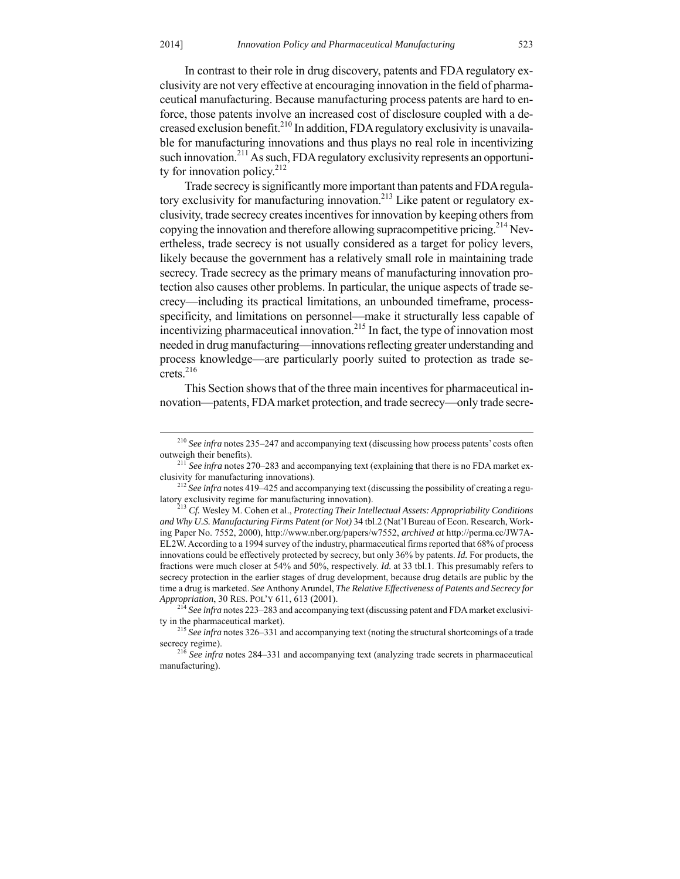In contrast to their role in drug discovery, patents and FDA regulatory exclusivity are not very effective at encouraging innovation in the field of pharmaceutical manufacturing. Because manufacturing process patents are hard to enforce, those patents involve an increased cost of disclosure coupled with a decreased exclusion benefit.[210] In addition, FDA regulatory exclusivity is unavailable for manufacturing innovations and thus plays no real role in incentivizing such innovation.[211] As such, FDA regulatory exclusivity represents an opportunity for innovation policy.[212]

Trade secrecy is significantly more important than patents and FDA regulatory exclusivity for manufacturing innovation.[213] Like patent or regulatory exclusivity, trade secrecy creates incentives for innovation by keeping others from copying the innovation and therefore allowing supracompetitive pricing.[214] Nevertheless, trade secrecy is not usually considered as a target for policy levers, likely because the government has a relatively small role in maintaining trade secrecy. Trade secrecy as the primary means of manufacturing innovation protection also causes other problems. In particular, the unique aspects of trade secrecy—including its practical limitations, an unbounded timeframe, process-specificity, and limitations on personnel—make it structurally less capable of incentivizing pharmaceutical innovation.[215] In fact, the type of innovation most needed in drug manufacturing—innovations reflecting greater understanding and process knowledge—are particularly poorly suited to protection as trade secrets.[216]

This Section shows that of the three main incentives for pharmaceutical innovation—patents, FDA market protection, and trade secrecy—only trade secre-

---

[210] *See infra* notes 235–247 and accompanying text (discussing how process patents' costs often outweigh their benefits).

[211] *See infra* notes 270–283 and accompanying text (explaining that there is no FDA market exclusivity for manufacturing innovations).

[212] *See infra* notes 419–425 and accompanying text (discussing the possibility of creating a regulatory exclusivity regime for manufacturing innovation).

[213] *Cf.* Wesley M. Cohen et al., *Protecting Their Intellectual Assets: Appropriability Conditions and Why U.S. Manufacturing Firms Patent (or Not)* 34 tbl.2 (Nat'l Bureau of Econ. Research, Working Paper No. 7552, 2000), http://www.nber.org/papers/w7552, *archived at* http://perma.cc/JW7A-EL2W. According to a 1994 survey of the industry, pharmaceutical firms reported that 68% of process innovations could be effectively protected by secrecy, but only 36% by patents. *Id.* For products, the fractions were much closer at 54% and 50%, respectively. *Id.* at 33 tbl.1. This presumably refers to secrecy protection in the earlier stages of drug development, because drug details are public by the time a drug is marketed. *See* Anthony Arundel, *The Relative Effectiveness of Patents and Secrecy for Appropriation*, 30 RES. POL'Y 611, 613 (2001).

[214] *See infra* notes 223–283 and accompanying text (discussing patent and FDA market exclusivity in the pharmaceutical market).

[215] *See infra* notes 326–331 and accompanying text (noting the structural shortcomings of a trade secrecy regime).

[216] *See infra* notes 284–331 and accompanying text (analyzing trade secrets in pharmaceutical manufacturing).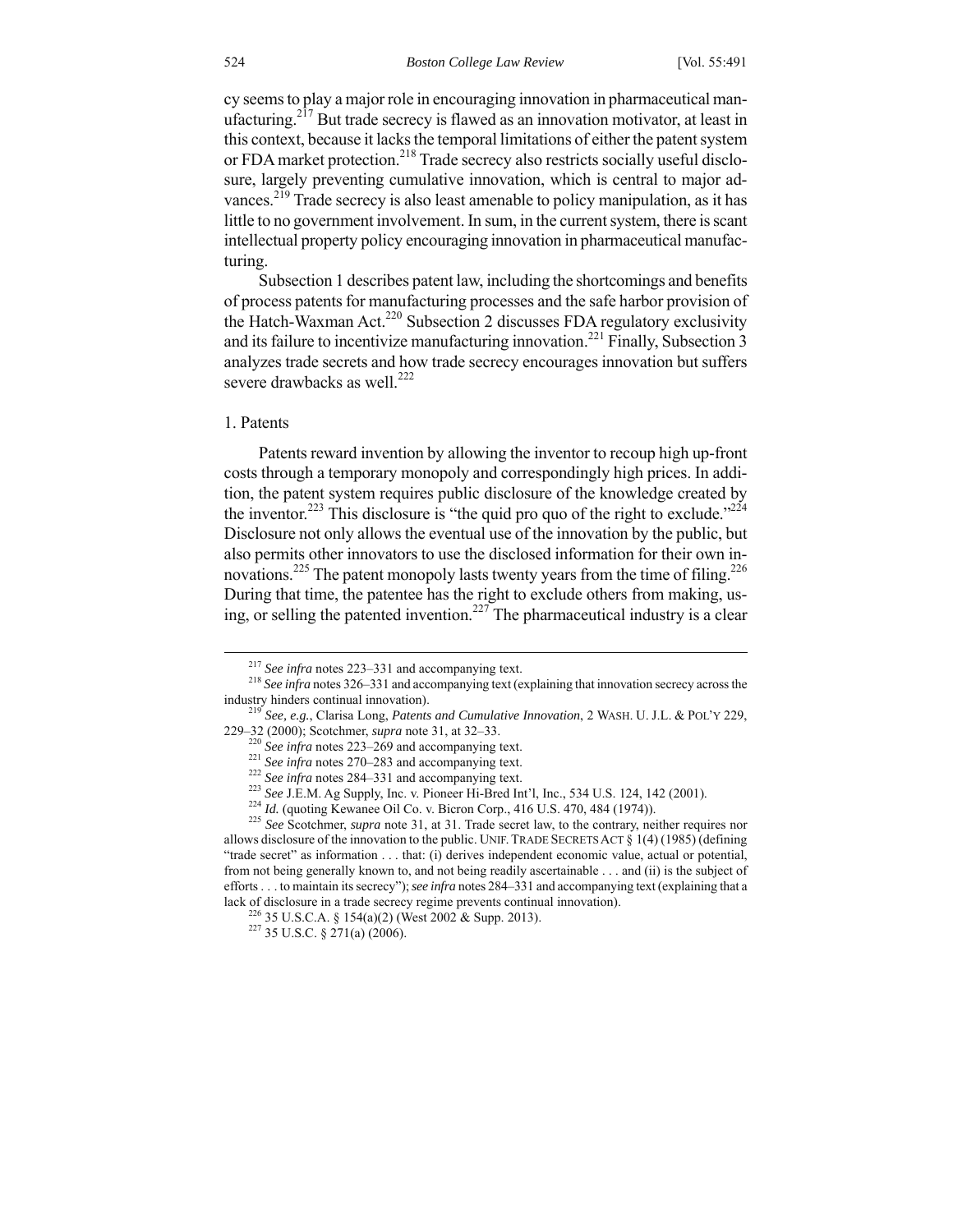cy seems to play a major role in encouraging innovation in pharmaceutical manufacturing.[217] But trade secrecy is flawed as an innovation motivator, at least in this context, because it lacks the temporal limitations of either the patent system or FDA market protection.[218] Trade secrecy also restricts socially useful disclosure, largely preventing cumulative innovation, which is central to major advances.[219] Trade secrecy is also least amenable to policy manipulation, as it has little to no government involvement. In sum, in the current system, there is scant intellectual property policy encouraging innovation in pharmaceutical manufacturing.

Subsection 1 describes patent law, including the shortcomings and benefits of process patents for manufacturing processes and the safe harbor provision of the Hatch-Waxman Act.[220] Subsection 2 discusses FDA regulatory exclusivity and its failure to incentivize manufacturing innovation.[221] Finally, Subsection 3 analyzes trade secrets and how trade secrecy encourages innovation but suffers severe drawbacks as well.[222]

1. Patents

Patents reward invention by allowing the inventor to recoup high up-front costs through a temporary monopoly and correspondingly high prices. In addition, the patent system requires public disclosure of the knowledge created by the inventor.[223] This disclosure is "the quid pro quo of the right to exclude."[224] Disclosure not only allows the eventual use of the innovation by the public, but also permits other innovators to use the disclosed information for their own innovations.[225] The patent monopoly lasts twenty years from the time of filing.[226] During that time, the patentee has the right to exclude others from making, using, or selling the patented invention.[227] The pharmaceutical industry is a clear

---

[217] *See infra* notes 223–331 and accompanying text.

[218] *See infra* notes 326–331 and accompanying text (explaining that innovation secrecy across the industry hinders continual innovation).

[219] *See, e.g.*, Clarisa Long, *Patents and Cumulative Innovation*, 2 WASH. U. J.L. & POL'Y 229, 229–32 (2000); Scotchmer, *supra* note 31, at 32–33.

[220] *See infra* notes 223–269 and accompanying text.

[221] *See infra* notes 270–283 and accompanying text.

[222] *See infra* notes 284–331 and accompanying text.

[223] *See* J.E.M. Ag Supply, Inc. v. Pioneer Hi-Bred Int'l, Inc., 534 U.S. 124, 142 (2001).

[224] *Id.* (quoting Kewanee Oil Co. v. Bicron Corp., 416 U.S. 470, 484 (1974)).

[225] *See* Scotchmer, *supra* note 31, at 31. Trade secret law, to the contrary, neither requires nor allows disclosure of the innovation to the public. UNIF. TRADE SECRETS ACT § 1(4) (1985) (defining "trade secret" as information . . . that: (i) derives independent economic value, actual or potential, from not being generally known to, and not being readily ascertainable . . . and (ii) is the subject of efforts . . . to maintain its secrecy"); *see infra* notes 284–331 and accompanying text (explaining that a lack of disclosure in a trade secrecy regime prevents continual innovation).

[226] 35 U.S.C.A. § 154(a)(2) (West 2002 & Supp. 2013).

[227] 35 U.S.C. § 271(a) (2006).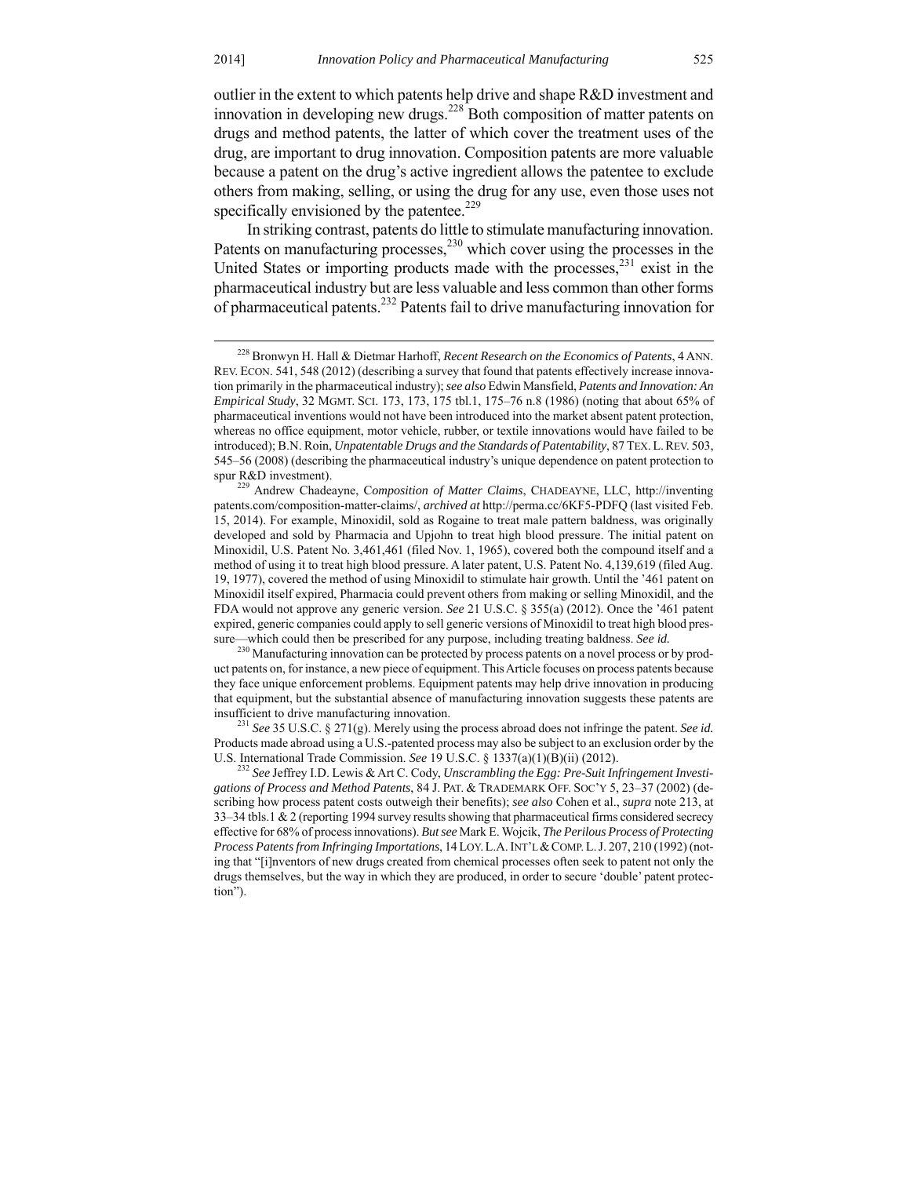outlier in the extent to which patents help drive and shape R&D investment and innovation in developing new drugs.[228] Both composition of matter patents on drugs and method patents, the latter of which cover the treatment uses of the drug, are important to drug innovation. Composition patents are more valuable because a patent on the drug's active ingredient allows the patentee to exclude others from making, selling, or using the drug for any use, even those uses not specifically envisioned by the patentee.[229]

In striking contrast, patents do little to stimulate manufacturing innovation. Patents on manufacturing processes,[230] which cover using the processes in the United States or importing products made with the processes,[231] exist in the pharmaceutical industry but are less valuable and less common than other forms of pharmaceutical patents.[232] Patents fail to drive manufacturing innovation for

---

[228] Bronwyn H. Hall & Dietmar Harhoff, *Recent Research on the Economics of Patents*, 4 ANN. REV. ECON. 541, 548 (2012) (describing a survey that found that patents effectively increase innovation primarily in the pharmaceutical industry); *see also* Edwin Mansfield, *Patents and Innovation: An Empirical Study*, 32 MGMT. SCI. 173, 173, 175 tbl.1, 175–76 n.8 (1986) (noting that about 65% of pharmaceutical inventions would not have been introduced into the market absent patent protection, whereas no office equipment, motor vehicle, rubber, or textile innovations would have failed to be introduced); B.N. Roin, *Unpatentable Drugs and the Standards of Patentability*, 87 TEX. L. REV. 503, 545–56 (2008) (describing the pharmaceutical industry's unique dependence on patent protection to spur R&D investment).

[229] Andrew Chadeayne, C*omposition of Matter Claims*, CHADEAYNE, LLC, http://inventing patents.com/composition-matter-claims/, *archived at* http://perma.cc/6KF5-PDFQ (last visited Feb. 15, 2014). For example, Minoxidil, sold as Rogaine to treat male pattern baldness, was originally developed and sold by Pharmacia and Upjohn to treat high blood pressure. The initial patent on Minoxidil, U.S. Patent No. 3,461,461 (filed Nov. 1, 1965), covered both the compound itself and a method of using it to treat high blood pressure. A later patent, U.S. Patent No. 4,139,619 (filed Aug. 19, 1977), covered the method of using Minoxidil to stimulate hair growth. Until the '461 patent on Minoxidil itself expired, Pharmacia could prevent others from making or selling Minoxidil, and the FDA would not approve any generic version. *See* 21 U.S.C. § 355(a) (2012). Once the '461 patent expired, generic companies could apply to sell generic versions of Minoxidil to treat high blood pressure—which could then be prescribed for any purpose, including treating baldness. *See id.*

[230] Manufacturing innovation can be protected by process patents on a novel process or by product patents on, for instance, a new piece of equipment. This Article focuses on process patents because they face unique enforcement problems. Equipment patents may help drive innovation in producing that equipment, but the substantial absence of manufacturing innovation suggests these patents are insufficient to drive manufacturing innovation.

[231] *See* 35 U.S.C. § 271(g). Merely using the process abroad does not infringe the patent. *See id.* Products made abroad using a U.S.-patented process may also be subject to an exclusion order by the U.S. International Trade Commission. *See* 19 U.S.C. § 1337(a)(1)(B)(ii) (2012).

[232] *See* Jeffrey I.D. Lewis & Art C. Cody, *Unscrambling the Egg: Pre-Suit Infringement Investigations of Process and Method Patents*, 84 J. PAT. & TRADEMARK OFF. SOC'Y 5, 23–37 (2002) (describing how process patent costs outweigh their benefits); *see also* Cohen et al., *supra* note 213, at 33–34 tbls.1 & 2 (reporting 1994 survey results showing that pharmaceutical firms considered secrecy effective for 68% of process innovations). *But see* Mark E. Wojcik, *The Perilous Process of Protecting Process Patents from Infringing Importations*, 14 LOY. L.A. INT'L & COMP. L. J. 207, 210 (1992) (noting that "[i]nventors of new drugs created from chemical processes often seek to patent not only the drugs themselves, but the way in which they are produced, in order to secure 'double' patent protection").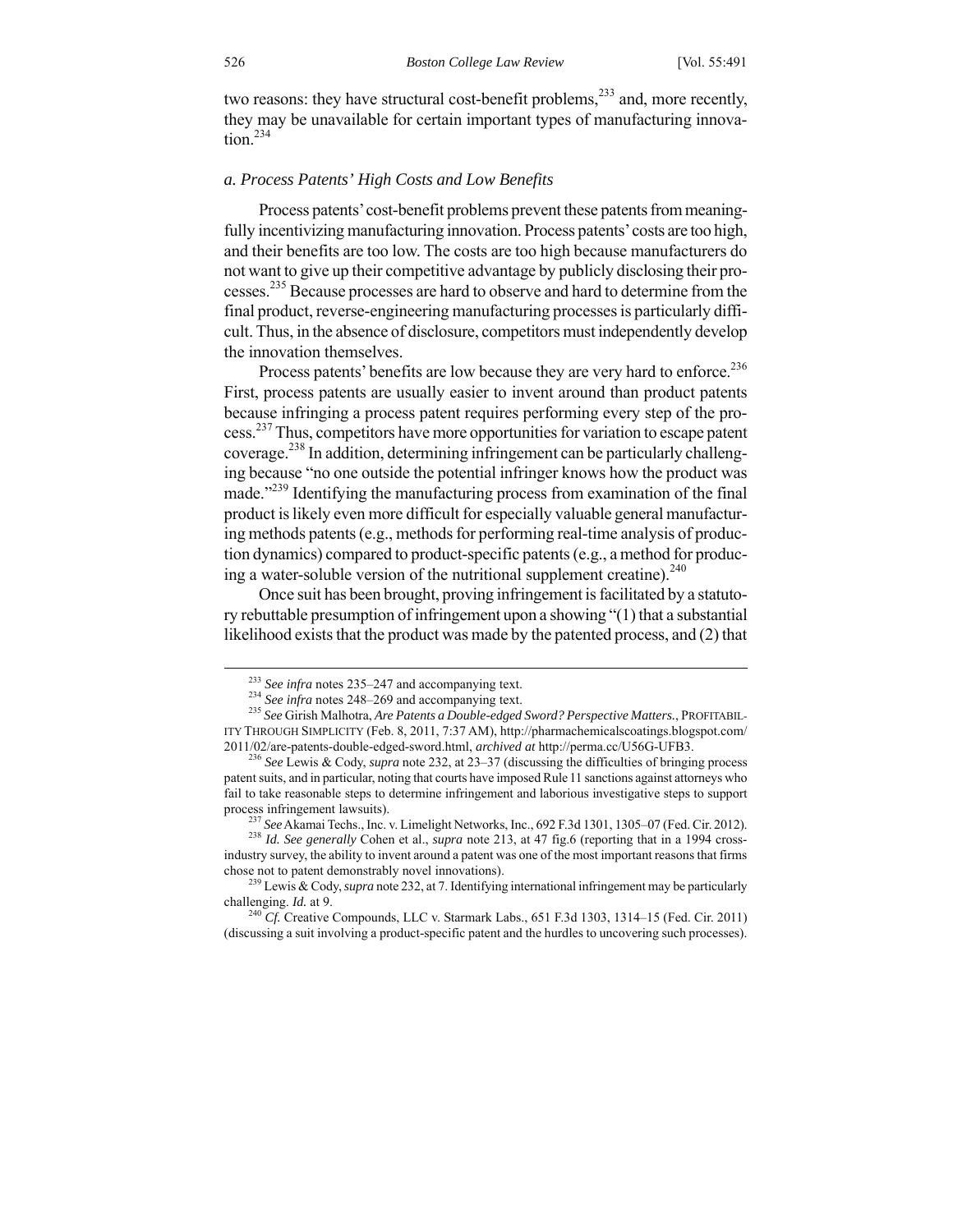two reasons: they have structural cost-benefit problems,[233] and, more recently, they may be unavailable for certain important types of manufacturing innovation.[234]

### *a. Process Patents' High Costs and Low Benefits*

Process patents' cost-benefit problems prevent these patents from meaningfully incentivizing manufacturing innovation. Process patents' costs are too high, and their benefits are too low. The costs are too high because manufacturers do not want to give up their competitive advantage by publicly disclosing their processes.[235] Because processes are hard to observe and hard to determine from the final product, reverse-engineering manufacturing processes is particularly difficult. Thus, in the absence of disclosure, competitors must independently develop the innovation themselves.

Process patents' benefits are low because they are very hard to enforce.[236] First, process patents are usually easier to invent around than product patents because infringing a process patent requires performing every step of the process.[237] Thus, competitors have more opportunities for variation to escape patent coverage.[238] In addition, determining infringement can be particularly challenging because "no one outside the potential infringer knows how the product was made."[239] Identifying the manufacturing process from examination of the final product is likely even more difficult for especially valuable general manufacturing methods patents (e.g., methods for performing real-time analysis of production dynamics) compared to product-specific patents (e.g., a method for producing a water-soluble version of the nutritional supplement creatine).[240]

Once suit has been brought, proving infringement is facilitated by a statutory rebuttable presumption of infringement upon a showing "(1) that a substantial likelihood exists that the product was made by the patented process, and (2) that

---

[233] *See infra* notes 235–247 and accompanying text.

[234] *See infra* notes 248–269 and accompanying text.

[235] *See* Girish Malhotra, *Are Patents a Double-edged Sword? Perspective Matters.*, PROFITABILITY THROUGH SIMPLICITY (Feb. 8, 2011, 7:37 AM), http://pharmachemicalscoatings.blogspot.com/2011/02/are-patents-double-edged-sword.html, *archived at* http://perma.cc/U56G-UFB3.

[236] *See* Lewis & Cody, *supra* note 232, at 23–37 (discussing the difficulties of bringing process patent suits, and in particular, noting that courts have imposed Rule 11 sanctions against attorneys who fail to take reasonable steps to determine infringement and laborious investigative steps to support process infringement lawsuits).

[237] *See* Akamai Techs., Inc. v. Limelight Networks, Inc., 692 F.3d 1301, 1305–07 (Fed. Cir. 2012).

[238] *Id. See generally* Cohen et al., *supra* note 213, at 47 fig.6 (reporting that in a 1994 cross-industry survey, the ability to invent around a patent was one of the most important reasons that firms chose not to patent demonstrably novel innovations).

[239] Lewis & Cody, *supra* note 232, at 7. Identifying international infringement may be particularly challenging. *Id.* at 9.

[240] *Cf.* Creative Compounds, LLC v. Starmark Labs., 651 F.3d 1303, 1314–15 (Fed. Cir. 2011) (discussing a suit involving a product-specific patent and the hurdles to uncovering such processes).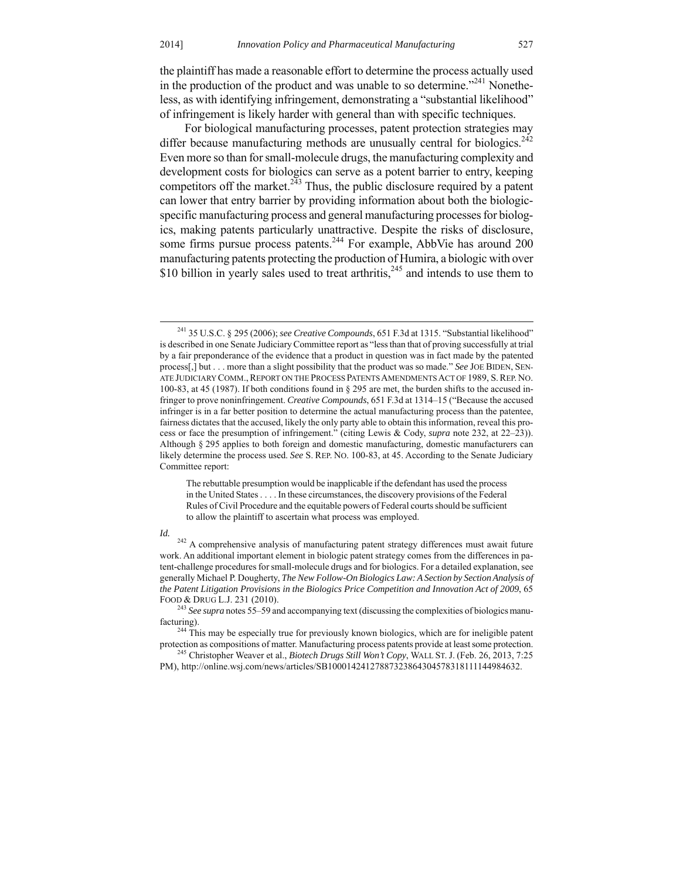the plaintiff has made a reasonable effort to determine the process actually used in the production of the product and was unable to so determine."[241] Nonetheless, as with identifying infringement, demonstrating a "substantial likelihood" of infringement is likely harder with general than with specific techniques.

For biological manufacturing processes, patent protection strategies may differ because manufacturing methods are unusually central for biologics.[242] Even more so than for small-molecule drugs, the manufacturing complexity and development costs for biologics can serve as a potent barrier to entry, keeping competitors off the market.[243] Thus, the public disclosure required by a patent can lower that entry barrier by providing information about both the biologic-specific manufacturing process and general manufacturing processes for biologics, making patents particularly unattractive. Despite the risks of disclosure, some firms pursue process patents.[244] For example, AbbVie has around 200 manufacturing patents protecting the production of Humira, a biologic with over \$10 billion in yearly sales used to treat arthritis,[245] and intends to use them to

---

[241] 35 U.S.C. § 295 (2006); *see Creative Compounds*, 651 F.3d at 1315. "Substantial likelihood" is described in one Senate Judiciary Committee report as "less than that of proving successfully at trial by a fair preponderance of the evidence that a product in question was in fact made by the patented process[,] but . . . more than a slight possibility that the product was so made." *See* JOE BIDEN, SENATE JUDICIARY COMM., REPORT ON THE PROCESS PATENTS AMENDMENTS ACT OF 1989, S. REP. NO. 100-83, at 45 (1987). If both conditions found in § 295 are met, the burden shifts to the accused infringer to prove noninfringement. *Creative Compounds*, 651 F.3d at 1314–15 ("Because the accused infringer is in a far better position to determine the actual manufacturing process than the patentee, fairness dictates that the accused, likely the only party able to obtain this information, reveal this process or face the presumption of infringement." (citing Lewis & Cody, *supra* note 232, at 22–23)). Although § 295 applies to both foreign and domestic manufacturing, domestic manufacturers can likely determine the process used. *See* S. REP. NO. 100-83, at 45. According to the Senate Judiciary Committee report:

> The rebuttable presumption would be inapplicable if the defendant has used the process in the United States . . . . In these circumstances, the discovery provisions of the Federal Rules of Civil Procedure and the equitable powers of Federal courts should be sufficient to allow the plaintiff to ascertain what process was employed.

*Id.*

[242] A comprehensive analysis of manufacturing patent strategy differences must await future work. An additional important element in biologic patent strategy comes from the differences in patent-challenge procedures for small-molecule drugs and for biologics. For a detailed explanation, see generally Michael P. Dougherty, *The New Follow-On Biologics Law: A Section by Section Analysis of the Patent Litigation Provisions in the Biologics Price Competition and Innovation Act of 2009*, 65 FOOD & DRUG L.J. 231 (2010).

[243] *See supra* notes 55–59 and accompanying text (discussing the complexities of biologics manufacturing).

[244] This may be especially true for previously known biologics, which are for ineligible patent protection as compositions of matter. Manufacturing process patents provide at least some protection.

[245] Christopher Weaver et al., *Biotech Drugs Still Won't Copy*, WALL ST. J. (Feb. 26, 2013, 7:25 PM), http://online.wsj.com/news/articles/SB10001424127887323864304578318111144984632.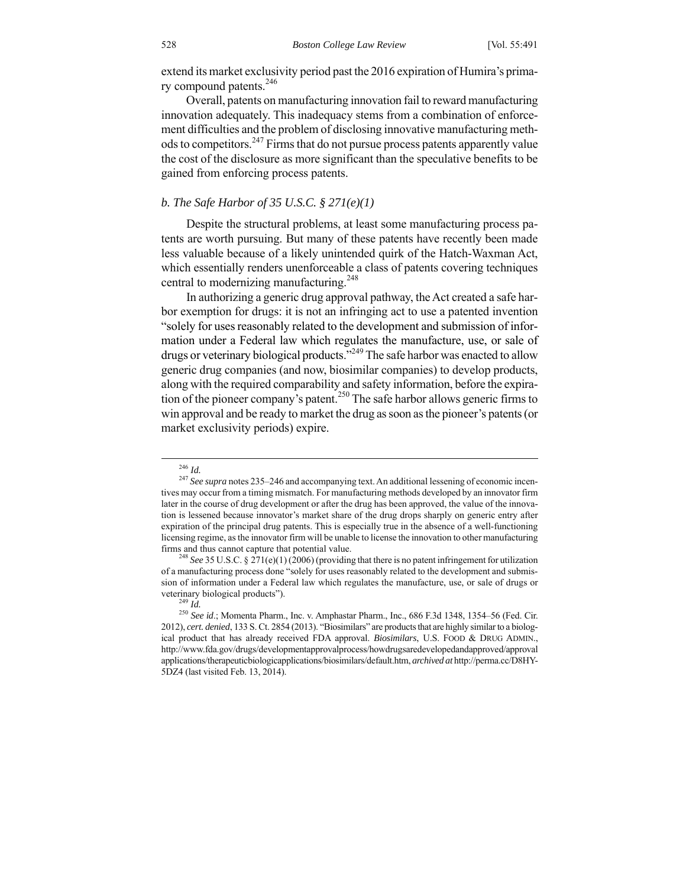extend its market exclusivity period past the 2016 expiration of Humira's primary compound patents.[246]

Overall, patents on manufacturing innovation fail to reward manufacturing innovation adequately. This inadequacy stems from a combination of enforcement difficulties and the problem of disclosing innovative manufacturing methods to competitors.[247] Firms that do not pursue process patents apparently value the cost of the disclosure as more significant than the speculative benefits to be gained from enforcing process patents.

*b. The Safe Harbor of 35 U.S.C. § 271(e)(1)*

Despite the structural problems, at least some manufacturing process patents are worth pursuing. But many of these patents have recently been made less valuable because of a likely unintended quirk of the Hatch-Waxman Act, which essentially renders unenforceable a class of patents covering techniques central to modernizing manufacturing.[248]

In authorizing a generic drug approval pathway, the Act created a safe harbor exemption for drugs: it is not an infringing act to use a patented invention "solely for uses reasonably related to the development and submission of information under a Federal law which regulates the manufacture, use, or sale of drugs or veterinary biological products."[249] The safe harbor was enacted to allow generic drug companies (and now, biosimilar companies) to develop products, along with the required comparability and safety information, before the expiration of the pioneer company's patent.[250] The safe harbor allows generic firms to win approval and be ready to market the drug as soon as the pioneer's patents (or market exclusivity periods) expire.

---

[246] *Id.*

[247] *See supra* notes 235–246 and accompanying text. An additional lessening of economic incentives may occur from a timing mismatch. For manufacturing methods developed by an innovator firm later in the course of drug development or after the drug has been approved, the value of the innovation is lessened because innovator's market share of the drug drops sharply on generic entry after expiration of the principal drug patents. This is especially true in the absence of a well-functioning licensing regime, as the innovator firm will be unable to license the innovation to other manufacturing firms and thus cannot capture that potential value.

[248] *See* 35 U.S.C. § 271(e)(1) (2006) (providing that there is no patent infringement for utilization of a manufacturing process done "solely for uses reasonably related to the development and submission of information under a Federal law which regulates the manufacture, use, or sale of drugs or veterinary biological products").

[249] *Id.*

[250] *See id.*; Momenta Pharm., Inc. v. Amphastar Pharm., Inc., 686 F.3d 1348, 1354–56 (Fed. Cir. 2012), *cert. denied*, 133 S. Ct. 2854 (2013). "Biosimilars" are products that are highly similar to a biological product that has already received FDA approval. *Biosimilars*, U.S. FOOD & DRUG ADMIN., http://www.fda.gov/drugs/developmentapprovalprocess/howdrugsaredevelopedandapproved/approvalapplications/therapeuticbiologicapplications/biosimilars/default.htm, *archived at* http://perma.cc/D8HY-5DZ4 (last visited Feb. 13, 2014).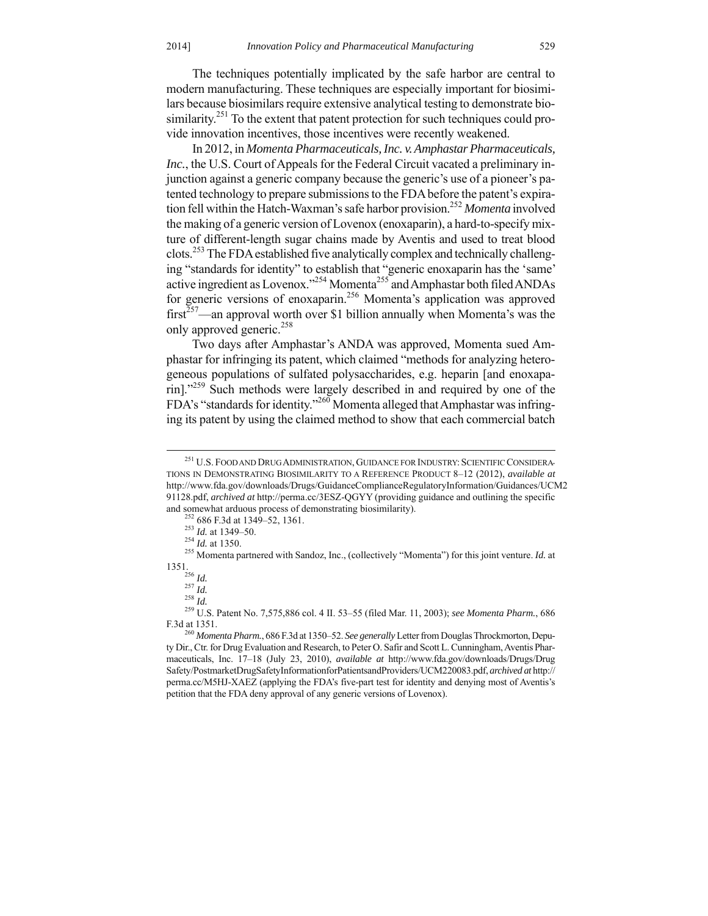The techniques potentially implicated by the safe harbor are central to modern manufacturing. These techniques are especially important for biosimilars because biosimilars require extensive analytical testing to demonstrate biosimilarity.[251] To the extent that patent protection for such techniques could provide innovation incentives, those incentives were recently weakened.

In 2012, in *Momenta Pharmaceuticals, Inc. v. Amphastar Pharmaceuticals, Inc.*, the U.S. Court of Appeals for the Federal Circuit vacated a preliminary injunction against a generic company because the generic's use of a pioneer's patented technology to prepare submissions to the FDA before the patent's expiration fell within the Hatch-Waxman's safe harbor provision.[252] *Momenta* involved the making of a generic version of Lovenox (enoxaparin), a hard-to-specify mixture of different-length sugar chains made by Aventis and used to treat blood clots.[253] The FDA established five analytically complex and technically challenging "standards for identity" to establish that "generic enoxaparin has the 'same' active ingredient as Lovenox."[254] Momenta[255] and Amphastar both filed ANDAs for generic versions of enoxaparin.[256] Momenta's application was approved first[257]—an approval worth over $1 billion annually when Momenta's was the only approved generic.[258]

Two days after Amphastar's ANDA was approved, Momenta sued Amphastar for infringing its patent, which claimed "methods for analyzing heterogeneous populations of sulfated polysaccharides, e.g. heparin [and enoxaparin]."[259] Such methods were largely described in and required by one of the FDA's "standards for identity."[260] Momenta alleged that Amphastar was infringing its patent by using the claimed method to show that each commercial batch

---

[251] U.S. FOOD AND DRUG ADMINISTRATION, GUIDANCE FOR INDUSTRY: SCIENTIFIC CONSIDERATIONS IN DEMONSTRATING BIOSIMILARITY TO A REFERENCE PRODUCT 8–12 (2012), *available at* http://www.fda.gov/downloads/Drugs/GuidanceComplianceRegulatoryInformation/Guidances/UCM291128.pdf, *archived at* http://perma.cc/3ESZ-QGYY (providing guidance and outlining the specific and somewhat arduous process of demonstrating biosimilarity).

[252] 686 F.3d at 1349–52, 1361.

[253] *Id.* at 1349–50.

[254] *Id.* at 1350.

[255] Momenta partnered with Sandoz, Inc., (collectively "Momenta") for this joint venture. *Id.* at 1351.

[256] *Id.*

[257] *Id.*

[258] *Id.*

[259] U.S. Patent No. 7,575,886 col. 4 ll. 53–55 (filed Mar. 11, 2003); *see Momenta Pharm.*, 686 F.3d at 1351.

[260] *Momenta Pharm.*, 686 F.3d at 1350–52. *See generally* Letter from Douglas Throckmorton, Deputy Dir., Ctr. for Drug Evaluation and Research, to Peter O. Safir and Scott L. Cunningham, Aventis Pharmaceuticals, Inc. 17–18 (July 23, 2010), *available at* http://www.fda.gov/downloads/Drugs/DrugSafety/PostmarketDrugSafetyInformationforPatientsandProviders/UCM220083.pdf, *archived at* http://perma.cc/M5HJ-XAEZ (applying the FDA's five-part test for identity and denying most of Aventis's petition that the FDA deny approval of any generic versions of Lovenox).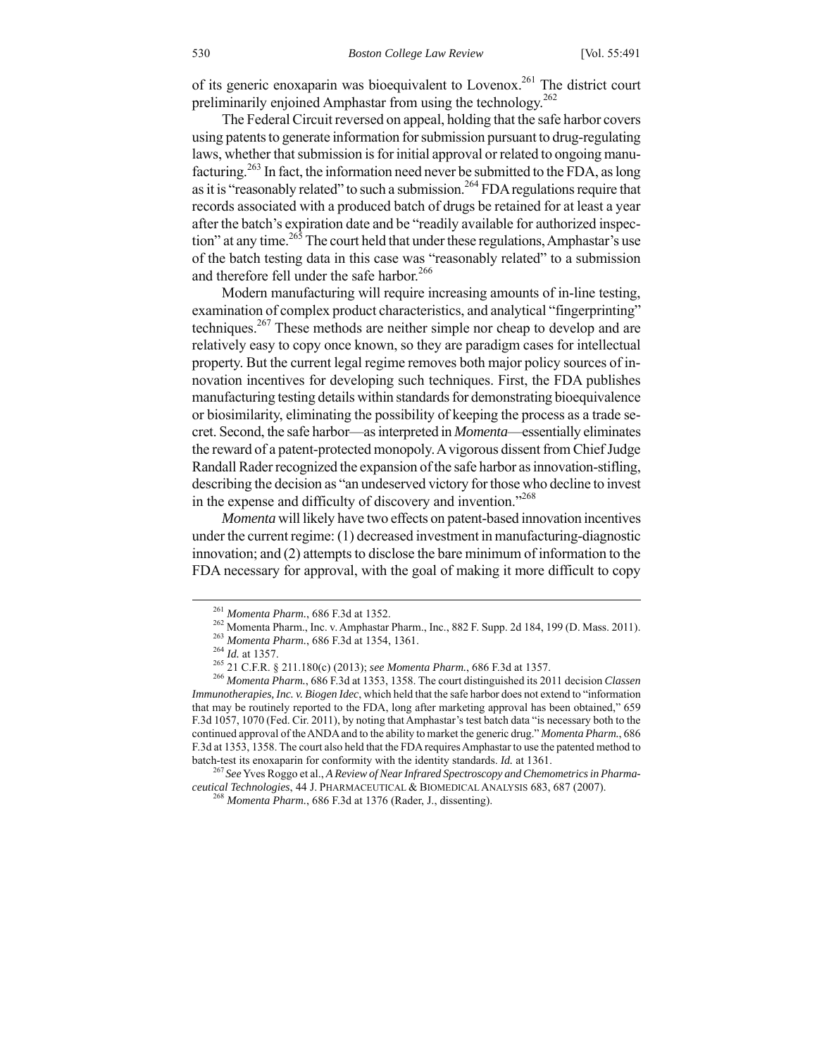of its generic enoxaparin was bioequivalent to Lovenox.[261] The district court preliminarily enjoined Amphastar from using the technology.[262]

The Federal Circuit reversed on appeal, holding that the safe harbor covers using patents to generate information for submission pursuant to drug-regulating laws, whether that submission is for initial approval or related to ongoing manufacturing.[263] In fact, the information need never be submitted to the FDA, as long as it is "reasonably related" to such a submission.[264] FDA regulations require that records associated with a produced batch of drugs be retained for at least a year after the batch's expiration date and be "readily available for authorized inspection" at any time.[265] The court held that under these regulations, Amphastar's use of the batch testing data in this case was "reasonably related" to a submission and therefore fell under the safe harbor.[266]

Modern manufacturing will require increasing amounts of in-line testing, examination of complex product characteristics, and analytical "fingerprinting" techniques.[267] These methods are neither simple nor cheap to develop and are relatively easy to copy once known, so they are paradigm cases for intellectual property. But the current legal regime removes both major policy sources of innovation incentives for developing such techniques. First, the FDA publishes manufacturing testing details within standards for demonstrating bioequivalence or biosimilarity, eliminating the possibility of keeping the process as a trade secret. Second, the safe harbor—as interpreted in *Momenta*—essentially eliminates the reward of a patent-protected monopoly. A vigorous dissent from Chief Judge Randall Rader recognized the expansion of the safe harbor as innovation-stifling, describing the decision as "an undeserved victory for those who decline to invest in the expense and difficulty of discovery and invention."[268]

*Momenta* will likely have two effects on patent-based innovation incentives under the current regime: (1) decreased investment in manufacturing-diagnostic innovation; and (2) attempts to disclose the bare minimum of information to the FDA necessary for approval, with the goal of making it more difficult to copy

---

[261] *Momenta Pharm.*, 686 F.3d at 1352.

[262] Momenta Pharm., Inc. v. Amphastar Pharm., Inc., 882 F. Supp. 2d 184, 199 (D. Mass. 2011).

[263] *Momenta Pharm.*, 686 F.3d at 1354, 1361.

[264] *Id.* at 1357.

[265] 21 C.F.R. § 211.180(c) (2013); *see Momenta Pharm.*, 686 F.3d at 1357.

[266] *Momenta Pharm.*, 686 F.3d at 1353, 1358. The court distinguished its 2011 decision *Classen Immunotherapies, Inc. v. Biogen Idec*, which held that the safe harbor does not extend to "information that may be routinely reported to the FDA, long after marketing approval has been obtained," 659 F.3d 1057, 1070 (Fed. Cir. 2011), by noting that Amphastar's test batch data "is necessary both to the continued approval of the ANDA and to the ability to market the generic drug." *Momenta Pharm.*, 686 F.3d at 1353, 1358. The court also held that the FDA requires Amphastar to use the patented method to batch-test its enoxaparin for conformity with the identity standards. *Id.* at 1361.

[267] *See* Yves Roggo et al., *A Review of Near Infrared Spectroscopy and Chemometrics in Pharmaceutical Technologies*, 44 J. PHARMACEUTICAL & BIOMEDICAL ANALYSIS 683, 687 (2007).

[268] *Momenta Pharm.*, 686 F.3d at 1376 (Rader, J., dissenting).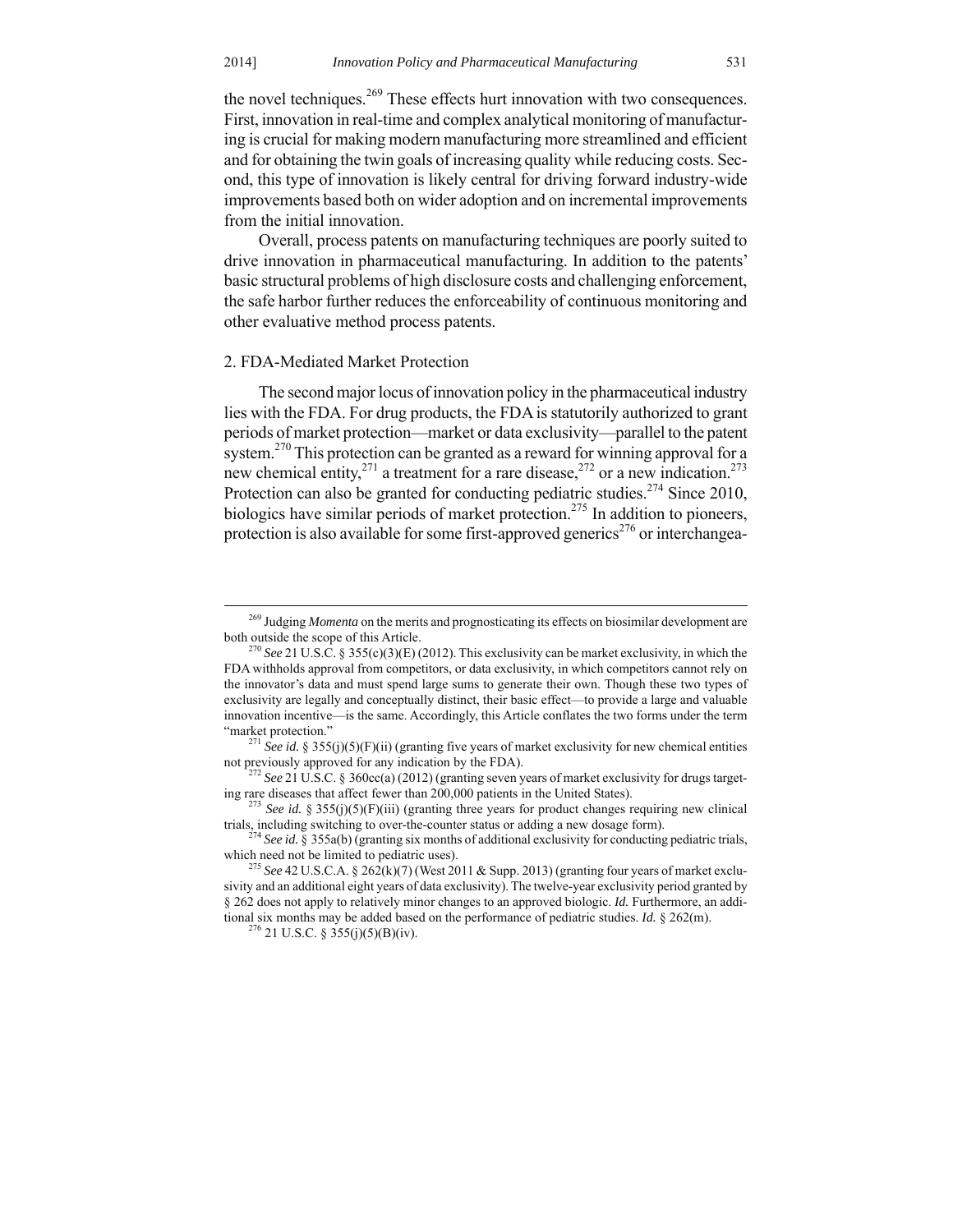the novel techniques.[269] These effects hurt innovation with two consequences. First, innovation in real-time and complex analytical monitoring of manufacturing is crucial for making modern manufacturing more streamlined and efficient and for obtaining the twin goals of increasing quality while reducing costs. Second, this type of innovation is likely central for driving forward industry-wide improvements based both on wider adoption and on incremental improvements from the initial innovation.

Overall, process patents on manufacturing techniques are poorly suited to drive innovation in pharmaceutical manufacturing. In addition to the patents' basic structural problems of high disclosure costs and challenging enforcement, the safe harbor further reduces the enforceability of continuous monitoring and other evaluative method process patents.

### 2. FDA-Mediated Market Protection

The second major locus of innovation policy in the pharmaceutical industry lies with the FDA. For drug products, the FDA is statutorily authorized to grant periods of market protection—market or data exclusivity—parallel to the patent system.[270] This protection can be granted as a reward for winning approval for a new chemical entity,[271] a treatment for a rare disease,[272] or a new indication.[273] Protection can also be granted for conducting pediatric studies.[274] Since 2010, biologics have similar periods of market protection.[275] In addition to pioneers, protection is also available for some first-approved generics[276] or interchangea-

---

[269] Judging *Momenta* on the merits and prognosticating its effects on biosimilar development are both outside the scope of this Article.

[270] *See* 21 U.S.C. § 355(c)(3)(E) (2012). This exclusivity can be market exclusivity, in which the FDA withholds approval from competitors, or data exclusivity, in which competitors cannot rely on the innovator's data and must spend large sums to generate their own. Though these two types of exclusivity are legally and conceptually distinct, their basic effect—to provide a large and valuable innovation incentive—is the same. Accordingly, this Article conflates the two forms under the term "market protection."

[271] *See id.* § 355(j)(5)(F)(ii) (granting five years of market exclusivity for new chemical entities not previously approved for any indication by the FDA).

[272] *See* 21 U.S.C. § 360cc(a) (2012) (granting seven years of market exclusivity for drugs targeting rare diseases that affect fewer than 200,000 patients in the United States).

[273] *See id.* § 355(j)(5)(F)(iii) (granting three years for product changes requiring new clinical trials, including switching to over-the-counter status or adding a new dosage form).

[274] *See id.* § 355a(b) (granting six months of additional exclusivity for conducting pediatric trials, which need not be limited to pediatric uses).

[275] *See* 42 U.S.C.A. § 262(k)(7) (West 2011 & Supp. 2013) (granting four years of market exclusivity and an additional eight years of data exclusivity). The twelve-year exclusivity period granted by § 262 does not apply to relatively minor changes to an approved biologic. *Id.* Furthermore, an additional six months may be added based on the performance of pediatric studies. *Id.* § 262(m).

[276] 21 U.S.C. § 355(j)(5)(B)(iv).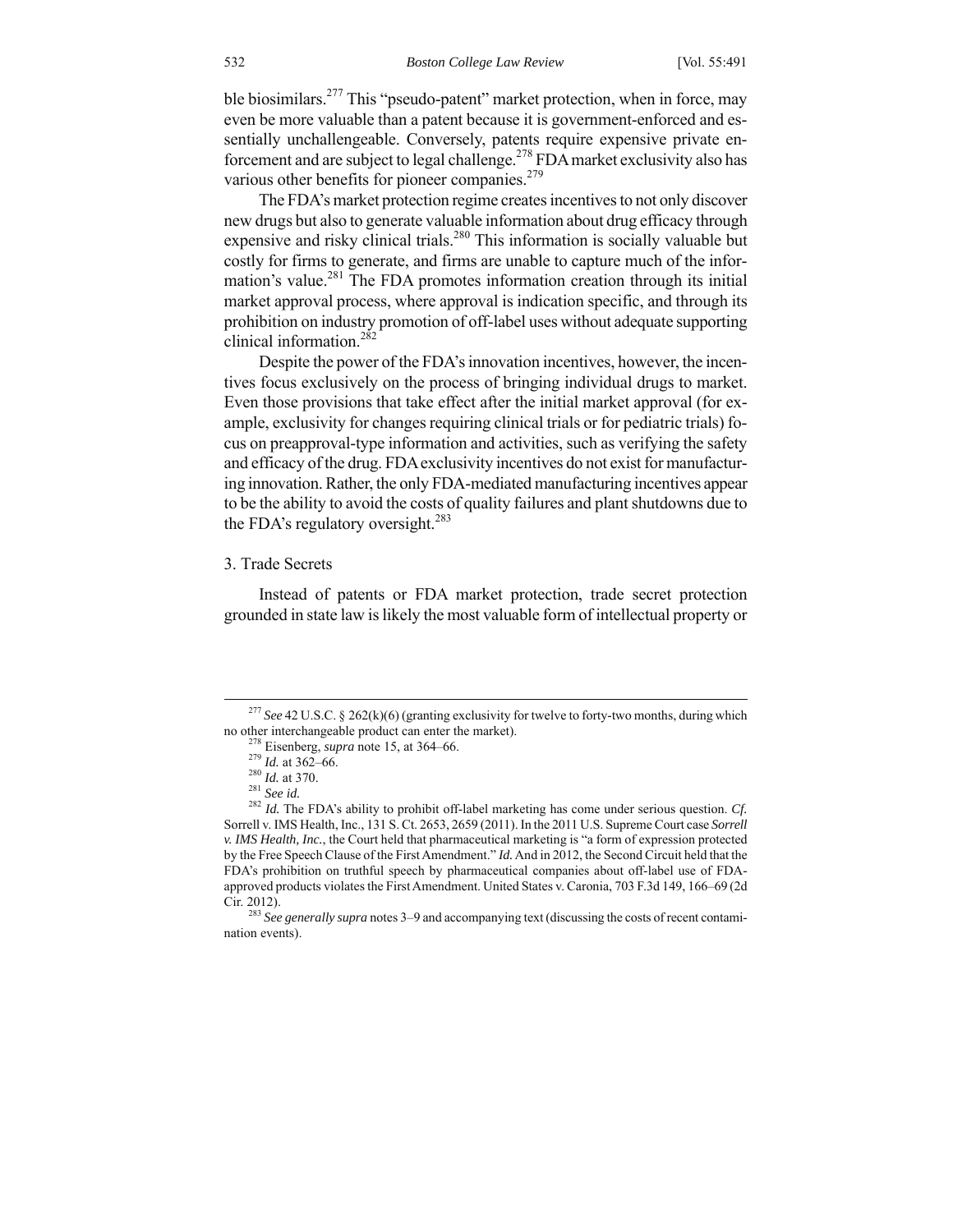ble biosimilars.[277] This "pseudo-patent" market protection, when in force, may even be more valuable than a patent because it is government-enforced and essentially unchallengeable. Conversely, patents require expensive private enforcement and are subject to legal challenge.[278] FDA market exclusivity also has various other benefits for pioneer companies.[279]

The FDA's market protection regime creates incentives to not only discover new drugs but also to generate valuable information about drug efficacy through expensive and risky clinical trials.[280] This information is socially valuable but costly for firms to generate, and firms are unable to capture much of the information's value.[281] The FDA promotes information creation through its initial market approval process, where approval is indication specific, and through its prohibition on industry promotion of off-label uses without adequate supporting clinical information.[282]

Despite the power of the FDA's innovation incentives, however, the incentives focus exclusively on the process of bringing individual drugs to market. Even those provisions that take effect after the initial market approval (for example, exclusivity for changes requiring clinical trials or for pediatric trials) focus on preapproval-type information and activities, such as verifying the safety and efficacy of the drug. FDA exclusivity incentives do not exist for manufacturing innovation. Rather, the only FDA-mediated manufacturing incentives appear to be the ability to avoid the costs of quality failures and plant shutdowns due to the FDA's regulatory oversight.[283]

### 3. Trade Secrets

Instead of patents or FDA market protection, trade secret protection grounded in state law is likely the most valuable form of intellectual property or

---

[277] *See* 42 U.S.C. § 262(k)(6) (granting exclusivity for twelve to forty-two months, during which no other interchangeable product can enter the market).

[278] Eisenberg, *supra* note 15, at 364–66.

[279] *Id.* at 362–66.

[280] *Id.* at 370.

[281] *See id.*

[282] *Id.* The FDA's ability to prohibit off-label marketing has come under serious question. *Cf.* Sorrell v. IMS Health, Inc., 131 S. Ct. 2653, 2659 (2011). In the 2011 U.S. Supreme Court case *Sorrell v. IMS Health, Inc.*, the Court held that pharmaceutical marketing is "a form of expression protected by the Free Speech Clause of the First Amendment." *Id.* And in 2012, the Second Circuit held that the FDA's prohibition on truthful speech by pharmaceutical companies about off-label use of FDA-approved products violates the First Amendment. United States v. Caronia, 703 F.3d 149, 166–69 (2d Cir. 2012).

[283] *See generally supra* notes 3–9 and accompanying text (discussing the costs of recent contamination events).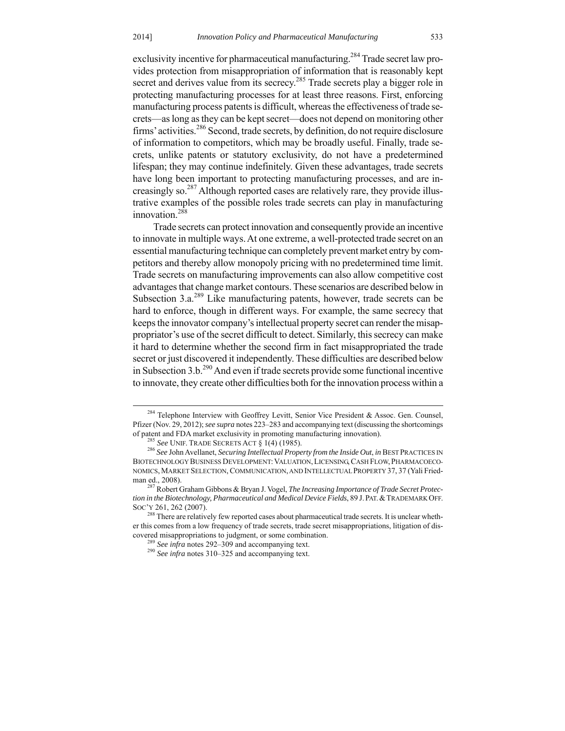exclusivity incentive for pharmaceutical manufacturing.[284] Trade secret law provides protection from misappropriation of information that is reasonably kept secret and derives value from its secrecy.[285] Trade secrets play a bigger role in protecting manufacturing processes for at least three reasons. First, enforcing manufacturing process patents is difficult, whereas the effectiveness of trade secrets—as long as they can be kept secret—does not depend on monitoring other firms' activities.[286] Second, trade secrets, by definition, do not require disclosure of information to competitors, which may be broadly useful. Finally, trade secrets, unlike patents or statutory exclusivity, do not have a predetermined lifespan; they may continue indefinitely. Given these advantages, trade secrets have long been important to protecting manufacturing processes, and are increasingly so.[287] Although reported cases are relatively rare, they provide illustrative examples of the possible roles trade secrets can play in manufacturing innovation.[288]

Trade secrets can protect innovation and consequently provide an incentive to innovate in multiple ways. At one extreme, a well-protected trade secret on an essential manufacturing technique can completely prevent market entry by competitors and thereby allow monopoly pricing with no predetermined time limit. Trade secrets on manufacturing improvements can also allow competitive cost advantages that change market contours. These scenarios are described below in Subsection 3.a.[289] Like manufacturing patents, however, trade secrets can be hard to enforce, though in different ways. For example, the same secrecy that keeps the innovator company's intellectual property secret can render the misappropriator's use of the secret difficult to detect. Similarly, this secrecy can make it hard to determine whether the second firm in fact misappropriated the trade secret or just discovered it independently. These difficulties are described below in Subsection 3.b.[290] And even if trade secrets provide some functional incentive to innovate, they create other difficulties both for the innovation process within a

---

[284] Telephone Interview with Geoffrey Levitt, Senior Vice President & Assoc. Gen. Counsel, Pfizer (Nov. 29, 2012); *see supra* notes 223–283 and accompanying text (discussing the shortcomings of patent and FDA market exclusivity in promoting manufacturing innovation).

[285] *See* UNIF. TRADE SECRETS ACT § 1(4) (1985).

[286] *See* John Avellanet, *Securing Intellectual Property from the Inside Out*, *in* BEST PRACTICES IN BIOTECHNOLOGY BUSINESS DEVELOPMENT: VALUATION, LICENSING, CASH FLOW, PHARMACOECONOMICS, MARKET SELECTION, COMMUNICATION, AND INTELLECTUAL PROPERTY 37, 37 (Yali Friedman ed., 2008).

[287] Robert Graham Gibbons & Bryan J. Vogel, *The Increasing Importance of Trade Secret Protection in the Biotechnology, Pharmaceutical and Medical Device Fields*, 89 J. PAT. & TRADEMARK OFF. SOC'Y 261, 262 (2007).

[288] There are relatively few reported cases about pharmaceutical trade secrets. It is unclear whether this comes from a low frequency of trade secrets, trade secret misappropriations, litigation of discovered misappropriations to judgment, or some combination.

[289] *See infra* notes 292–309 and accompanying text.

[290] *See infra* notes 310–325 and accompanying text.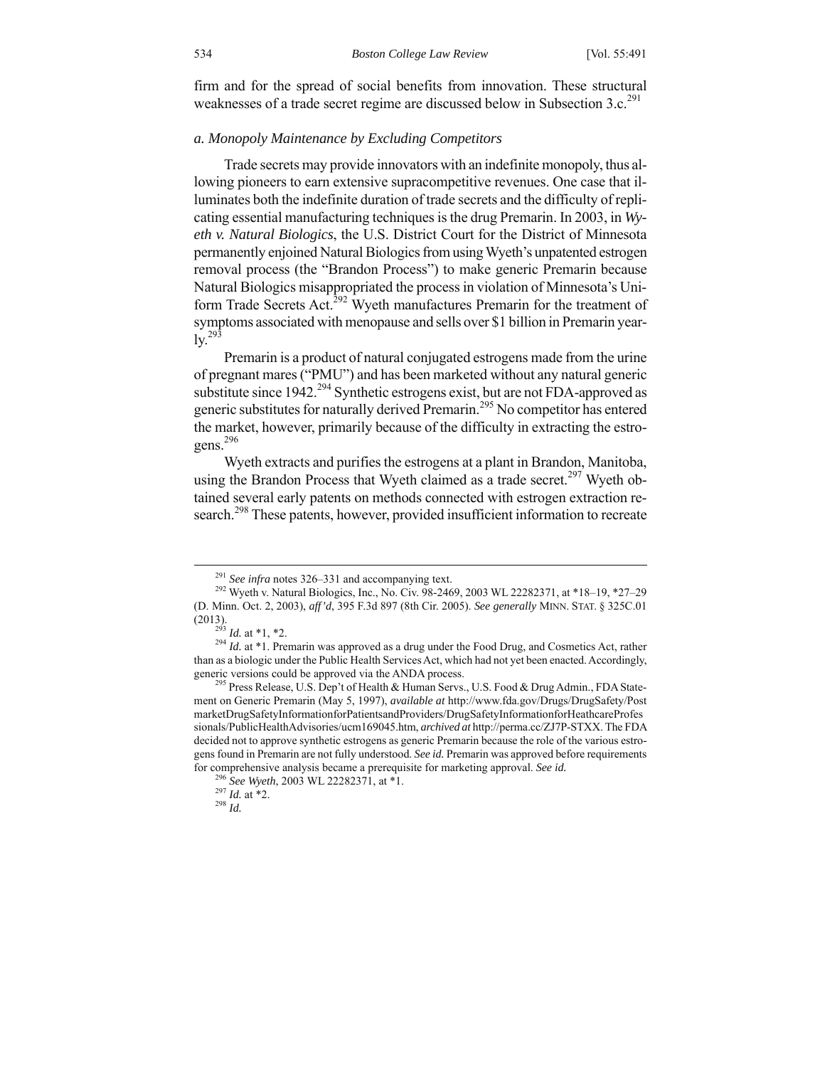firm and for the spread of social benefits from innovation. These structural weaknesses of a trade secret regime are discussed below in Subsection 3.c.[291]

### *a. Monopoly Maintenance by Excluding Competitors*

Trade secrets may provide innovators with an indefinite monopoly, thus allowing pioneers to earn extensive supracompetitive revenues. One case that illuminates both the indefinite duration of trade secrets and the difficulty of replicating essential manufacturing techniques is the drug Premarin. In 2003, in *Wyeth v. Natural Biologics*, the U.S. District Court for the District of Minnesota permanently enjoined Natural Biologics from using Wyeth's unpatented estrogen removal process (the "Brandon Process") to make generic Premarin because Natural Biologics misappropriated the process in violation of Minnesota's Uniform Trade Secrets Act.[292] Wyeth manufactures Premarin for the treatment of symptoms associated with menopause and sells over $1 billion in Premarin yearly.[293]

Premarin is a product of natural conjugated estrogens made from the urine of pregnant mares ("PMU") and has been marketed without any natural generic substitute since 1942.[294] Synthetic estrogens exist, but are not FDA-approved as generic substitutes for naturally derived Premarin.[295] No competitor has entered the market, however, primarily because of the difficulty in extracting the estrogens.[296]

Wyeth extracts and purifies the estrogens at a plant in Brandon, Manitoba, using the Brandon Process that Wyeth claimed as a trade secret.[297] Wyeth obtained several early patents on methods connected with estrogen extraction research.[298] These patents, however, provided insufficient information to recreate

---

[291] *See infra* notes 326–331 and accompanying text.

[292] Wyeth v. Natural Biologics, Inc., No. Civ. 98-2469, 2003 WL 22282371, at *18–19, *27–29 (D. Minn. Oct. 2, 2003), *aff'd*, 395 F.3d 897 (8th Cir. 2005). *See generally* MINN. STAT. § 325C.01 (2013).

[293] *Id.* at *1, *2.

[294] *Id.* at *1. Premarin was approved as a drug under the Food Drug, and Cosmetics Act, rather than as a biologic under the Public Health Services Act, which had not yet been enacted. Accordingly, generic versions could be approved via the ANDA process.

[295] Press Release, U.S. Dep't of Health & Human Servs., U.S. Food & Drug Admin., FDA Statement on Generic Premarin (May 5, 1997), *available at* http://www.fda.gov/Drugs/DrugSafety/PostmarketDrugSafetyInformationforPatientsandProviders/DrugSafetyInformationforHeathcareProfessionals/PublicHealthAdvisories/ucm169045.htm, *archived at* http://perma.cc/ZJ7P-STXX. The FDA decided not to approve synthetic estrogens as generic Premarin because the role of the various estrogens found in Premarin are not fully understood. *See id.* Premarin was approved before requirements for comprehensive analysis became a prerequisite for marketing approval. *See id.*

[296] *See Wyeth*, 2003 WL 22282371, at *1.

[297] *Id.* at *2.

[298] *Id.*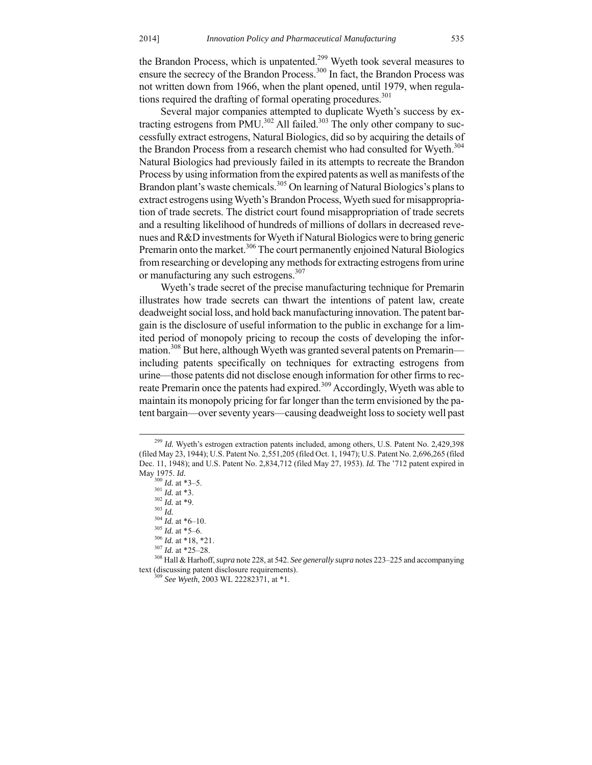the Brandon Process, which is unpatented.[299] Wyeth took several measures to ensure the secrecy of the Brandon Process.[300] In fact, the Brandon Process was not written down from 1966, when the plant opened, until 1979, when regulations required the drafting of formal operating procedures.[301]

Several major companies attempted to duplicate Wyeth's success by extracting estrogens from PMU.[302] All failed.[303] The only other company to successfully extract estrogens, Natural Biologics, did so by acquiring the details of the Brandon Process from a research chemist who had consulted for Wyeth.[304] Natural Biologics had previously failed in its attempts to recreate the Brandon Process by using information from the expired patents as well as manifests of the Brandon plant's waste chemicals.[305] On learning of Natural Biologics's plans to extract estrogens using Wyeth's Brandon Process, Wyeth sued for misappropriation of trade secrets. The district court found misappropriation of trade secrets and a resulting likelihood of hundreds of millions of dollars in decreased revenues and R&D investments for Wyeth if Natural Biologics were to bring generic Premarin onto the market.[306] The court permanently enjoined Natural Biologics from researching or developing any methods for extracting estrogens from urine or manufacturing any such estrogens.[307]

Wyeth's trade secret of the precise manufacturing technique for Premarin illustrates how trade secrets can thwart the intentions of patent law, create deadweight social loss, and hold back manufacturing innovation. The patent bargain is the disclosure of useful information to the public in exchange for a limited period of monopoly pricing to recoup the costs of developing the information.[308] But here, although Wyeth was granted several patents on Premarin—including patents specifically on techniques for extracting estrogens from urine—those patents did not disclose enough information for other firms to recreate Premarin once the patents had expired.[309] Accordingly, Wyeth was able to maintain its monopoly pricing for far longer than the term envisioned by the patent bargain—over seventy years—causing deadweight loss to society well past

---

[299] *Id.* Wyeth's estrogen extraction patents included, among others, U.S. Patent No. 2,429,398 (filed May 23, 1944); U.S. Patent No. 2,551,205 (filed Oct. 1, 1947); U.S. Patent No. 2,696,265 (filed Dec. 11, 1948); and U.S. Patent No. 2,834,712 (filed May 27, 1953). *Id.* The '712 patent expired in May 1975. *Id.*

[300] *Id.* at \*3–5.

[301] *Id.* at \*3.

[302] *Id.* at \*9.

[303] *Id.*

[304] *Id.* at \*6–10.

[305] *Id.* at \*5–6.

[306] *Id.* at \*18, \*21.

[307] *Id.* at \*25–28.

[308] Hall & Harhoff, *supra* note 228, at 542. *See generally supra* notes 223–225 and accompanying text (discussing patent disclosure requirements).

[309] *See Wyeth*, 2003 WL 22282371, at \*1.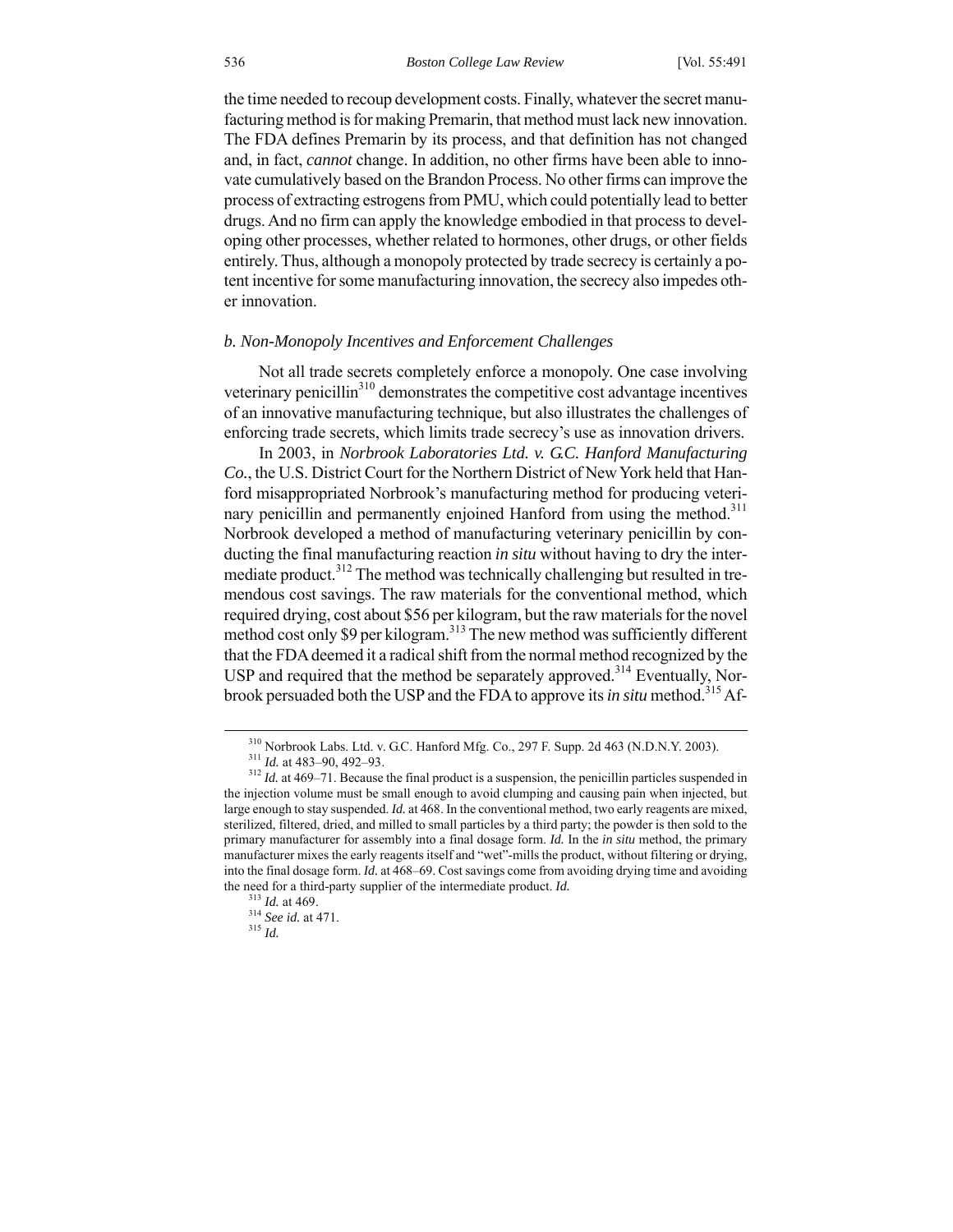the time needed to recoup development costs. Finally, whatever the secret manufacturing method is for making Premarin, that method must lack new innovation. The FDA defines Premarin by its process, and that definition has not changed and, in fact, *cannot* change. In addition, no other firms have been able to innovate cumulatively based on the Brandon Process. No other firms can improve the process of extracting estrogens from PMU, which could potentially lead to better drugs. And no firm can apply the knowledge embodied in that process to developing other processes, whether related to hormones, other drugs, or other fields entirely. Thus, although a monopoly protected by trade secrecy is certainly a potent incentive for some manufacturing innovation, the secrecy also impedes other innovation.

### *b. Non-Monopoly Incentives and Enforcement Challenges*

Not all trade secrets completely enforce a monopoly. One case involving veterinary penicillin[310] demonstrates the competitive cost advantage incentives of an innovative manufacturing technique, but also illustrates the challenges of enforcing trade secrets, which limits trade secrecy's use as innovation drivers.

In 2003, in *Norbrook Laboratories Ltd. v. G.C. Hanford Manufacturing Co.*, the U.S. District Court for the Northern District of New York held that Hanford misappropriated Norbrook's manufacturing method for producing veterinary penicillin and permanently enjoined Hanford from using the method.[311] Norbrook developed a method of manufacturing veterinary penicillin by conducting the final manufacturing reaction *in situ* without having to dry the intermediate product.[312] The method was technically challenging but resulted in tremendous cost savings. The raw materials for the conventional method, which required drying, cost about \$56 per kilogram, but the raw materials for the novel method cost only \$9 per kilogram.[313] The new method was sufficiently different that the FDA deemed it a radical shift from the normal method recognized by the USP and required that the method be separately approved.[314] Eventually, Norbrook persuaded both the USP and the FDA to approve its *in situ* method.[315] Af-

---

[310] Norbrook Labs. Ltd. v. G.C. Hanford Mfg. Co., 297 F. Supp. 2d 463 (N.D.N.Y. 2003).

[311] *Id.* at 483–90, 492–93.

[312] *Id.* at 469–71. Because the final product is a suspension, the penicillin particles suspended in the injection volume must be small enough to avoid clumping and causing pain when injected, but large enough to stay suspended. *Id.* at 468. In the conventional method, two early reagents are mixed, sterilized, filtered, dried, and milled to small particles by a third party; the powder is then sold to the primary manufacturer for assembly into a final dosage form. *Id.* In the *in situ* method, the primary manufacturer mixes the early reagents itself and "wet"-mills the product, without filtering or drying, into the final dosage form. *Id.* at 468–69. Cost savings come from avoiding drying time and avoiding the need for a third-party supplier of the intermediate product. *Id.*

[313] *Id.* at 469.

[314] *See id.* at 471.

[315] *Id.*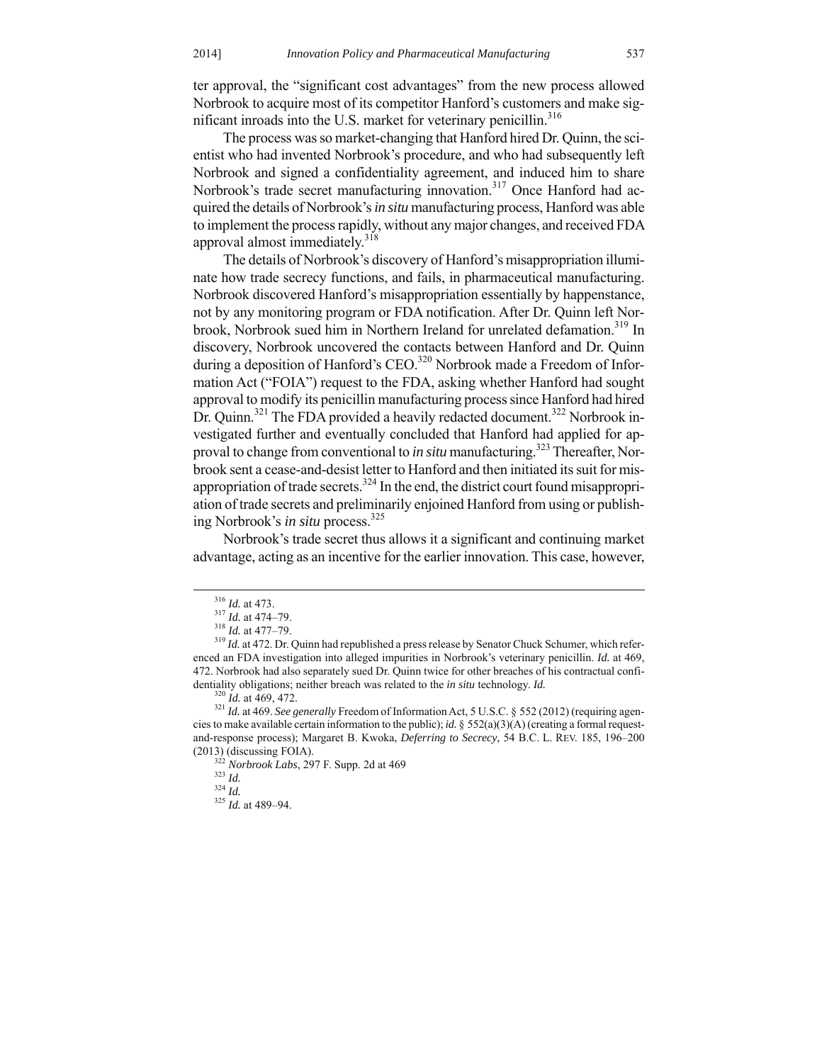ter approval, the "significant cost advantages" from the new process allowed Norbrook to acquire most of its competitor Hanford's customers and make significant inroads into the U.S. market for veterinary penicillin.[316]

The process was so market-changing that Hanford hired Dr. Quinn, the scientist who had invented Norbrook's procedure, and who had subsequently left Norbrook and signed a confidentiality agreement, and induced him to share Norbrook's trade secret manufacturing innovation.[317] Once Hanford had acquired the details of Norbrook's *in situ* manufacturing process, Hanford was able to implement the process rapidly, without any major changes, and received FDA approval almost immediately.[318]

The details of Norbrook's discovery of Hanford's misappropriation illuminate how trade secrecy functions, and fails, in pharmaceutical manufacturing. Norbrook discovered Hanford's misappropriation essentially by happenstance, not by any monitoring program or FDA notification. After Dr. Quinn left Norbrook, Norbrook sued him in Northern Ireland for unrelated defamation.[319] In discovery, Norbrook uncovered the contacts between Hanford and Dr. Quinn during a deposition of Hanford's CEO.[320] Norbrook made a Freedom of Information Act ("FOIA") request to the FDA, asking whether Hanford had sought approval to modify its penicillin manufacturing process since Hanford had hired Dr. Quinn.[321] The FDA provided a heavily redacted document.[322] Norbrook investigated further and eventually concluded that Hanford had applied for approval to change from conventional to *in situ* manufacturing.[323] Thereafter, Norbrook sent a cease-and-desist letter to Hanford and then initiated its suit for misappropriation of trade secrets.[324] In the end, the district court found misappropriation of trade secrets and preliminarily enjoined Hanford from using or publishing Norbrook's *in situ* process.[325]

Norbrook's trade secret thus allows it a significant and continuing market advantage, acting as an incentive for the earlier innovation. This case, however,

---

[316] *Id.* at 473.

[317] *Id.* at 474–79.

[318] *Id.* at 477–79.

[319] *Id.* at 472. Dr. Quinn had republished a press release by Senator Chuck Schumer, which referenced an FDA investigation into alleged impurities in Norbrook's veterinary penicillin. *Id.* at 469, 472. Norbrook had also separately sued Dr. Quinn twice for other breaches of his contractual confidentiality obligations; neither breach was related to the *in situ* technology. *Id.*

[320] *Id.* at 469, 472.

[321] *Id.* at 469. *See generally* Freedom of Information Act, 5 U.S.C. § 552 (2012) (requiring agencies to make available certain information to the public); *id.* § 552(a)(3)(A) (creating a formal request-and-response process); Margaret B. Kwoka, *Deferring to Secrecy*, 54 B.C. L. REV. 185, 196–200 (2013) (discussing FOIA).

[322] *Norbrook Labs*, 297 F. Supp. 2d at 469

[323] *Id.*

[324] *Id.*

[325] *Id.* at 489–94.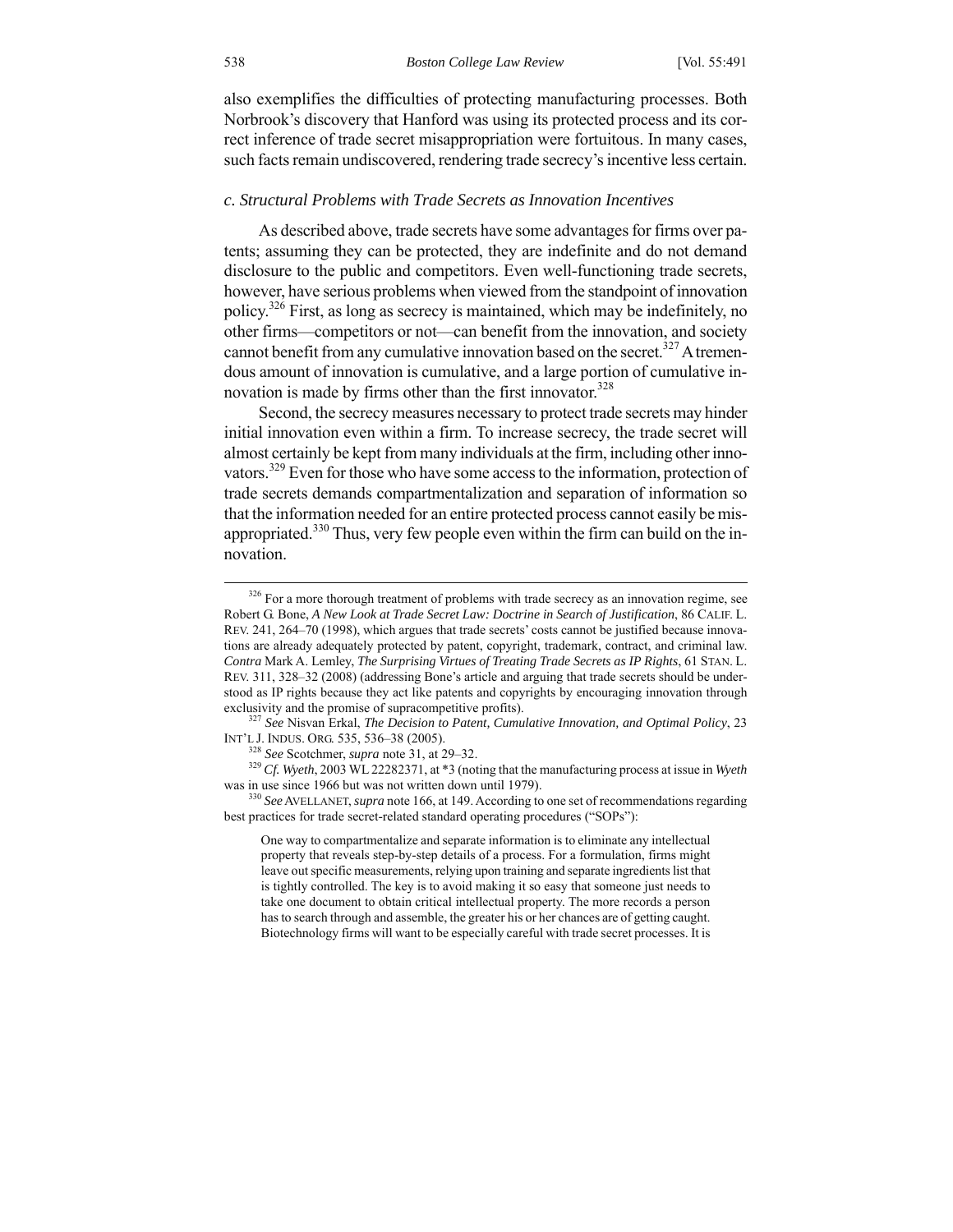also exemplifies the difficulties of protecting manufacturing processes. Both Norbrook's discovery that Hanford was using its protected process and its correct inference of trade secret misappropriation were fortuitous. In many cases, such facts remain undiscovered, rendering trade secrecy's incentive less certain.

#### *c. Structural Problems with Trade Secrets as Innovation Incentives*

As described above, trade secrets have some advantages for firms over patents; assuming they can be protected, they are indefinite and do not demand disclosure to the public and competitors. Even well-functioning trade secrets, however, have serious problems when viewed from the standpoint of innovation policy.[326] First, as long as secrecy is maintained, which may be indefinitely, no other firms—competitors or not—can benefit from the innovation, and society cannot benefit from any cumulative innovation based on the secret.[327] A tremendous amount of innovation is cumulative, and a large portion of cumulative innovation is made by firms other than the first innovator.[328]

Second, the secrecy measures necessary to protect trade secrets may hinder initial innovation even within a firm. To increase secrecy, the trade secret will almost certainly be kept from many individuals at the firm, including other innovators.[329] Even for those who have some access to the information, protection of trade secrets demands compartmentalization and separation of information so that the information needed for an entire protected process cannot easily be misappropriated.[330] Thus, very few people even within the firm can build on the innovation.

---

[326] For a more thorough treatment of problems with trade secrecy as an innovation regime, see Robert G. Bone, *A New Look at Trade Secret Law: Doctrine in Search of Justification*, 86 CALIF. L. REV. 241, 264–70 (1998), which argues that trade secrets' costs cannot be justified because innovations are already adequately protected by patent, copyright, trademark, contract, and criminal law. *Contra* Mark A. Lemley, *The Surprising Virtues of Treating Trade Secrets as IP Rights*, 61 STAN. L. REV. 311, 328–32 (2008) (addressing Bone's article and arguing that trade secrets should be understood as IP rights because they act like patents and copyrights by encouraging innovation through exclusivity and the promise of supracompetitive profits).

[327] *See* Nisvan Erkal, *The Decision to Patent, Cumulative Innovation, and Optimal Policy*, 23 INT'L J. INDUS. ORG. 535, 536–38 (2005).

[328] *See* Scotchmer, *supra* note 31, at 29–32.

[329] *Cf. Wyeth*, 2003 WL 22282371, at *3 (noting that the manufacturing process at issue in *Wyeth* was in use since 1966 but was not written down until 1979).

[330] *See* AVELLANET, *supra* note 166, at 149. According to one set of recommendations regarding best practices for trade secret-related standard operating procedures ("SOPs"):

> One way to compartmentalize and separate information is to eliminate any intellectual property that reveals step-by-step details of a process. For a formulation, firms might leave out specific measurements, relying upon training and separate ingredients list that is tightly controlled. The key is to avoid making it so easy that someone just needs to take one document to obtain critical intellectual property. The more records a person has to search through and assemble, the greater his or her chances are of getting caught. Biotechnology firms will want to be especially careful with trade secret processes. It is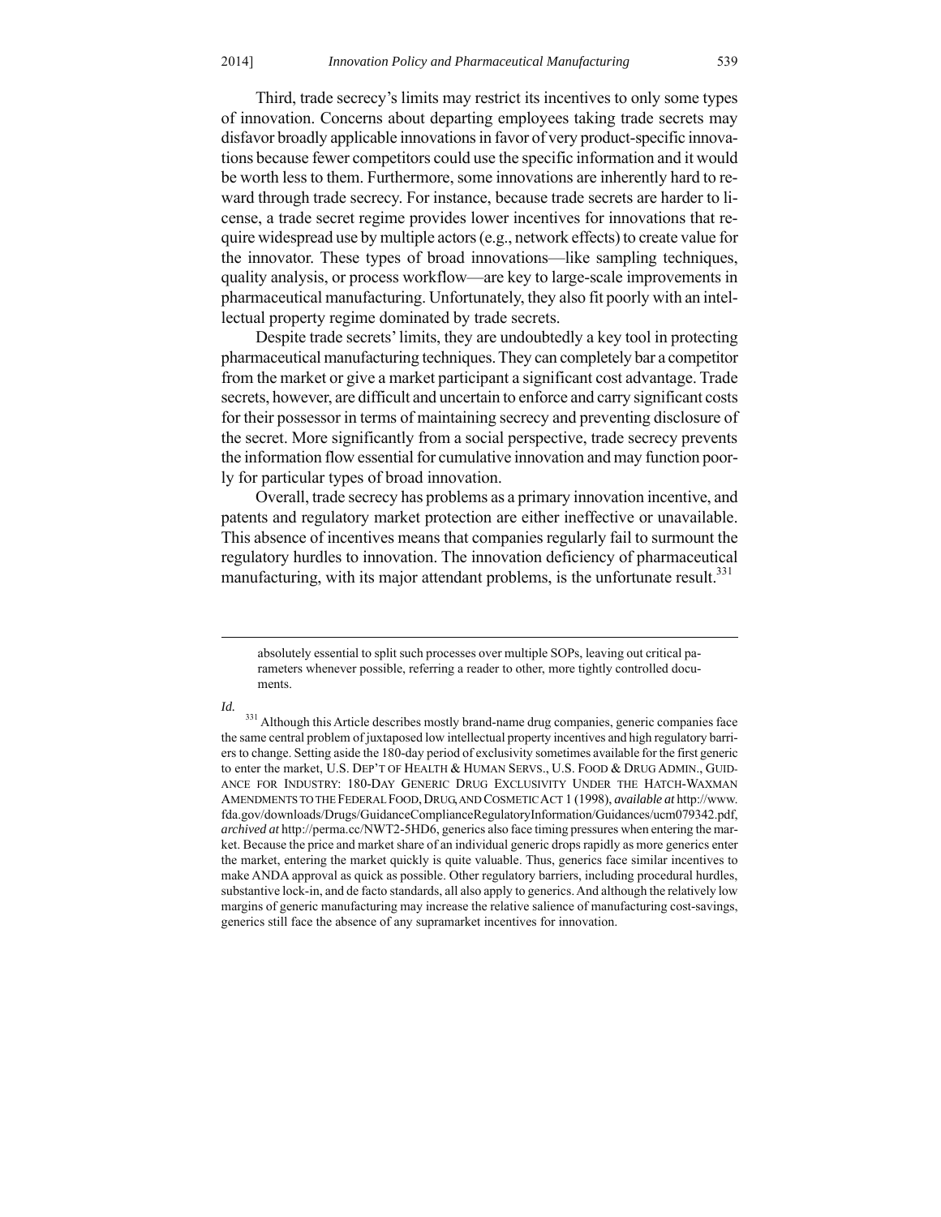Third, trade secrecy's limits may restrict its incentives to only some types of innovation. Concerns about departing employees taking trade secrets may disfavor broadly applicable innovations in favor of very product-specific innovations because fewer competitors could use the specific information and it would be worth less to them. Furthermore, some innovations are inherently hard to reward through trade secrecy. For instance, because trade secrets are harder to license, a trade secret regime provides lower incentives for innovations that require widespread use by multiple actors (e.g., network effects) to create value for the innovator. These types of broad innovations—like sampling techniques, quality analysis, or process workflow—are key to large-scale improvements in pharmaceutical manufacturing. Unfortunately, they also fit poorly with an intellectual property regime dominated by trade secrets.

Despite trade secrets' limits, they are undoubtedly a key tool in protecting pharmaceutical manufacturing techniques. They can completely bar a competitor from the market or give a market participant a significant cost advantage. Trade secrets, however, are difficult and uncertain to enforce and carry significant costs for their possessor in terms of maintaining secrecy and preventing disclosure of the secret. More significantly from a social perspective, trade secrecy prevents the information flow essential for cumulative innovation and may function poorly for particular types of broad innovation.

Overall, trade secrecy has problems as a primary innovation incentive, and patents and regulatory market protection are either ineffective or unavailable. This absence of incentives means that companies regularly fail to surmount the regulatory hurdles to innovation. The innovation deficiency of pharmaceutical manufacturing, with its major attendant problems, is the unfortunate result.[331]

---

> absolutely essential to split such processes over multiple SOPs, leaving out critical parameters whenever possible, referring a reader to other, more tightly controlled documents.

*Id.*

[331] Although this Article describes mostly brand-name drug companies, generic companies face the same central problem of juxtaposed low intellectual property incentives and high regulatory barriers to change. Setting aside the 180-day period of exclusivity sometimes available for the first generic to enter the market, U.S. DEP'T OF HEALTH & HUMAN SERVS., U.S. FOOD & DRUG ADMIN., GUIDANCE FOR INDUSTRY: 180-DAY GENERIC DRUG EXCLUSIVITY UNDER THE HATCH-WAXMAN AMENDMENTS TO THE FEDERAL FOOD, DRUG, AND COSMETIC ACT 1 (1998), *available at* http://www.fda.gov/downloads/Drugs/GuidanceComplianceRegulatoryInformation/Guidances/ucm079342.pdf, *archived at* http://perma.cc/NWT2-5HD6, generics also face timing pressures when entering the market. Because the price and market share of an individual generic drops rapidly as more generics enter the market, entering the market quickly is quite valuable. Thus, generics face similar incentives to make ANDA approval as quick as possible. Other regulatory barriers, including procedural hurdles, substantive lock-in, and de facto standards, all also apply to generics. And although the relatively low margins of generic manufacturing may increase the relative salience of manufacturing cost-savings, generics still face the absence of any supramarket incentives for innovation.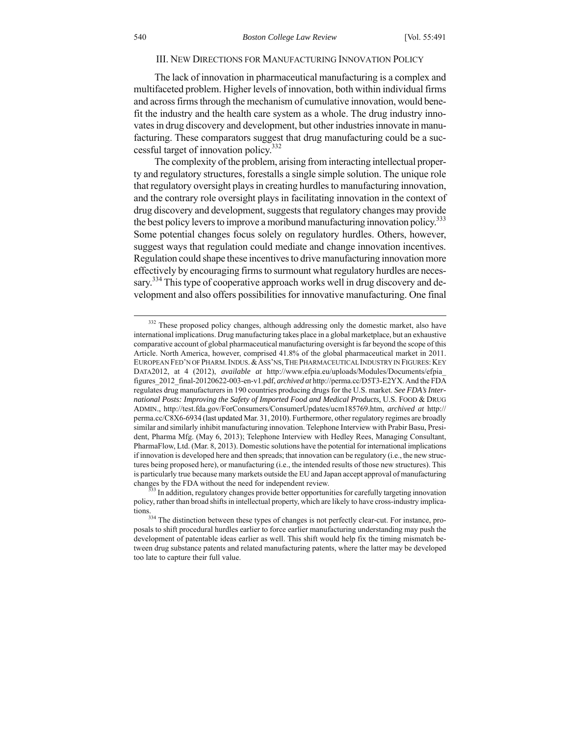## III. NEW DIRECTIONS FOR MANUFACTURING INNOVATION POLICY

The lack of innovation in pharmaceutical manufacturing is a complex and multifaceted problem. Higher levels of innovation, both within individual firms and across firms through the mechanism of cumulative innovation, would benefit the industry and the health care system as a whole. The drug industry innovates in drug discovery and development, but other industries innovate in manufacturing. These comparators suggest that drug manufacturing could be a successful target of innovation policy.[332]

The complexity of the problem, arising from interacting intellectual property and regulatory structures, forestalls a single simple solution. The unique role that regulatory oversight plays in creating hurdles to manufacturing innovation, and the contrary role oversight plays in facilitating innovation in the context of drug discovery and development, suggests that regulatory changes may provide the best policy levers to improve a moribund manufacturing innovation policy.[333] Some potential changes focus solely on regulatory hurdles. Others, however, suggest ways that regulation could mediate and change innovation incentives. Regulation could shape these incentives to drive manufacturing innovation more effectively by encouraging firms to surmount what regulatory hurdles are necessary.[334] This type of cooperative approach works well in drug discovery and development and also offers possibilities for innovative manufacturing. One final

---

[332] These proposed policy changes, although addressing only the domestic market, also have international implications. Drug manufacturing takes place in a global marketplace, but an exhaustive comparative account of global pharmaceutical manufacturing oversight is far beyond the scope of this Article. North America, however, comprised 41.8% of the global pharmaceutical market in 2011. EUROPEAN FED'N OF PHARM. INDUS. & ASS'NS, THE PHARMACEUTICAL INDUSTRY IN FIGURES: KEY DATA2012, at 4 (2012), *available at* http://www.efpia.eu/uploads/Modules/Documents/efpia_figures_2012_final-20120622-003-en-v1.pdf, *archived at* http://perma.cc/D5T3-E2YX. And the FDA regulates drug manufacturers in 190 countries producing drugs for the U.S. market. *See FDA's International Posts: Improving the Safety of Imported Food and Medical Products*, U.S. FOOD & DRUG ADMIN., http://test.fda.gov/ForConsumers/ConsumerUpdates/ucm185769.htm, *archived at* http://perma.cc/C8X6-6934 (last updated Mar. 31, 2010). Furthermore, other regulatory regimes are broadly similar and similarly inhibit manufacturing innovation. Telephone Interview with Prabir Basu, President, Pharma Mfg. (May 6, 2013); Telephone Interview with Hedley Rees, Managing Consultant, PharmaFlow, Ltd. (Mar. 8, 2013). Domestic solutions have the potential for international implications if innovation is developed here and then spreads; that innovation can be regulatory (i.e., the new structures being proposed here), or manufacturing (i.e., the intended results of those new structures). This is particularly true because many markets outside the EU and Japan accept approval of manufacturing changes by the FDA without the need for independent review.

[333] In addition, regulatory changes provide better opportunities for carefully targeting innovation policy, rather than broad shifts in intellectual property, which are likely to have cross-industry implications.

[334] The distinction between these types of changes is not perfectly clear-cut. For instance, proposals to shift procedural hurdles earlier to force earlier manufacturing understanding may push the development of patentable ideas earlier as well. This shift would help fix the timing mismatch between drug substance patents and related manufacturing patents, where the latter may be developed too late to capture their full value.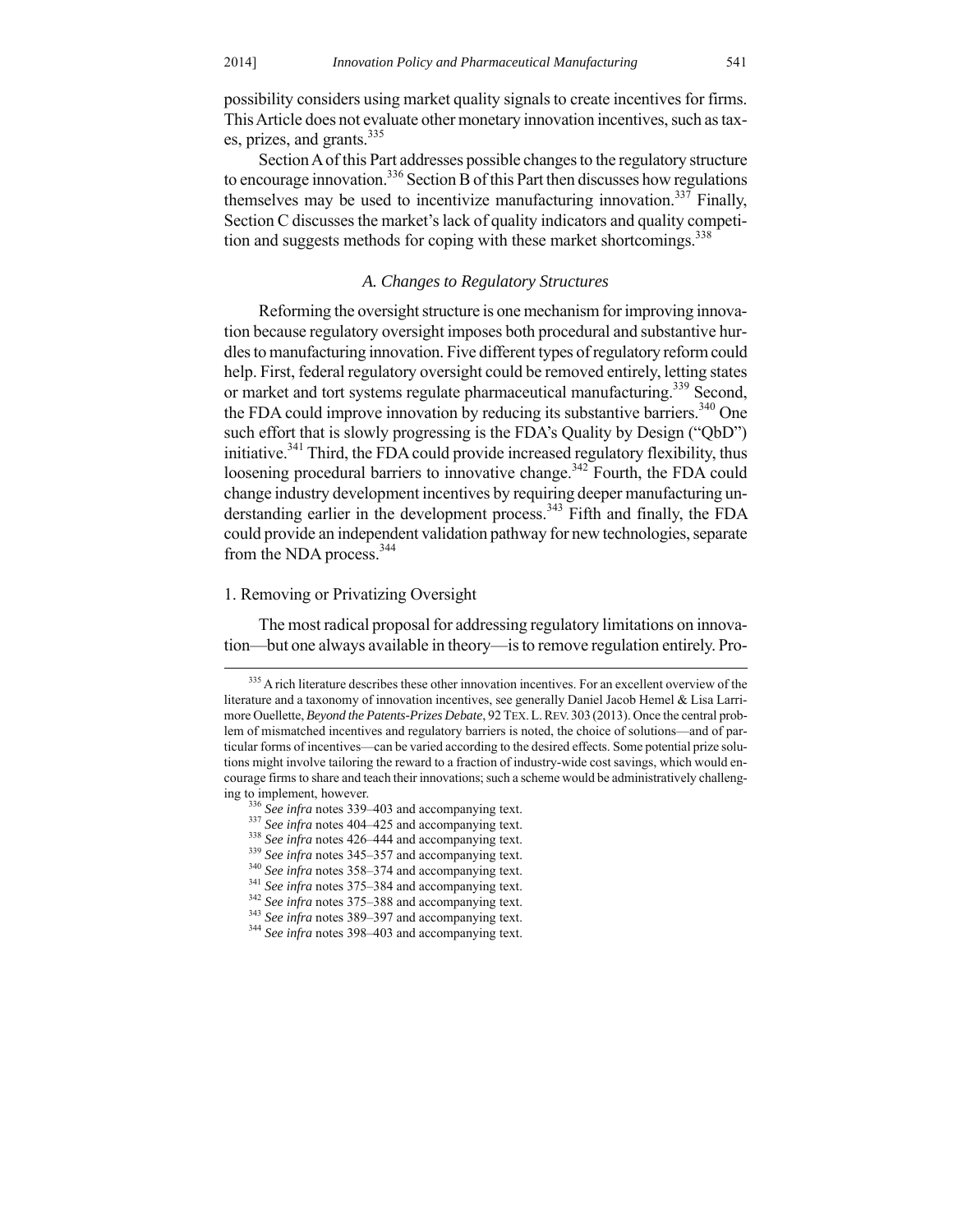possibility considers using market quality signals to create incentives for firms. This Article does not evaluate other monetary innovation incentives, such as taxes, prizes, and grants.[335]

Section A of this Part addresses possible changes to the regulatory structure to encourage innovation.[336] Section B of this Part then discusses how regulations themselves may be used to incentivize manufacturing innovation.[337] Finally, Section C discusses the market's lack of quality indicators and quality competition and suggests methods for coping with these market shortcomings.[338]

### *A. Changes to Regulatory Structures*

Reforming the oversight structure is one mechanism for improving innovation because regulatory oversight imposes both procedural and substantive hurdles to manufacturing innovation. Five different types of regulatory reform could help. First, federal regulatory oversight could be removed entirely, letting states or market and tort systems regulate pharmaceutical manufacturing.[339] Second, the FDA could improve innovation by reducing its substantive barriers.[340] One such effort that is slowly progressing is the FDA's Quality by Design ("QbD") initiative.[341] Third, the FDA could provide increased regulatory flexibility, thus loosening procedural barriers to innovative change.[342] Fourth, the FDA could change industry development incentives by requiring deeper manufacturing understanding earlier in the development process.[343] Fifth and finally, the FDA could provide an independent validation pathway for new technologies, separate from the NDA process.[344]

#### 1. Removing or Privatizing Oversight

The most radical proposal for addressing regulatory limitations on innovation—but one always available in theory—is to remove regulation entirely. Pro-

---

[335] A rich literature describes these other innovation incentives. For an excellent overview of the literature and a taxonomy of innovation incentives, see generally Daniel Jacob Hemel & Lisa Larrimore Ouellette, *Beyond the Patents-Prizes Debate*, 92 TEX. L. REV. 303 (2013). Once the central problem of mismatched incentives and regulatory barriers is noted, the choice of solutions—and of particular forms of incentives—can be varied according to the desired effects. Some potential prize solutions might involve tailoring the reward to a fraction of industry-wide cost savings, which would encourage firms to share and teach their innovations; such a scheme would be administratively challenging to implement, however.

[336] *See infra* notes 339–403 and accompanying text.

[337] *See infra* notes 404–425 and accompanying text.

[338] *See infra* notes 426–444 and accompanying text.

[339] *See infra* notes 345–357 and accompanying text.

[340] *See infra* notes 358–374 and accompanying text.

[341] *See infra* notes 375–384 and accompanying text.

[342] *See infra* notes 375–388 and accompanying text.

[343] *See infra* notes 389–397 and accompanying text.

[344] *See infra* notes 398–403 and accompanying text.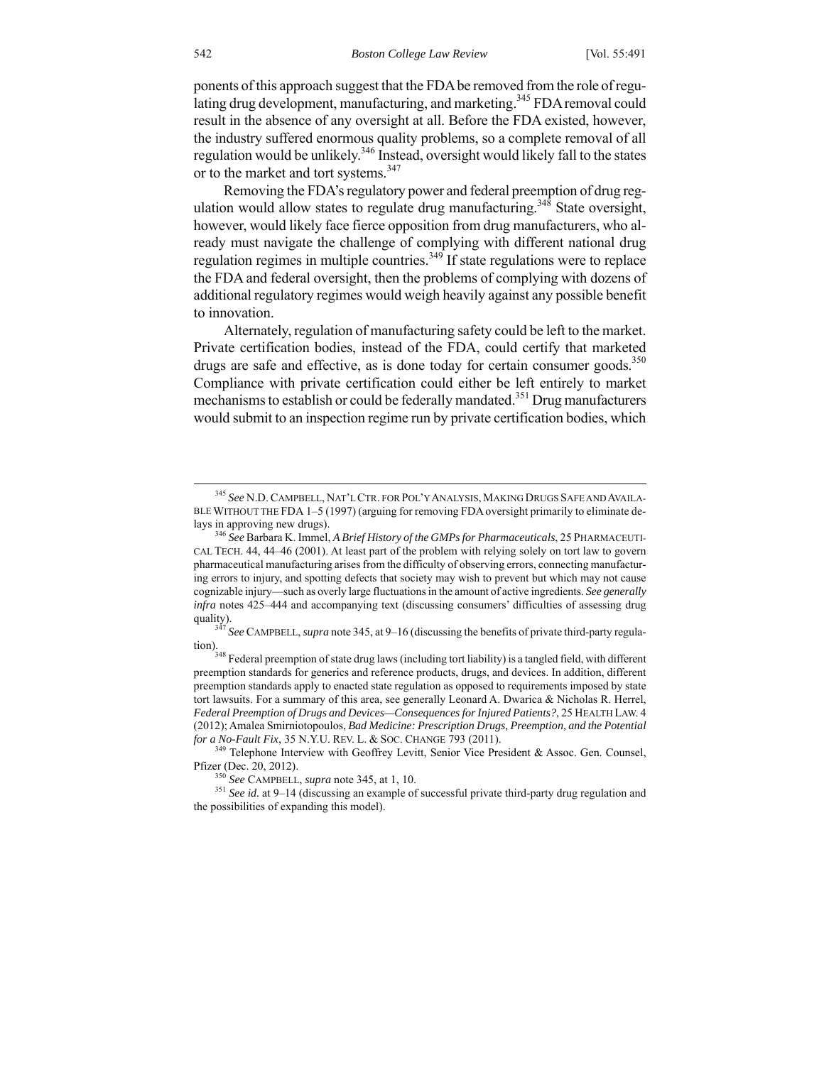ponents of this approach suggest that the FDA be removed from the role of regulating drug development, manufacturing, and marketing.[345] FDA removal could result in the absence of any oversight at all. Before the FDA existed, however, the industry suffered enormous quality problems, so a complete removal of all regulation would be unlikely.[346] Instead, oversight would likely fall to the states or to the market and tort systems.[347]

Removing the FDA's regulatory power and federal preemption of drug regulation would allow states to regulate drug manufacturing.[348] State oversight, however, would likely face fierce opposition from drug manufacturers, who already must navigate the challenge of complying with different national drug regulation regimes in multiple countries.[349] If state regulations were to replace the FDA and federal oversight, then the problems of complying with dozens of additional regulatory regimes would weigh heavily against any possible benefit to innovation.

Alternately, regulation of manufacturing safety could be left to the market. Private certification bodies, instead of the FDA, could certify that marketed drugs are safe and effective, as is done today for certain consumer goods.[350] Compliance with private certification could either be left entirely to market mechanisms to establish or could be federally mandated.[351] Drug manufacturers would submit to an inspection regime run by private certification bodies, which

---

[345] *See* N.D. CAMPBELL, NAT'L CTR. FOR POL'Y ANALYSIS, MAKING DRUGS SAFE AND AVAILABLE WITHOUT THE FDA 1–5 (1997) (arguing for removing FDA oversight primarily to eliminate delays in approving new drugs).

[346] *See* Barbara K. Immel, *A Brief History of the GMPs for Pharmaceuticals*, 25 PHARMACEUTICAL TECH. 44, 44–46 (2001). At least part of the problem with relying solely on tort law to govern pharmaceutical manufacturing arises from the difficulty of observing errors, connecting manufacturing errors to injury, and spotting defects that society may wish to prevent but which may not cause cognizable injury—such as overly large fluctuations in the amount of active ingredients. *See generally infra* notes 425–444 and accompanying text (discussing consumers' difficulties of assessing drug quality).

[347] *See* CAMPBELL, *supra* note 345, at 9–16 (discussing the benefits of private third-party regulation).

[348] Federal preemption of state drug laws (including tort liability) is a tangled field, with different preemption standards for generics and reference products, drugs, and devices. In addition, different preemption standards apply to enacted state regulation as opposed to requirements imposed by state tort lawsuits. For a summary of this area, see generally Leonard A. Dwarica & Nicholas R. Herrel, *Federal Preemption of Drugs and Devices—Consequences for Injured Patients?*, 25 HEALTH LAW. 4 (2012); Amalea Smirniotopoulos, *Bad Medicine: Prescription Drugs, Preemption, and the Potential for a No-Fault Fix*, 35 N.Y.U. REV. L. & SOC. CHANGE 793 (2011).

[349] Telephone Interview with Geoffrey Levitt, Senior Vice President & Assoc. Gen. Counsel, Pfizer (Dec. 20, 2012).

[350] *See* CAMPBELL, *supra* note 345, at 1, 10.

[351] *See id.* at 9–14 (discussing an example of successful private third-party drug regulation and the possibilities of expanding this model).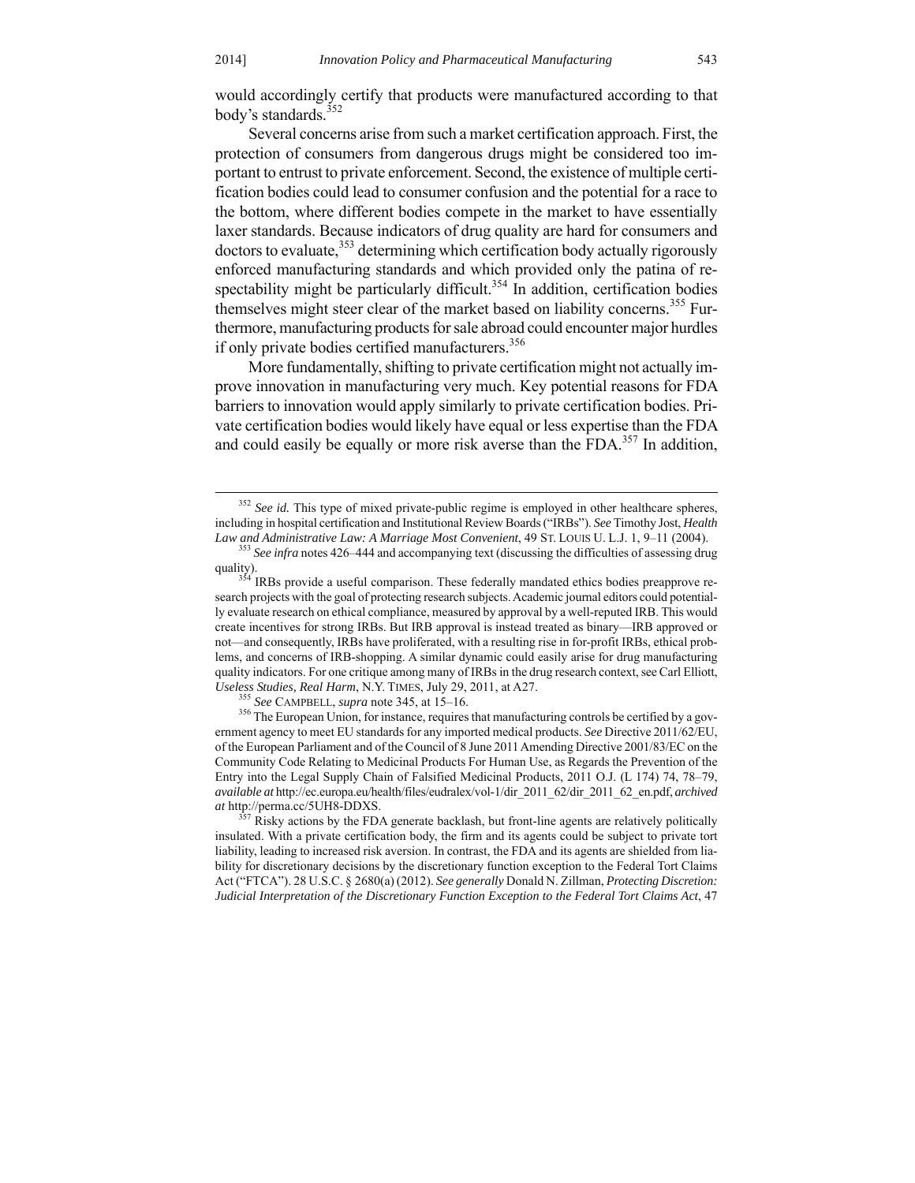would accordingly certify that products were manufactured according to that body's standards.[352]

Several concerns arise from such a market certification approach. First, the protection of consumers from dangerous drugs might be considered too important to entrust to private enforcement. Second, the existence of multiple certification bodies could lead to consumer confusion and the potential for a race to the bottom, where different bodies compete in the market to have essentially laxer standards. Because indicators of drug quality are hard for consumers and doctors to evaluate,[353] determining which certification body actually rigorously enforced manufacturing standards and which provided only the patina of respectability might be particularly difficult.[354] In addition, certification bodies themselves might steer clear of the market based on liability concerns.[355] Furthermore, manufacturing products for sale abroad could encounter major hurdles if only private bodies certified manufacturers.[356]

More fundamentally, shifting to private certification might not actually improve innovation in manufacturing very much. Key potential reasons for FDA barriers to innovation would apply similarly to private certification bodies. Private certification bodies would likely have equal or less expertise than the FDA and could easily be equally or more risk averse than the FDA.[357] In addition,

---

[352] *See id.* This type of mixed private-public regime is employed in other healthcare spheres, including in hospital certification and Institutional Review Boards ("IRBs"). *See* Timothy Jost, *Health Law and Administrative Law: A Marriage Most Convenient*, 49 ST. LOUIS U. L.J. 1, 9–11 (2004).

[353] *See infra* notes 426–444 and accompanying text (discussing the difficulties of assessing drug quality).

[354] IRBs provide a useful comparison. These federally mandated ethics bodies preapprove research projects with the goal of protecting research subjects. Academic journal editors could potentially evaluate research on ethical compliance, measured by approval by a well-reputed IRB. This would create incentives for strong IRBs. But IRB approval is instead treated as binary—IRB approved or not—and consequently, IRBs have proliferated, with a resulting rise in for-profit IRBs, ethical problems, and concerns of IRB-shopping. A similar dynamic could easily arise for drug manufacturing quality indicators. For one critique among many of IRBs in the drug research context, see Carl Elliott, *Useless Studies, Real Harm*, N.Y. TIMES, July 29, 2011, at A27.

[355] *See* CAMPBELL, *supra* note 345, at 15–16.

[356] The European Union, for instance, requires that manufacturing controls be certified by a government agency to meet EU standards for any imported medical products. *See* Directive 2011/62/EU, of the European Parliament and of the Council of 8 June 2011 Amending Directive 2001/83/EC on the Community Code Relating to Medicinal Products For Human Use, as Regards the Prevention of the Entry into the Legal Supply Chain of Falsified Medicinal Products, 2011 O.J. (L 174) 74, 78–79, *available at* http://ec.europa.eu/health/files/eudralex/vol-1/dir_2011_62/dir_2011_62_en.pdf, *archived at* http://perma.cc/5UH8-DDXS.

[357] Risky actions by the FDA generate backlash, but front-line agents are relatively politically insulated. With a private certification body, the firm and its agents could be subject to private tort liability, leading to increased risk aversion. In contrast, the FDA and its agents are shielded from liability for discretionary decisions by the discretionary function exception to the Federal Tort Claims Act ("FTCA"). 28 U.S.C. § 2680(a) (2012). *See generally* Donald N. Zillman, *Protecting Discretion: Judicial Interpretation of the Discretionary Function Exception to the Federal Tort Claims Act*, 47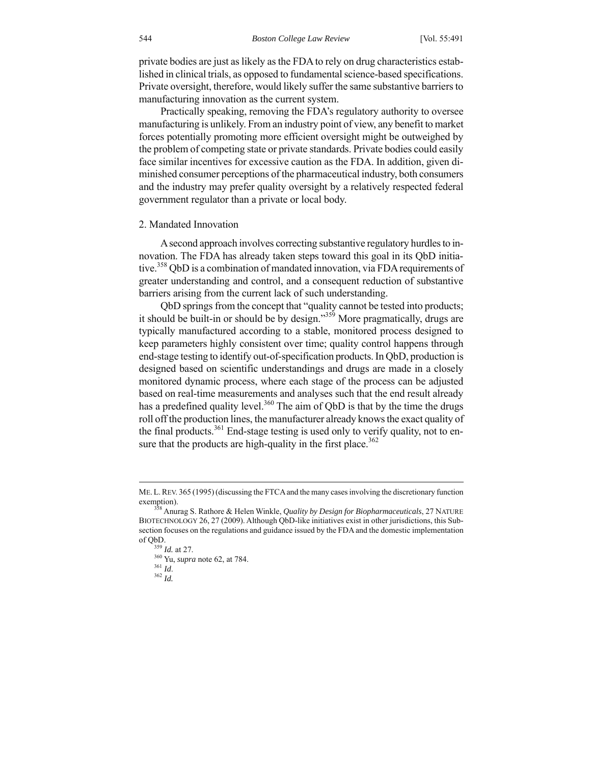private bodies are just as likely as the FDA to rely on drug characteristics established in clinical trials, as opposed to fundamental science-based specifications. Private oversight, therefore, would likely suffer the same substantive barriers to manufacturing innovation as the current system.

Practically speaking, removing the FDA's regulatory authority to oversee manufacturing is unlikely. From an industry point of view, any benefit to market forces potentially promoting more efficient oversight might be outweighed by the problem of competing state or private standards. Private bodies could easily face similar incentives for excessive caution as the FDA. In addition, given diminished consumer perceptions of the pharmaceutical industry, both consumers and the industry may prefer quality oversight by a relatively respected federal government regulator than a private or local body.

### 2. Mandated Innovation

A second approach involves correcting substantive regulatory hurdles to innovation. The FDA has already taken steps toward this goal in its QbD initiative.[358] QbD is a combination of mandated innovation, via FDA requirements of greater understanding and control, and a consequent reduction of substantive barriers arising from the current lack of such understanding.

QbD springs from the concept that "quality cannot be tested into products; it should be built-in or should be by design."[359] More pragmatically, drugs are typically manufactured according to a stable, monitored process designed to keep parameters highly consistent over time; quality control happens through end-stage testing to identify out-of-specification products. In QbD, production is designed based on scientific understandings and drugs are made in a closely monitored dynamic process, where each stage of the process can be adjusted based on real-time measurements and analyses such that the end result already has a predefined quality level.[360] The aim of QbD is that by the time the drugs roll off the production lines, the manufacturer already knows the exact quality of the final products.[361] End-stage testing is used only to verify quality, not to ensure that the products are high-quality in the first place.[362]

---

ME. L. REV. 365 (1995) (discussing the FTCA and the many cases involving the discretionary function exemption).

[358] Anurag S. Rathore & Helen Winkle, *Quality by Design for Biopharmaceuticals*, 27 NATURE BIOTECHNOLOGY 26, 27 (2009). Although QbD-like initiatives exist in other jurisdictions, this Subsection focuses on the regulations and guidance issued by the FDA and the domestic implementation of QbD.

[359] *Id.* at 27.

[360] Yu, *supra* note 62, at 784.

[361] *Id*.

[362] *Id.*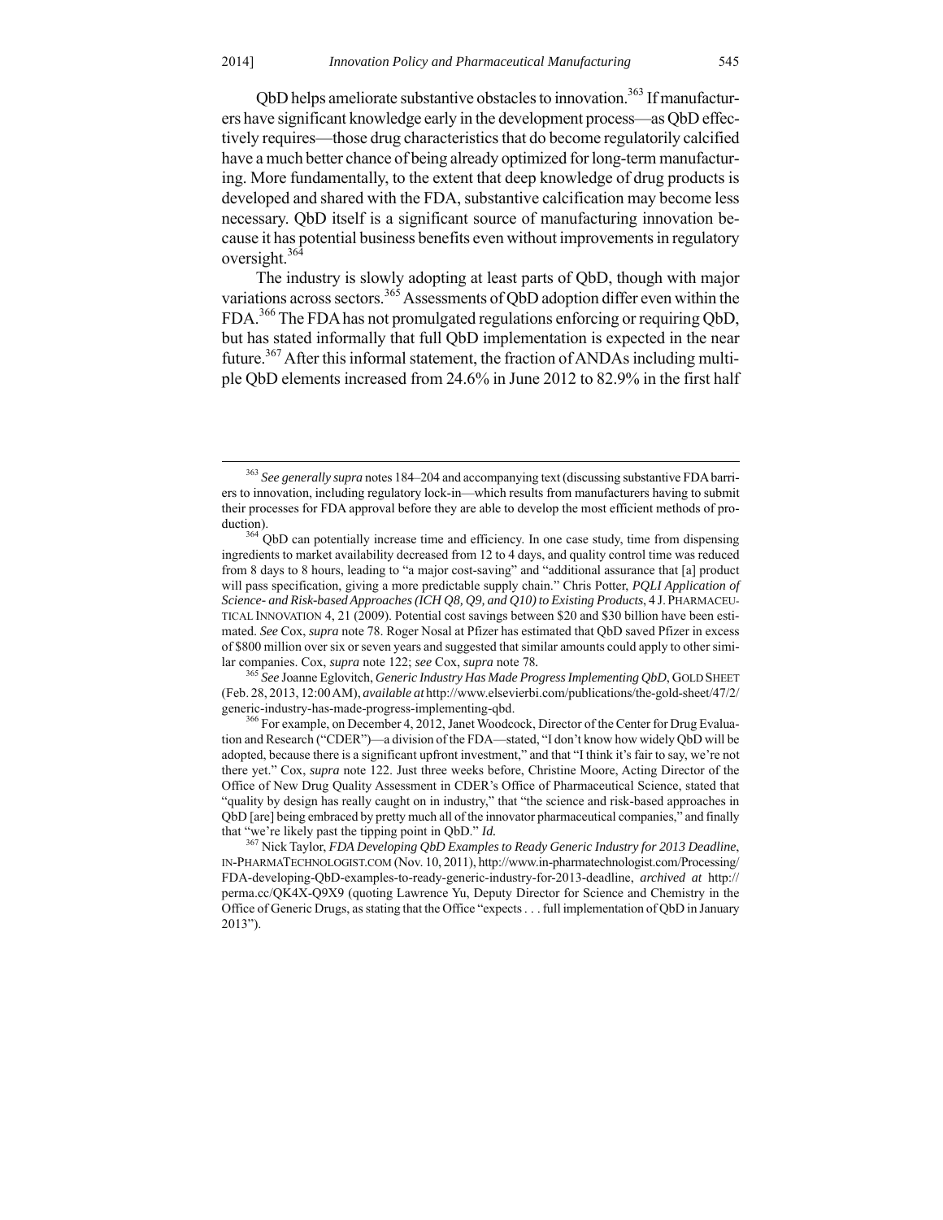QbD helps ameliorate substantive obstacles to innovation.[363] If manufacturers have significant knowledge early in the development process—as QbD effectively requires—those drug characteristics that do become regulatorily calcified have a much better chance of being already optimized for long-term manufacturing. More fundamentally, to the extent that deep knowledge of drug products is developed and shared with the FDA, substantive calcification may become less necessary. QbD itself is a significant source of manufacturing innovation because it has potential business benefits even without improvements in regulatory oversight.[364]

The industry is slowly adopting at least parts of QbD, though with major variations across sectors.[365] Assessments of QbD adoption differ even within the FDA.[366] The FDA has not promulgated regulations enforcing or requiring QbD, but has stated informally that full QbD implementation is expected in the near future.[367] After this informal statement, the fraction of ANDAs including multiple QbD elements increased from 24.6% in June 2012 to 82.9% in the first half

---

[363] *See generally supra* notes 184–204 and accompanying text (discussing substantive FDA barriers to innovation, including regulatory lock-in—which results from manufacturers having to submit their processes for FDA approval before they are able to develop the most efficient methods of production).

[364] QbD can potentially increase time and efficiency. In one case study, time from dispensing ingredients to market availability decreased from 12 to 4 days, and quality control time was reduced from 8 days to 8 hours, leading to "a major cost-saving" and "additional assurance that [a] product will pass specification, giving a more predictable supply chain." Chris Potter, *PQLI Application of Science- and Risk-based Approaches (ICH Q8, Q9, and Q10) to Existing Products*, 4 J. PHARMACEUTICAL INNOVATION 4, 21 (2009). Potential cost savings between $20 and $30 billion have been estimated. *See* Cox, *supra* note 78. Roger Nosal at Pfizer has estimated that QbD saved Pfizer in excess of $800 million over six or seven years and suggested that similar amounts could apply to other similar companies. Cox, *supra* note 122; *see* Cox, *supra* note 78.

[365] *See* Joanne Eglovitch, *Generic Industry Has Made Progress Implementing QbD*, GOLD SHEET (Feb. 28, 2013, 12:00 AM), *available at* http://www.elsevierbi.com/publications/the-gold-sheet/47/2/generic-industry-has-made-progress-implementing-qbd.

[366] For example, on December 4, 2012, Janet Woodcock, Director of the Center for Drug Evaluation and Research ("CDER")—a division of the FDA—stated, "I don't know how widely QbD will be adopted, because there is a significant upfront investment," and that "I think it's fair to say, we're not there yet." Cox, *supra* note 122. Just three weeks before, Christine Moore, Acting Director of the Office of New Drug Quality Assessment in CDER's Office of Pharmaceutical Science, stated that "quality by design has really caught on in industry," that "the science and risk-based approaches in QbD [are] being embraced by pretty much all of the innovator pharmaceutical companies," and finally that "we're likely past the tipping point in QbD." *Id.*

[367] Nick Taylor, *FDA Developing QbD Examples to Ready Generic Industry for 2013 Deadline*, IN-PHARMATECHNOLOGIST.COM (Nov. 10, 2011), http://www.in-pharmatechnologist.com/Processing/FDA-developing-QbD-examples-to-ready-generic-industry-for-2013-deadline, *archived at* http://perma.cc/QK4X-Q9X9 (quoting Lawrence Yu, Deputy Director for Science and Chemistry in the Office of Generic Drugs, as stating that the Office "expects . . . full implementation of QbD in January 2013").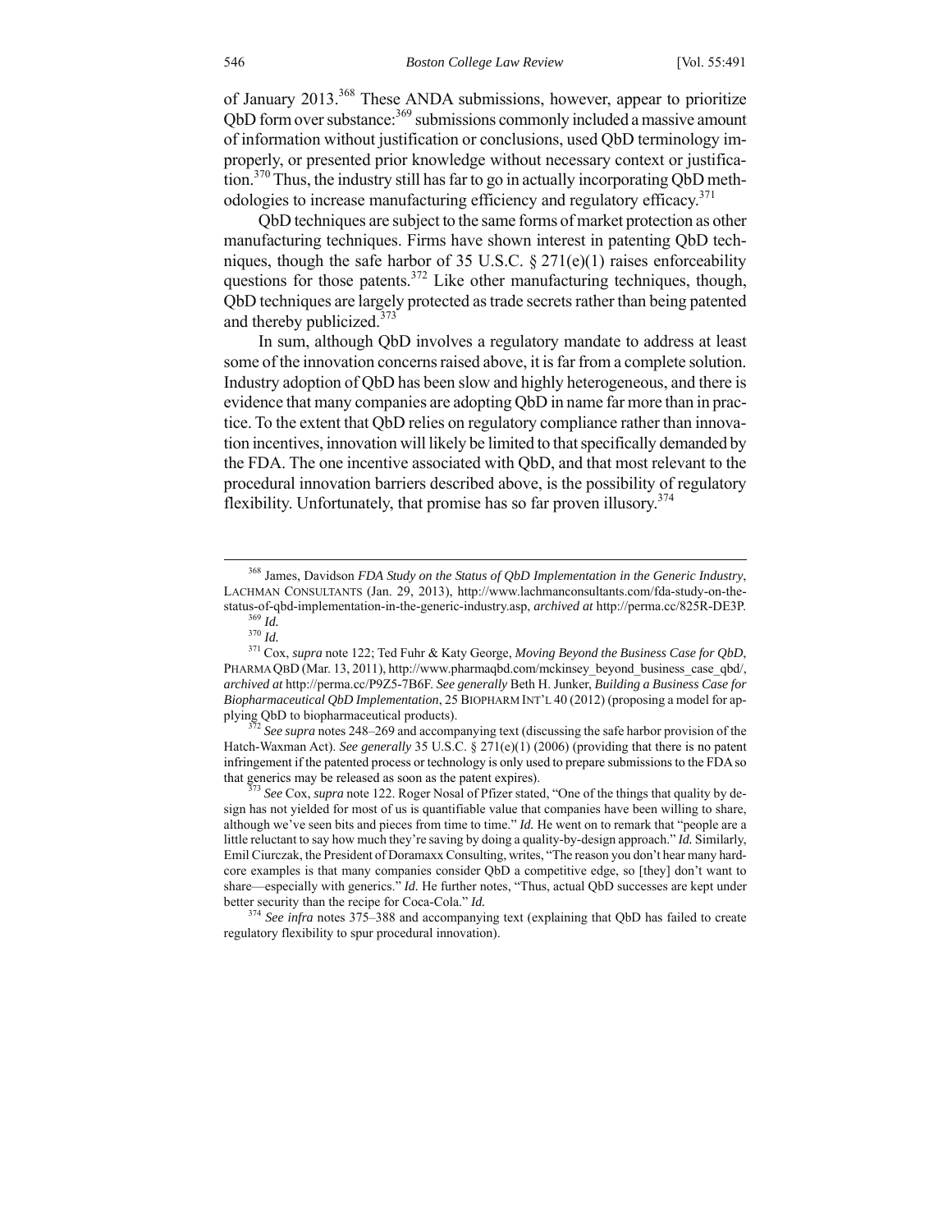of January 2013.[368] These ANDA submissions, however, appear to prioritize QbD form over substance:[369] submissions commonly included a massive amount of information without justification or conclusions, used QbD terminology improperly, or presented prior knowledge without necessary context or justification.[370] Thus, the industry still has far to go in actually incorporating QbD methodologies to increase manufacturing efficiency and regulatory efficacy.[371]

QbD techniques are subject to the same forms of market protection as other manufacturing techniques. Firms have shown interest in patenting QbD techniques, though the safe harbor of 35 U.S.C. § 271(e)(1) raises enforceability questions for those patents.[372] Like other manufacturing techniques, though, QbD techniques are largely protected as trade secrets rather than being patented and thereby publicized.[373]

In sum, although QbD involves a regulatory mandate to address at least some of the innovation concerns raised above, it is far from a complete solution. Industry adoption of QbD has been slow and highly heterogeneous, and there is evidence that many companies are adopting QbD in name far more than in practice. To the extent that QbD relies on regulatory compliance rather than innovation incentives, innovation will likely be limited to that specifically demanded by the FDA. The one incentive associated with QbD, and that most relevant to the procedural innovation barriers described above, is the possibility of regulatory flexibility. Unfortunately, that promise has so far proven illusory.[374]

---

[368] James, Davidson *FDA Study on the Status of QbD Implementation in the Generic Industry*, LACHMAN CONSULTANTS (Jan. 29, 2013), http://www.lachmanconsultants.com/fda-study-on-the-status-of-qbd-implementation-in-the-generic-industry.asp, *archived at* http://perma.cc/825R-DE3P.

[369] *Id.*

[370] *Id.*

[371] Cox, *supra* note 122; Ted Fuhr & Katy George, *Moving Beyond the Business Case for QbD*, PHARMAQBD (Mar. 13, 2011), http://www.pharmaqbd.com/mckinsey_beyond_business_case_qbd/, *archived at* http://perma.cc/P9Z5-7B6F. *See generally* Beth H. Junker, *Building a Business Case for Biopharmaceutical QbD Implementation*, 25 BIOPHARM INT'L 40 (2012) (proposing a model for applying QbD to biopharmaceutical products).

[372] *See supra* notes 248–269 and accompanying text (discussing the safe harbor provision of the Hatch-Waxman Act). *See generally* 35 U.S.C. § 271(e)(1) (2006) (providing that there is no patent infringement if the patented process or technology is only used to prepare submissions to the FDA so that generics may be released as soon as the patent expires).

[373] *See* Cox, *supra* note 122. Roger Nosal of Pfizer stated, "One of the things that quality by design has not yielded for most of us is quantifiable value that companies have been willing to share, although we've seen bits and pieces from time to time." *Id.* He went on to remark that "people are a little reluctant to say how much they're saving by doing a quality-by-design approach." *Id.* Similarly, Emil Ciurczak, the President of Doramaxx Consulting, writes, "The reason you don't hear many hardcore examples is that many companies consider QbD a competitive edge, so [they] don't want to share—especially with generics." *Id.* He further notes, "Thus, actual QbD successes are kept under better security than the recipe for Coca-Cola." *Id.*

[374] *See infra* notes 375–388 and accompanying text (explaining that QbD has failed to create regulatory flexibility to spur procedural innovation).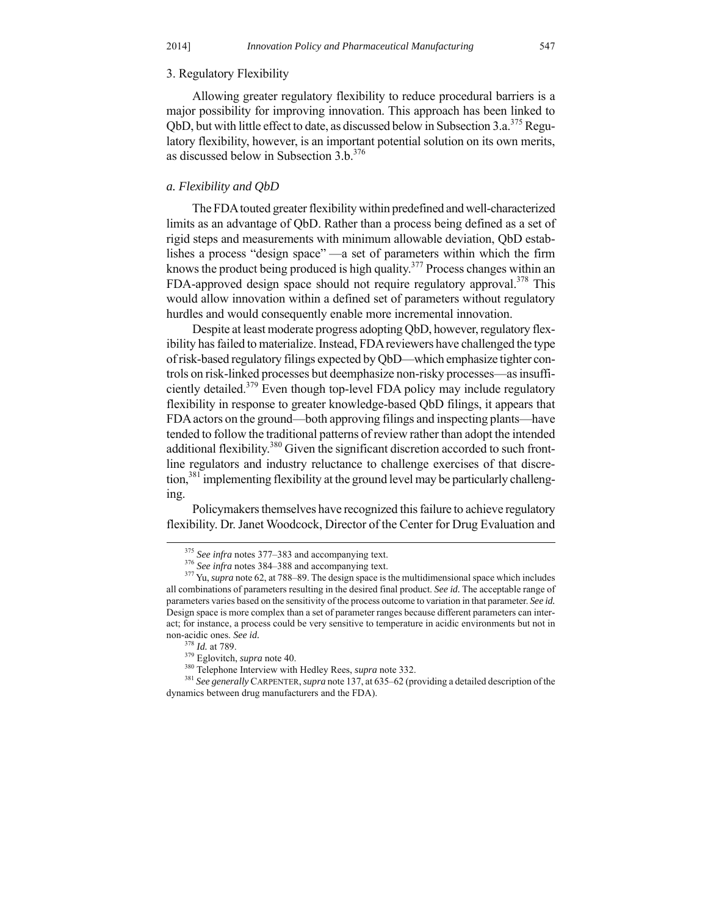### 3. Regulatory Flexibility

Allowing greater regulatory flexibility to reduce procedural barriers is a major possibility for improving innovation. This approach has been linked to QbD, but with little effect to date, as discussed below in Subsection 3.a.[375] Regulatory flexibility, however, is an important potential solution on its own merits, as discussed below in Subsection 3.b.[376]

#### *a. Flexibility and QbD*

The FDA touted greater flexibility within predefined and well-characterized limits as an advantage of QbD. Rather than a process being defined as a set of rigid steps and measurements with minimum allowable deviation, QbD establishes a process "design space" —a set of parameters within which the firm knows the product being produced is high quality.[377] Process changes within an FDA-approved design space should not require regulatory approval.[378] This would allow innovation within a defined set of parameters without regulatory hurdles and would consequently enable more incremental innovation.

Despite at least moderate progress adopting QbD, however, regulatory flexibility has failed to materialize. Instead, FDA reviewers have challenged the type of risk-based regulatory filings expected by QbD—which emphasize tighter controls on risk-linked processes but deemphasize non-risky processes—as insufficiently detailed.[379] Even though top-level FDA policy may include regulatory flexibility in response to greater knowledge-based QbD filings, it appears that FDA actors on the ground—both approving filings and inspecting plants—have tended to follow the traditional patterns of review rather than adopt the intended additional flexibility.[380] Given the significant discretion accorded to such frontline regulators and industry reluctance to challenge exercises of that discretion,[381] implementing flexibility at the ground level may be particularly challenging.

Policymakers themselves have recognized this failure to achieve regulatory flexibility. Dr. Janet Woodcock, Director of the Center for Drug Evaluation and

---

[375] *See infra* notes 377–383 and accompanying text.

[376] *See infra* notes 384–388 and accompanying text.

[377] Yu, *supra* note 62, at 788–89. The design space is the multidimensional space which includes all combinations of parameters resulting in the desired final product. *See id.* The acceptable range of parameters varies based on the sensitivity of the process outcome to variation in that parameter. *See id.* Design space is more complex than a set of parameter ranges because different parameters can interact; for instance, a process could be very sensitive to temperature in acidic environments but not in non-acidic ones. *See id.*

[378] *Id.* at 789.

[379] Eglovitch, *supra* note 40.

[380] Telephone Interview with Hedley Rees, *supra* note 332.

[381] *See generally* CARPENTER, *supra* note 137, at 635–62 (providing a detailed description of the dynamics between drug manufacturers and the FDA).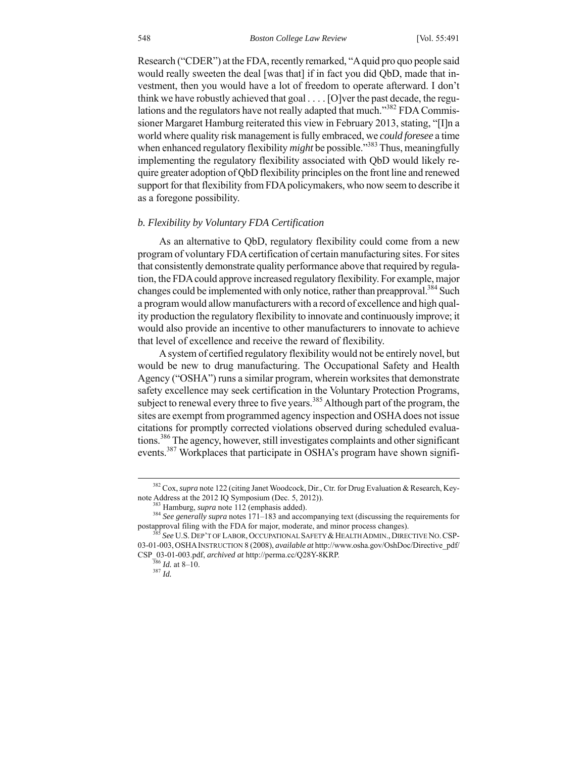Research ("CDER") at the FDA, recently remarked, "A quid pro quo people said would really sweeten the deal [was that] if in fact you did QbD, made that investment, then you would have a lot of freedom to operate afterward. I don't think we have robustly achieved that goal . . . . [O]ver the past decade, the regulations and the regulators have not really adapted that much."[382] FDA Commissioner Margaret Hamburg reiterated this view in February 2013, stating, "[I]n a world where quality risk management is fully embraced, we *could foresee* a time when enhanced regulatory flexibility *might* be possible."[383] Thus, meaningfully implementing the regulatory flexibility associated with QbD would likely require greater adoption of QbD flexibility principles on the front line and renewed support for that flexibility from FDA policymakers, who now seem to describe it as a foregone possibility.

### *b. Flexibility by Voluntary FDA Certification*

As an alternative to QbD, regulatory flexibility could come from a new program of voluntary FDA certification of certain manufacturing sites. For sites that consistently demonstrate quality performance above that required by regulation, the FDA could approve increased regulatory flexibility. For example, major changes could be implemented with only notice, rather than preapproval.[384] Such a program would allow manufacturers with a record of excellence and high quality production the regulatory flexibility to innovate and continuously improve; it would also provide an incentive to other manufacturers to innovate to achieve that level of excellence and receive the reward of flexibility.

A system of certified regulatory flexibility would not be entirely novel, but would be new to drug manufacturing. The Occupational Safety and Health Agency ("OSHA") runs a similar program, wherein worksites that demonstrate safety excellence may seek certification in the Voluntary Protection Programs, subject to renewal every three to five years.[385] Although part of the program, the sites are exempt from programmed agency inspection and OSHA does not issue citations for promptly corrected violations observed during scheduled evaluations.[386] The agency, however, still investigates complaints and other significant events.[387] Workplaces that participate in OSHA's program have shown signifi-

---

[382] Cox, *supra* note 122 (citing Janet Woodcock, Dir., Ctr. for Drug Evaluation & Research, Keynote Address at the 2012 IQ Symposium (Dec. 5, 2012)).

[383] Hamburg, *supra* note 112 (emphasis added).

[384] *See generally supra* notes 171–183 and accompanying text (discussing the requirements for postapproval filing with the FDA for major, moderate, and minor process changes).

[385] *See* U.S. DEP'T OF LABOR, OCCUPATIONAL SAFETY & HEALTH ADMIN., DIRECTIVE NO. CSP-03-01-003, OSHA INSTRUCTION 8 (2008), *available at* http://www.osha.gov/OshDoc/Directive_pdf/CSP_03-01-003.pdf, *archived at* http://perma.cc/Q28Y-8KRP.

[386] *Id.* at 8–10.

[387] *Id.*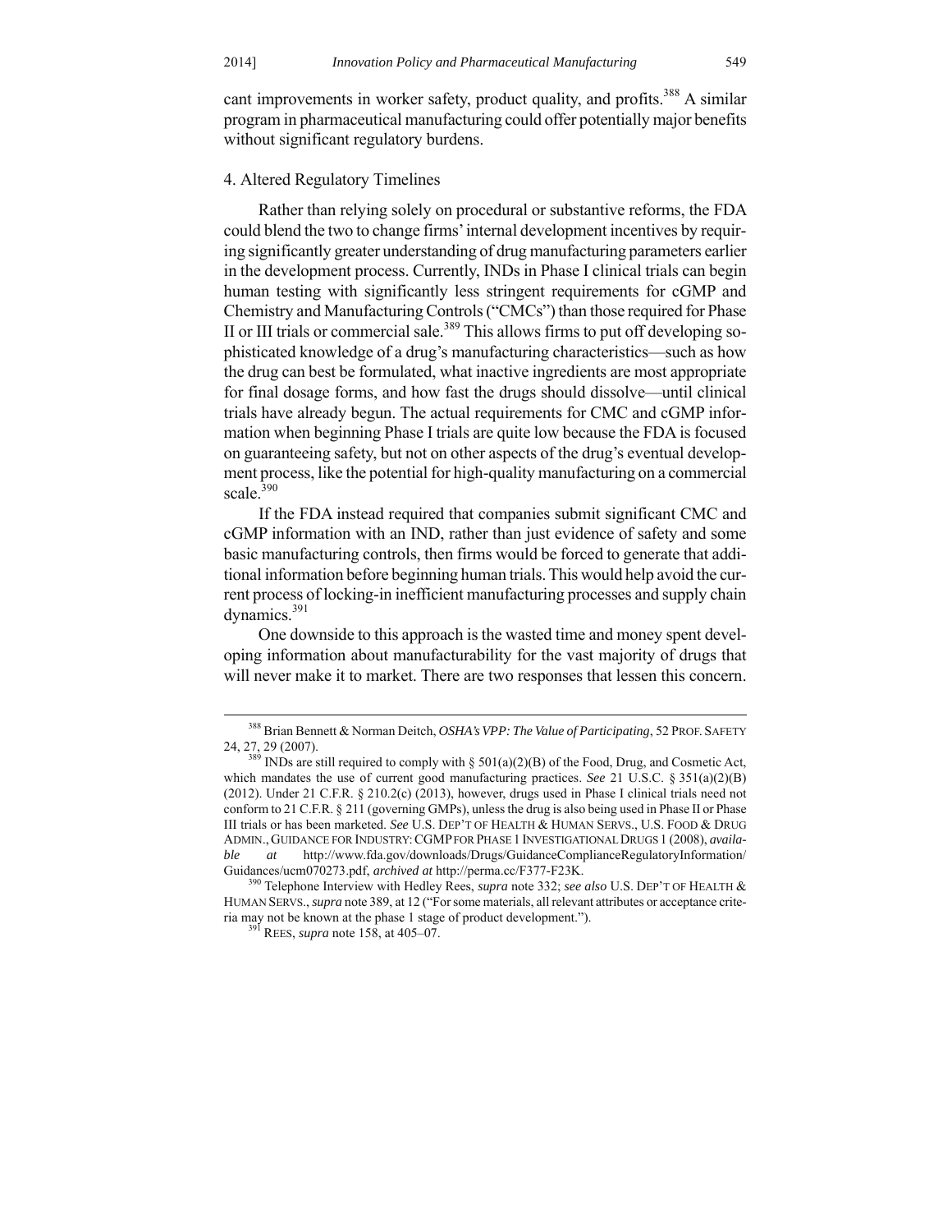cant improvements in worker safety, product quality, and profits.[388] A similar program in pharmaceutical manufacturing could offer potentially major benefits without significant regulatory burdens.

### 4. Altered Regulatory Timelines

Rather than relying solely on procedural or substantive reforms, the FDA could blend the two to change firms' internal development incentives by requiring significantly greater understanding of drug manufacturing parameters earlier in the development process. Currently, INDs in Phase I clinical trials can begin human testing with significantly less stringent requirements for cGMP and Chemistry and Manufacturing Controls ("CMCs") than those required for Phase II or III trials or commercial sale.[389] This allows firms to put off developing sophisticated knowledge of a drug's manufacturing characteristics—such as how the drug can best be formulated, what inactive ingredients are most appropriate for final dosage forms, and how fast the drugs should dissolve—until clinical trials have already begun. The actual requirements for CMC and cGMP information when beginning Phase I trials are quite low because the FDA is focused on guaranteeing safety, but not on other aspects of the drug's eventual development process, like the potential for high-quality manufacturing on a commercial scale.[390]

If the FDA instead required that companies submit significant CMC and cGMP information with an IND, rather than just evidence of safety and some basic manufacturing controls, then firms would be forced to generate that additional information before beginning human trials. This would help avoid the current process of locking-in inefficient manufacturing processes and supply chain dynamics.[391]

One downside to this approach is the wasted time and money spent developing information about manufacturability for the vast majority of drugs that will never make it to market. There are two responses that lessen this concern.

---

[388] Brian Bennett & Norman Deitch, *OSHA's VPP: The Value of Participating*, 52 PROF. SAFETY 24, 27, 29 (2007).

[389] INDs are still required to comply with § 501(a)(2)(B) of the Food, Drug, and Cosmetic Act, which mandates the use of current good manufacturing practices. *See* 21 U.S.C. § 351(a)(2)(B) (2012). Under 21 C.F.R. § 210.2(c) (2013), however, drugs used in Phase I clinical trials need not conform to 21 C.F.R. § 211 (governing GMPs), unless the drug is also being used in Phase II or Phase III trials or has been marketed. *See* U.S. DEP'T OF HEALTH & HUMAN SERVS., U.S. FOOD & DRUG ADMIN., GUIDANCE FOR INDUSTRY: CGMP FOR PHASE 1 INVESTIGATIONAL DRUGS 1 (2008), *available at* http://www.fda.gov/downloads/Drugs/GuidanceComplianceRegulatoryInformation/Guidances/ucm070273.pdf, *archived at* http://perma.cc/F377-F23K.

[390] Telephone Interview with Hedley Rees, *supra* note 332; *see also* U.S. DEP'T OF HEALTH & HUMAN SERVS., *supra* note 389, at 12 ("For some materials, all relevant attributes or acceptance criteria may not be known at the phase 1 stage of product development.").

[391] REES, *supra* note 158, at 405–07.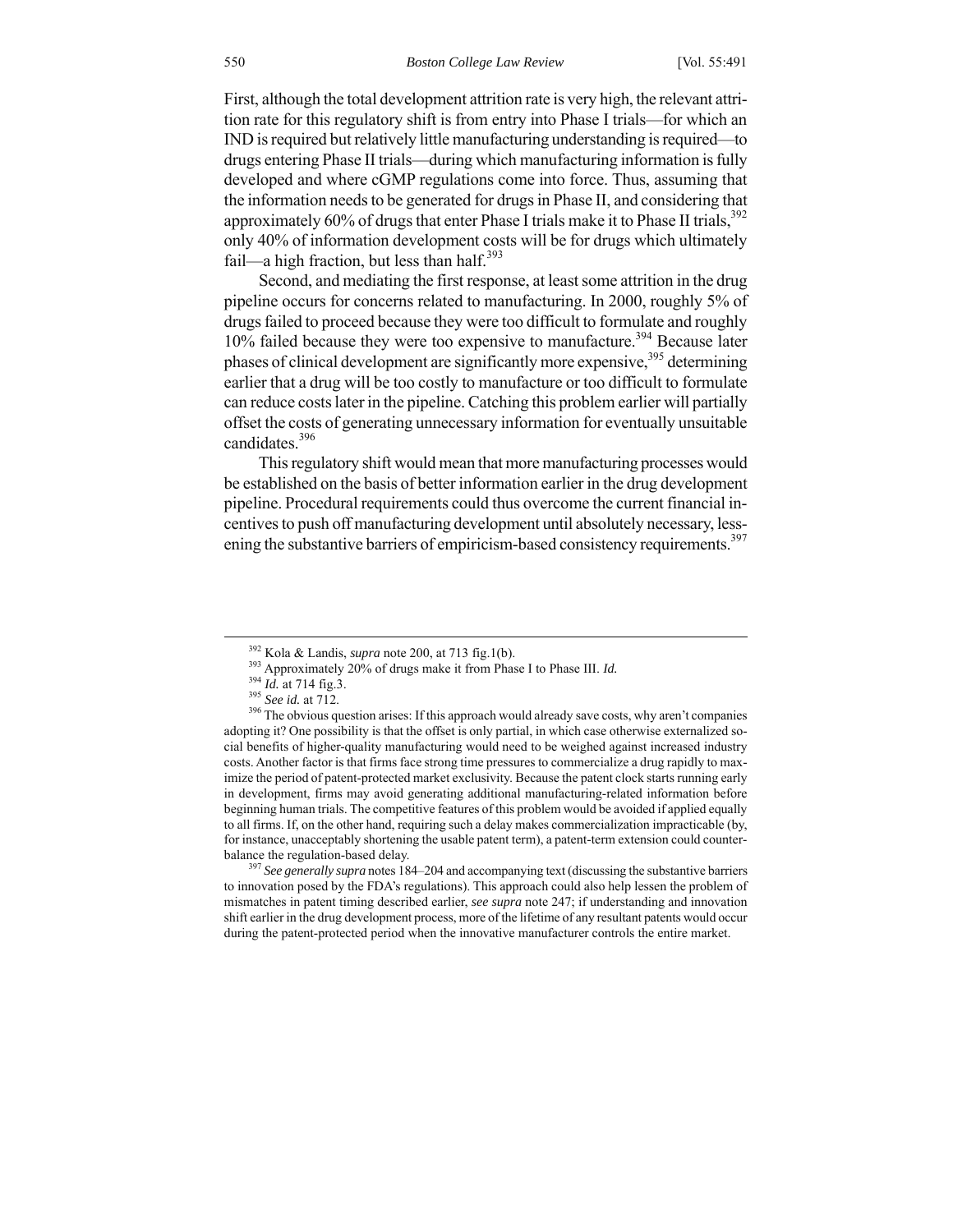First, although the total development attrition rate is very high, the relevant attrition rate for this regulatory shift is from entry into Phase I trials—for which an IND is required but relatively little manufacturing understanding is required—to drugs entering Phase II trials—during which manufacturing information is fully developed and where cGMP regulations come into force. Thus, assuming that the information needs to be generated for drugs in Phase II, and considering that approximately 60% of drugs that enter Phase I trials make it to Phase II trials,[392] only 40% of information development costs will be for drugs which ultimately fail—a high fraction, but less than half.[393]

Second, and mediating the first response, at least some attrition in the drug pipeline occurs for concerns related to manufacturing. In 2000, roughly 5% of drugs failed to proceed because they were too difficult to formulate and roughly 10% failed because they were too expensive to manufacture.[394] Because later phases of clinical development are significantly more expensive,[395] determining earlier that a drug will be too costly to manufacture or too difficult to formulate can reduce costs later in the pipeline. Catching this problem earlier will partially offset the costs of generating unnecessary information for eventually unsuitable candidates.[396]

This regulatory shift would mean that more manufacturing processes would be established on the basis of better information earlier in the drug development pipeline. Procedural requirements could thus overcome the current financial incentives to push off manufacturing development until absolutely necessary, lessening the substantive barriers of empiricism-based consistency requirements.[397]

---

[392] Kola & Landis, *supra* note 200, at 713 fig.1(b).

[393] Approximately 20% of drugs make it from Phase I to Phase III. *Id.*

[394] *Id.* at 714 fig.3.

[395] *See id.* at 712.

[396] The obvious question arises: If this approach would already save costs, why aren't companies adopting it? One possibility is that the offset is only partial, in which case otherwise externalized social benefits of higher-quality manufacturing would need to be weighed against increased industry costs. Another factor is that firms face strong time pressures to commercialize a drug rapidly to maximize the period of patent-protected market exclusivity. Because the patent clock starts running early in development, firms may avoid generating additional manufacturing-related information before beginning human trials. The competitive features of this problem would be avoided if applied equally to all firms. If, on the other hand, requiring such a delay makes commercialization impracticable (by, for instance, unacceptably shortening the usable patent term), a patent-term extension could counterbalance the regulation-based delay.

[397] *See generally supra* notes 184–204 and accompanying text (discussing the substantive barriers to innovation posed by the FDA's regulations). This approach could also help lessen the problem of mismatches in patent timing described earlier, *see supra* note 247; if understanding and innovation shift earlier in the drug development process, more of the lifetime of any resultant patents would occur during the patent-protected period when the innovative manufacturer controls the entire market.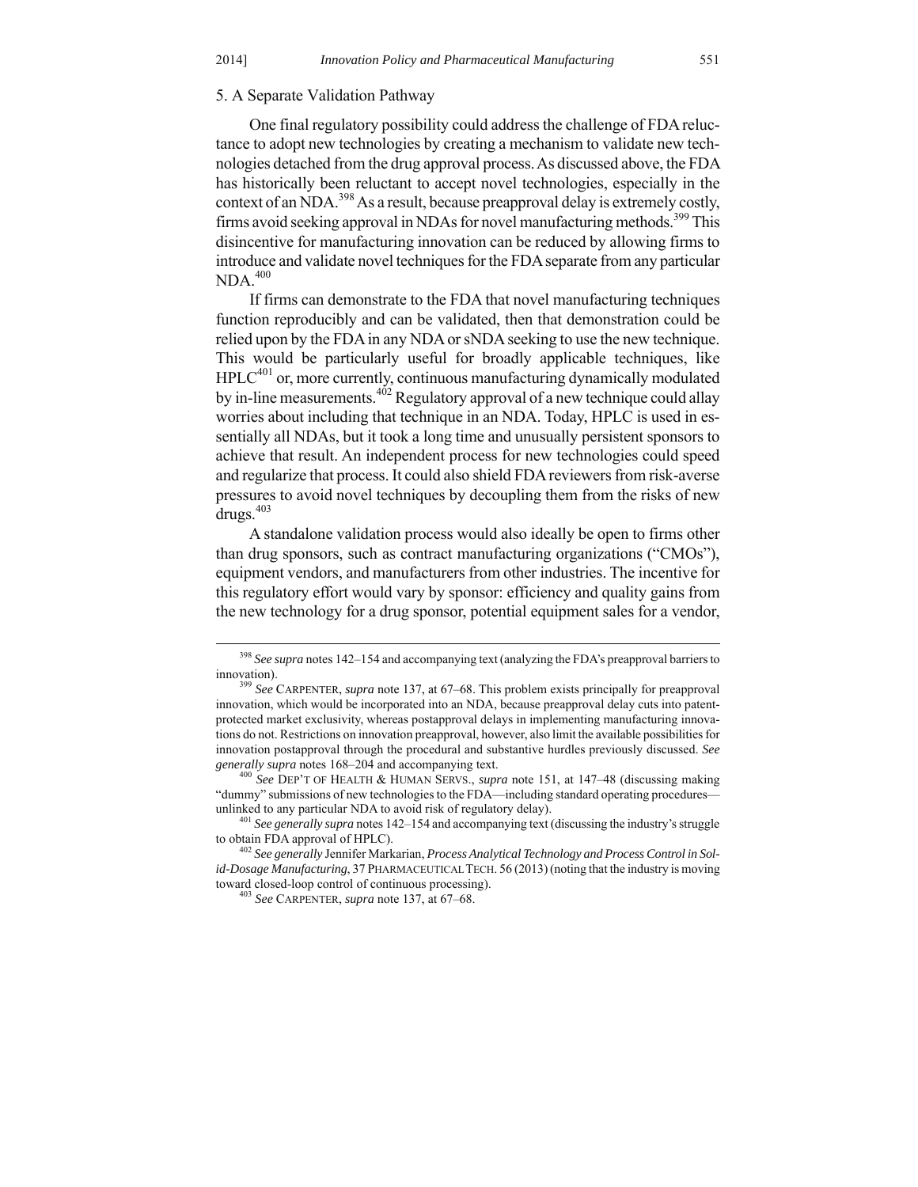### 5. A Separate Validation Pathway

One final regulatory possibility could address the challenge of FDA reluctance to adopt new technologies by creating a mechanism to validate new technologies detached from the drug approval process. As discussed above, the FDA has historically been reluctant to accept novel technologies, especially in the context of an NDA.[398] As a result, because preapproval delay is extremely costly, firms avoid seeking approval in NDAs for novel manufacturing methods.[399] This disincentive for manufacturing innovation can be reduced by allowing firms to introduce and validate novel techniques for the FDA separate from any particular NDA.[400]

If firms can demonstrate to the FDA that novel manufacturing techniques function reproducibly and can be validated, then that demonstration could be relied upon by the FDA in any NDA or sNDA seeking to use the new technique. This would be particularly useful for broadly applicable techniques, like HPLC[401] or, more currently, continuous manufacturing dynamically modulated by in-line measurements.[402] Regulatory approval of a new technique could allay worries about including that technique in an NDA. Today, HPLC is used in essentially all NDAs, but it took a long time and unusually persistent sponsors to achieve that result. An independent process for new technologies could speed and regularize that process. It could also shield FDA reviewers from risk-averse pressures to avoid novel techniques by decoupling them from the risks of new drugs.[403]

A standalone validation process would also ideally be open to firms other than drug sponsors, such as contract manufacturing organizations ("CMOs"), equipment vendors, and manufacturers from other industries. The incentive for this regulatory effort would vary by sponsor: efficiency and quality gains from the new technology for a drug sponsor, potential equipment sales for a vendor,

---

[398] *See supra* notes 142–154 and accompanying text (analyzing the FDA's preapproval barriers to innovation).

[399] *See* CARPENTER, *supra* note 137, at 67–68. This problem exists principally for preapproval innovation, which would be incorporated into an NDA, because preapproval delay cuts into patent-protected market exclusivity, whereas postapproval delays in implementing manufacturing innovations do not. Restrictions on innovation preapproval, however, also limit the available possibilities for innovation postapproval through the procedural and substantive hurdles previously discussed. *See generally supra* notes 168–204 and accompanying text.

[400] *See* DEP'T OF HEALTH & HUMAN SERVS., *supra* note 151, at 147–48 (discussing making "dummy" submissions of new technologies to the FDA—including standard operating procedures—unlinked to any particular NDA to avoid risk of regulatory delay).

[401] *See generally supra* notes 142–154 and accompanying text (discussing the industry's struggle to obtain FDA approval of HPLC).

[402] *See generally* Jennifer Markarian, *Process Analytical Technology and Process Control in Solid-Dosage Manufacturing*, 37 PHARMACEUTICAL TECH. 56 (2013) (noting that the industry is moving toward closed-loop control of continuous processing).

[403] *See* CARPENTER, *supra* note 137, at 67–68.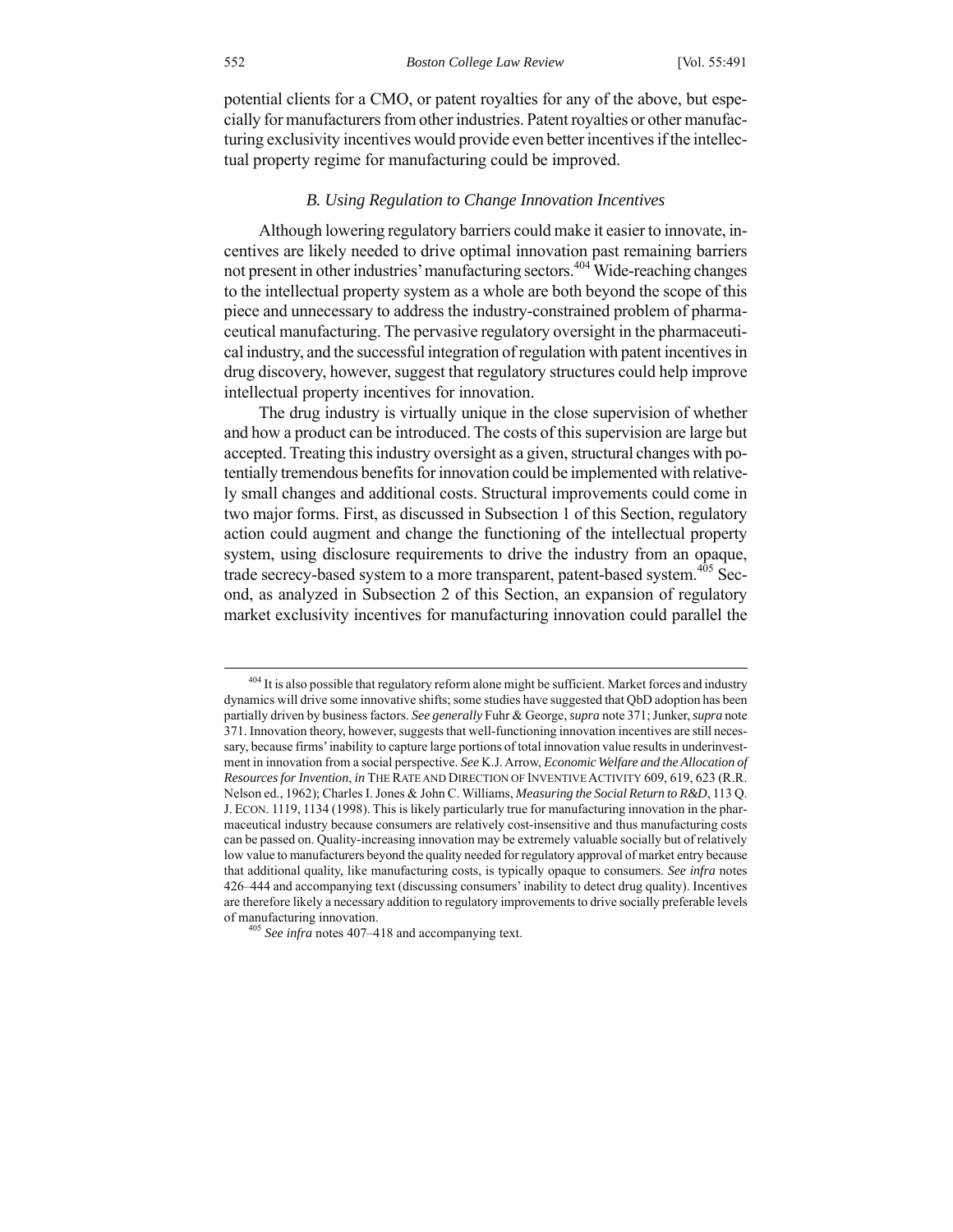potential clients for a CMO, or patent royalties for any of the above, but especially for manufacturers from other industries. Patent royalties or other manufacturing exclusivity incentives would provide even better incentives if the intellectual property regime for manufacturing could be improved.

### *B. Using Regulation to Change Innovation Incentives*

Although lowering regulatory barriers could make it easier to innovate, incentives are likely needed to drive optimal innovation past remaining barriers not present in other industries' manufacturing sectors.[404] Wide-reaching changes to the intellectual property system as a whole are both beyond the scope of this piece and unnecessary to address the industry-constrained problem of pharmaceutical manufacturing. The pervasive regulatory oversight in the pharmaceutical industry, and the successful integration of regulation with patent incentives in drug discovery, however, suggest that regulatory structures could help improve intellectual property incentives for innovation.

The drug industry is virtually unique in the close supervision of whether and how a product can be introduced. The costs of this supervision are large but accepted. Treating this industry oversight as a given, structural changes with potentially tremendous benefits for innovation could be implemented with relatively small changes and additional costs. Structural improvements could come in two major forms. First, as discussed in Subsection 1 of this Section, regulatory action could augment and change the functioning of the intellectual property system, using disclosure requirements to drive the industry from an opaque, trade secrecy-based system to a more transparent, patent-based system.[405] Second, as analyzed in Subsection 2 of this Section, an expansion of regulatory market exclusivity incentives for manufacturing innovation could parallel the

---

[404] It is also possible that regulatory reform alone might be sufficient. Market forces and industry dynamics will drive some innovative shifts; some studies have suggested that QbD adoption has been partially driven by business factors. *See generally* Fuhr & George, *supra* note 371; Junker, *supra* note 371. Innovation theory, however, suggests that well-functioning innovation incentives are still necessary, because firms' inability to capture large portions of total innovation value results in underinvestment in innovation from a social perspective. *See* K.J. Arrow, *Economic Welfare and the Allocation of Resources for Invention*, *in* THE RATE AND DIRECTION OF INVENTIVE ACTIVITY 609, 619, 623 (R.R. Nelson ed., 1962); Charles I. Jones & John C. Williams, *Measuring the Social Return to R&D*, 113 Q. J. ECON. 1119, 1134 (1998). This is likely particularly true for manufacturing innovation in the pharmaceutical industry because consumers are relatively cost-insensitive and thus manufacturing costs can be passed on. Quality-increasing innovation may be extremely valuable socially but of relatively low value to manufacturers beyond the quality needed for regulatory approval of market entry because that additional quality, like manufacturing costs, is typically opaque to consumers. *See infra* notes 426–444 and accompanying text (discussing consumers' inability to detect drug quality). Incentives are therefore likely a necessary addition to regulatory improvements to drive socially preferable levels of manufacturing innovation.

[405] *See infra* notes 407–418 and accompanying text.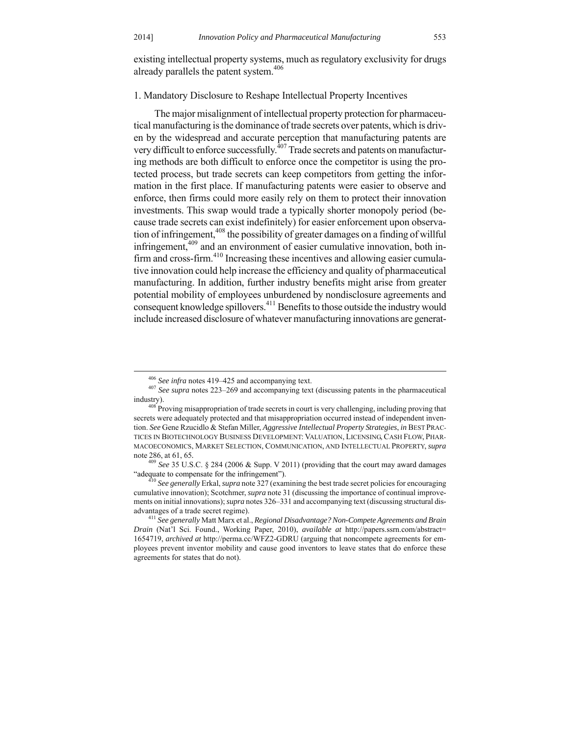existing intellectual property systems, much as regulatory exclusivity for drugs already parallels the patent system.[406]

### 1. Mandatory Disclosure to Reshape Intellectual Property Incentives

The major misalignment of intellectual property protection for pharmaceutical manufacturing is the dominance of trade secrets over patents, which is driven by the widespread and accurate perception that manufacturing patents are very difficult to enforce successfully.[407] Trade secrets and patents on manufacturing methods are both difficult to enforce once the competitor is using the protected process, but trade secrets can keep competitors from getting the information in the first place. If manufacturing patents were easier to observe and enforce, then firms could more easily rely on them to protect their innovation investments. This swap would trade a typically shorter monopoly period (because trade secrets can exist indefinitely) for easier enforcement upon observation of infringement,[408] the possibility of greater damages on a finding of willful infringement,[409] and an environment of easier cumulative innovation, both in-firm and cross-firm.[410] Increasing these incentives and allowing easier cumulative innovation could help increase the efficiency and quality of pharmaceutical manufacturing. In addition, further industry benefits might arise from greater potential mobility of employees unburdened by nondisclosure agreements and consequent knowledge spillovers.[411] Benefits to those outside the industry would include increased disclosure of whatever manufacturing innovations are generat-

---

[406] *See infra* notes 419–425 and accompanying text.

[407] *See supra* notes 223–269 and accompanying text (discussing patents in the pharmaceutical industry).

[408] Proving misappropriation of trade secrets in court is very challenging, including proving that secrets were adequately protected and that misappropriation occurred instead of independent invention. *See* Gene Rzucidlo & Stefan Miller, *Aggressive Intellectual Property Strategies*, *in* BEST PRACTICES IN BIOTECHNOLOGY BUSINESS DEVELOPMENT: VALUATION, LICENSING, CASH FLOW, PHARMACOECONOMICS, MARKET SELECTION, COMMUNICATION, AND INTELLECTUAL PROPERTY, *supra* note 286, at 61, 65.

[409] *See* 35 U.S.C. § 284 (2006 & Supp. V 2011) (providing that the court may award damages "adequate to compensate for the infringement").

[410] *See generally* Erkal, *supra* note 327 (examining the best trade secret policies for encouraging cumulative innovation); Scotchmer, *supra* note 31 (discussing the importance of continual improvements on initial innovations); *supra* notes 326–331 and accompanying text (discussing structural disadvantages of a trade secret regime).

[411] *See generally* Matt Marx et al., *Regional Disadvantage? Non-Compete Agreements and Brain Drain* (Nat'l Sci. Found., Working Paper, 2010), *available at* http://papers.ssrn.com/abstract=1654719, *archived at* http://perma.cc/WFZ2-GDRU (arguing that noncompete agreements for employees prevent inventor mobility and cause good inventors to leave states that do enforce these agreements for states that do not).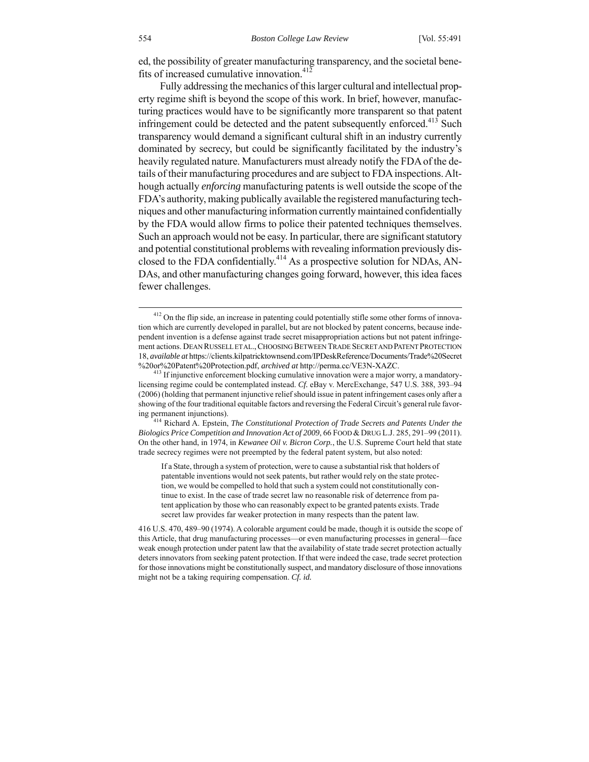ed, the possibility of greater manufacturing transparency, and the societal benefits of increased cumulative innovation.[412]

Fully addressing the mechanics of this larger cultural and intellectual property regime shift is beyond the scope of this work. In brief, however, manufacturing practices would have to be significantly more transparent so that patent infringement could be detected and the patent subsequently enforced.[413] Such transparency would demand a significant cultural shift in an industry currently dominated by secrecy, but could be significantly facilitated by the industry's heavily regulated nature. Manufacturers must already notify the FDA of the details of their manufacturing procedures and are subject to FDA inspections. Although actually *enforcing* manufacturing patents is well outside the scope of the FDA's authority, making publically available the registered manufacturing techniques and other manufacturing information currently maintained confidentially by the FDA would allow firms to police their patented techniques themselves. Such an approach would not be easy. In particular, there are significant statutory and potential constitutional problems with revealing information previously disclosed to the FDA confidentially.[414] As a prospective solution for NDAs, ANDAs, and other manufacturing changes going forward, however, this idea faces fewer challenges.

---

[412] On the flip side, an increase in patenting could potentially stifle some other forms of innovation which are currently developed in parallel, but are not blocked by patent concerns, because independent invention is a defense against trade secret misappropriation actions but not patent infringement actions. DEAN RUSSELL ET AL., CHOOSING BETWEEN TRADE SECRET AND PATENT PROTECTION 18, *available at* https://clients.kilpatricktownsend.com/IPDeskReference/Documents/Trade%20Secret%20or%20Patent%20Protection.pdf, *archived at* http://perma.cc/VE3N-XAZC.

[413] If injunctive enforcement blocking cumulative innovation were a major worry, a mandatory-licensing regime could be contemplated instead. *Cf.* eBay v. MercExchange, 547 U.S. 388, 393–94 (2006) (holding that permanent injunctive relief should issue in patent infringement cases only after a showing of the four traditional equitable factors and reversing the Federal Circuit's general rule favoring permanent injunctions).

[414] Richard A. Epstein, *The Constitutional Protection of Trade Secrets and Patents Under the Biologics Price Competition and Innovation Act of 2009*, 66 FOOD & DRUG L.J. 285, 291–99 (2011). On the other hand, in 1974, in *Kewanee Oil v. Bicron Corp.*, the U.S. Supreme Court held that state trade secrecy regimes were not preempted by the federal patent system, but also noted:

> If a State, through a system of protection, were to cause a substantial risk that holders of patentable inventions would not seek patents, but rather would rely on the state protection, we would be compelled to hold that such a system could not constitutionally continue to exist. In the case of trade secret law no reasonable risk of deterrence from patent application by those who can reasonably expect to be granted patents exists. Trade secret law provides far weaker protection in many respects than the patent law.

416 U.S. 470, 489–90 (1974). A colorable argument could be made, though it is outside the scope of this Article, that drug manufacturing processes—or even manufacturing processes in general—face weak enough protection under patent law that the availability of state trade secret protection actually deters innovators from seeking patent protection. If that were indeed the case, trade secret protection for those innovations might be constitutionally suspect, and mandatory disclosure of those innovations might not be a taking requiring compensation. *Cf. id.*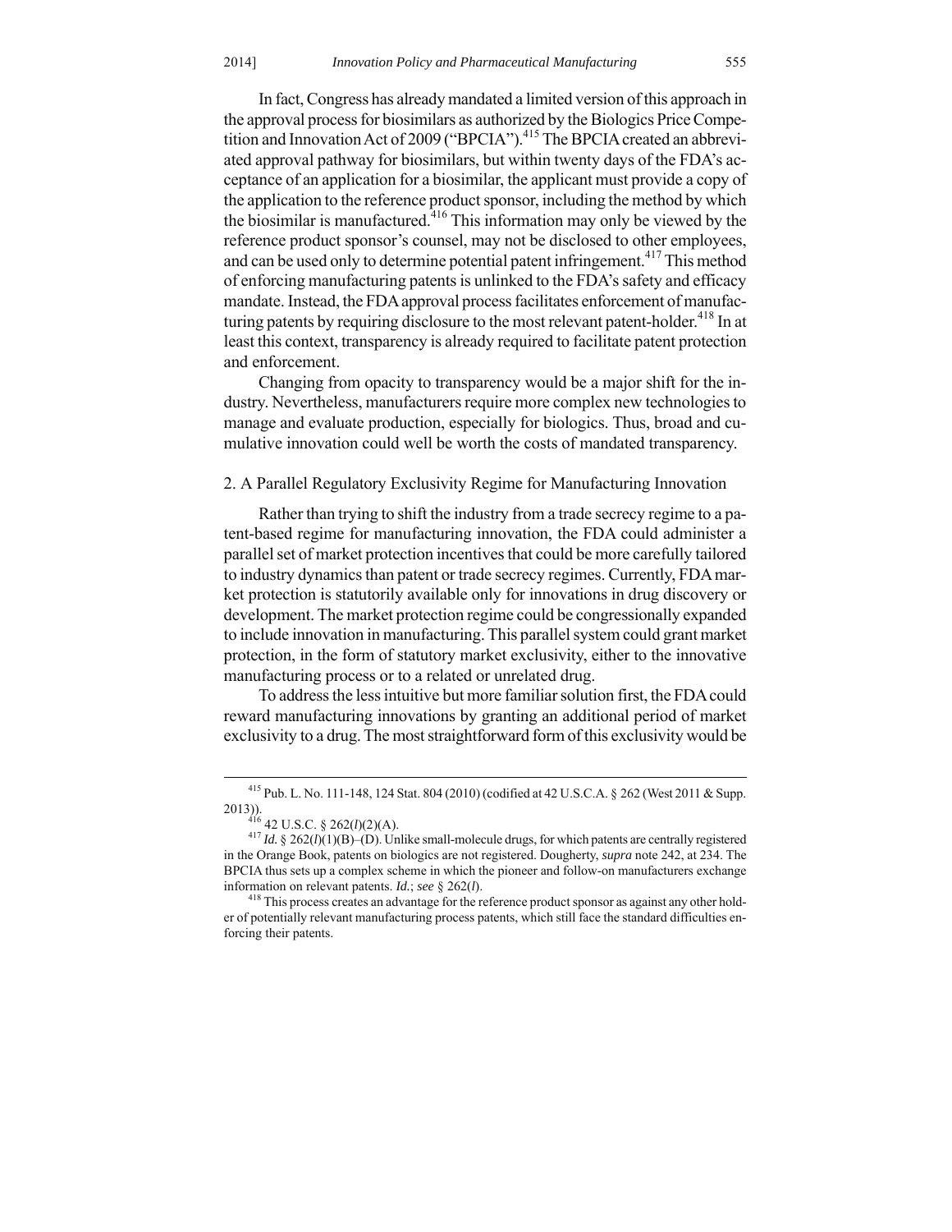In fact, Congress has already mandated a limited version of this approach in the approval process for biosimilars as authorized by the Biologics Price Competition and Innovation Act of 2009 ("BPCIA").[415] The BPCIA created an abbreviated approval pathway for biosimilars, but within twenty days of the FDA's acceptance of an application for a biosimilar, the applicant must provide a copy of the application to the reference product sponsor, including the method by which the biosimilar is manufactured.[416] This information may only be viewed by the reference product sponsor's counsel, may not be disclosed to other employees, and can be used only to determine potential patent infringement.[417] This method of enforcing manufacturing patents is unlinked to the FDA's safety and efficacy mandate. Instead, the FDA approval process facilitates enforcement of manufacturing patents by requiring disclosure to the most relevant patent-holder.[418] In at least this context, transparency is already required to facilitate patent protection and enforcement.

Changing from opacity to transparency would be a major shift for the industry. Nevertheless, manufacturers require more complex new technologies to manage and evaluate production, especially for biologics. Thus, broad and cumulative innovation could well be worth the costs of mandated transparency.

### 2. A Parallel Regulatory Exclusivity Regime for Manufacturing Innovation

Rather than trying to shift the industry from a trade secrecy regime to a patent-based regime for manufacturing innovation, the FDA could administer a parallel set of market protection incentives that could be more carefully tailored to industry dynamics than patent or trade secrecy regimes. Currently, FDA market protection is statutorily available only for innovations in drug discovery or development. The market protection regime could be congressionally expanded to include innovation in manufacturing. This parallel system could grant market protection, in the form of statutory market exclusivity, either to the innovative manufacturing process or to a related or unrelated drug.

To address the less intuitive but more familiar solution first, the FDA could reward manufacturing innovations by granting an additional period of market exclusivity to a drug. The most straightforward form of this exclusivity would be

---

[415] Pub. L. No. 111-148, 124 Stat. 804 (2010) (codified at 42 U.S.C.A. § 262 (West 2011 & Supp. 2013)).

[416] 42 U.S.C. § 262(*l*)(2)(A).

[417] *Id.* § 262(*l*)(1)(B)–(D). Unlike small-molecule drugs, for which patents are centrally registered in the Orange Book, patents on biologics are not registered. Dougherty, *supra* note 242, at 234. The BPCIA thus sets up a complex scheme in which the pioneer and follow-on manufacturers exchange information on relevant patents. *Id.*; *see* § 262(*l*).

[418] This process creates an advantage for the reference product sponsor as against any other holder of potentially relevant manufacturing process patents, which still face the standard difficulties enforcing their patents.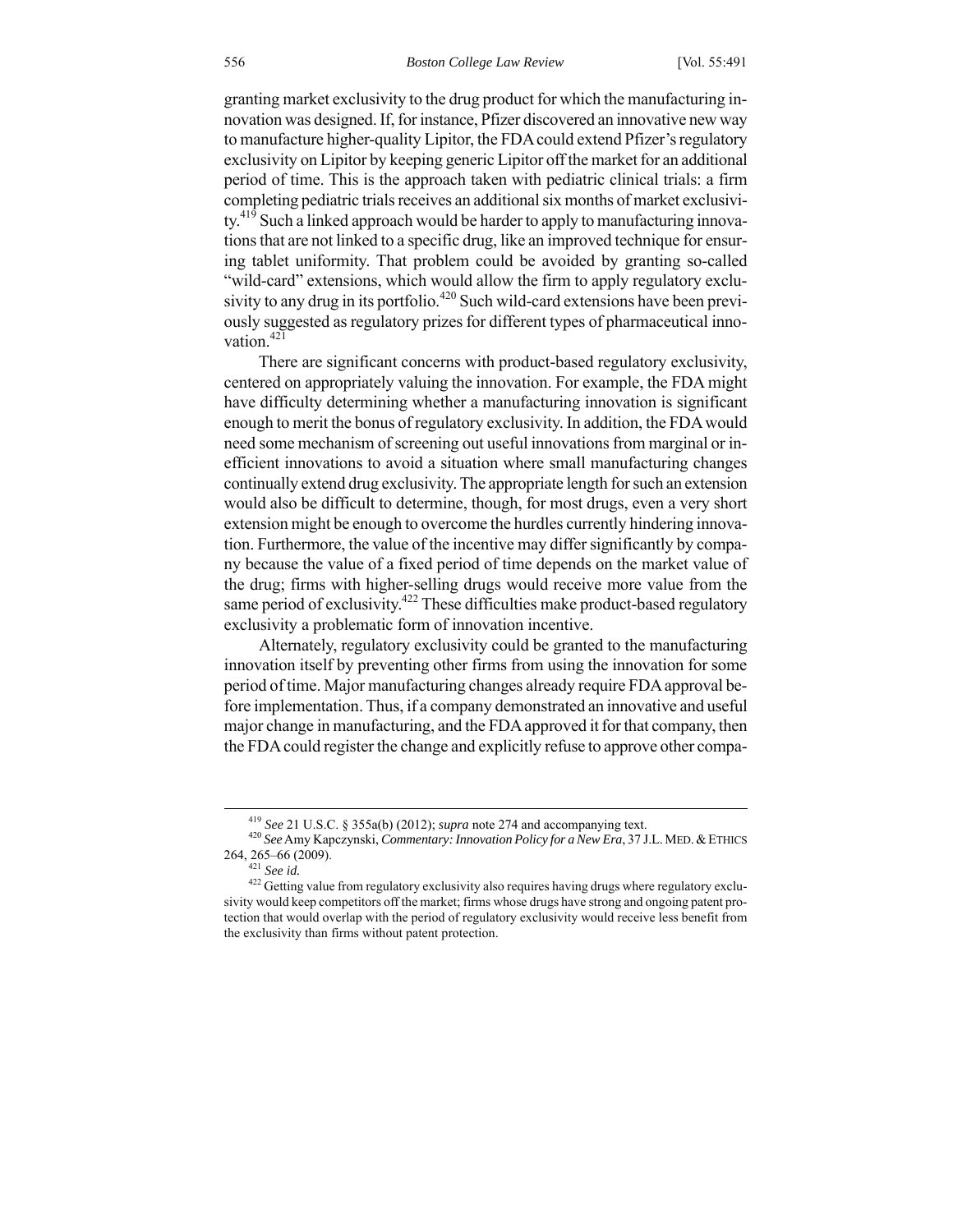granting market exclusivity to the drug product for which the manufacturing innovation was designed. If, for instance, Pfizer discovered an innovative new way to manufacture higher-quality Lipitor, the FDA could extend Pfizer's regulatory exclusivity on Lipitor by keeping generic Lipitor off the market for an additional period of time. This is the approach taken with pediatric clinical trials: a firm completing pediatric trials receives an additional six months of market exclusivity.[419] Such a linked approach would be harder to apply to manufacturing innovations that are not linked to a specific drug, like an improved technique for ensuring tablet uniformity. That problem could be avoided by granting so-called "wild-card" extensions, which would allow the firm to apply regulatory exclusivity to any drug in its portfolio.[420] Such wild-card extensions have been previously suggested as regulatory prizes for different types of pharmaceutical innovation.[421]

There are significant concerns with product-based regulatory exclusivity, centered on appropriately valuing the innovation. For example, the FDA might have difficulty determining whether a manufacturing innovation is significant enough to merit the bonus of regulatory exclusivity. In addition, the FDA would need some mechanism of screening out useful innovations from marginal or inefficient innovations to avoid a situation where small manufacturing changes continually extend drug exclusivity. The appropriate length for such an extension would also be difficult to determine, though, for most drugs, even a very short extension might be enough to overcome the hurdles currently hindering innovation. Furthermore, the value of the incentive may differ significantly by company because the value of a fixed period of time depends on the market value of the drug; firms with higher-selling drugs would receive more value from the same period of exclusivity.[422] These difficulties make product-based regulatory exclusivity a problematic form of innovation incentive.

Alternately, regulatory exclusivity could be granted to the manufacturing innovation itself by preventing other firms from using the innovation for some period of time. Major manufacturing changes already require FDA approval before implementation. Thus, if a company demonstrated an innovative and useful major change in manufacturing, and the FDA approved it for that company, then the FDA could register the change and explicitly refuse to approve other compa-

---

[419] *See* 21 U.S.C. § 355a(b) (2012); *supra* note 274 and accompanying text.

[420] *See* Amy Kapczynski, *Commentary: Innovation Policy for a New Era*, 37 J.L. MED. & ETHICS 264, 265–66 (2009).

[421] *See id.*

[422] Getting value from regulatory exclusivity also requires having drugs where regulatory exclusivity would keep competitors off the market; firms whose drugs have strong and ongoing patent protection that would overlap with the period of regulatory exclusivity would receive less benefit from the exclusivity than firms without patent protection.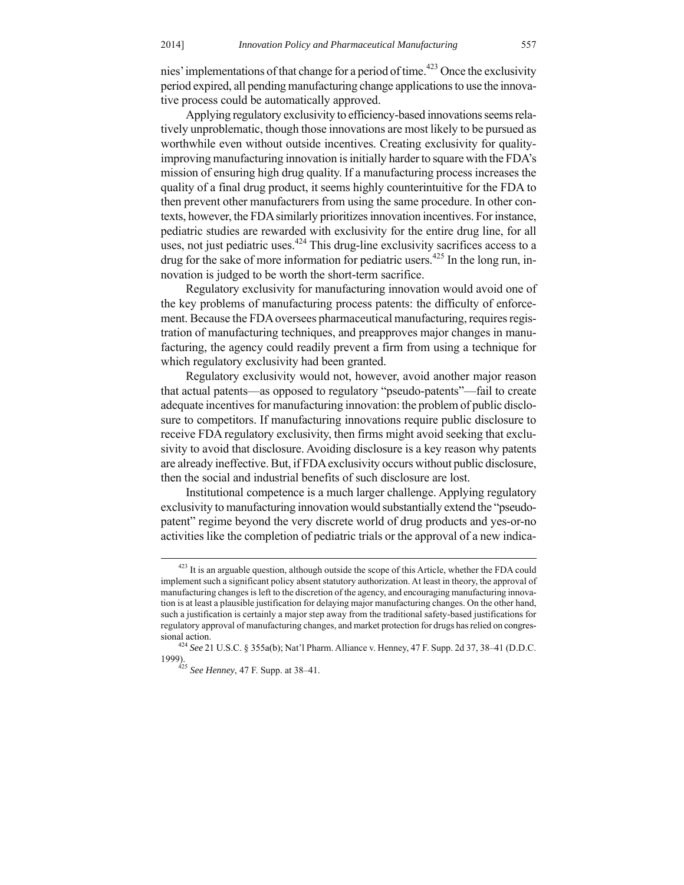nies' implementations of that change for a period of time.[423] Once the exclusivity period expired, all pending manufacturing change applications to use the innovative process could be automatically approved.

Applying regulatory exclusivity to efficiency-based innovations seems relatively unproblematic, though those innovations are most likely to be pursued as worthwhile even without outside incentives. Creating exclusivity for quality-improving manufacturing innovation is initially harder to square with the FDA's mission of ensuring high drug quality. If a manufacturing process increases the quality of a final drug product, it seems highly counterintuitive for the FDA to then prevent other manufacturers from using the same procedure. In other contexts, however, the FDA similarly prioritizes innovation incentives. For instance, pediatric studies are rewarded with exclusivity for the entire drug line, for all uses, not just pediatric uses.[424] This drug-line exclusivity sacrifices access to a drug for the sake of more information for pediatric users.[425] In the long run, innovation is judged to be worth the short-term sacrifice.

Regulatory exclusivity for manufacturing innovation would avoid one of the key problems of manufacturing process patents: the difficulty of enforcement. Because the FDA oversees pharmaceutical manufacturing, requires registration of manufacturing techniques, and preapproves major changes in manufacturing, the agency could readily prevent a firm from using a technique for which regulatory exclusivity had been granted.

Regulatory exclusivity would not, however, avoid another major reason that actual patents—as opposed to regulatory "pseudo-patents"—fail to create adequate incentives for manufacturing innovation: the problem of public disclosure to competitors. If manufacturing innovations require public disclosure to receive FDA regulatory exclusivity, then firms might avoid seeking that exclusivity to avoid that disclosure. Avoiding disclosure is a key reason why patents are already ineffective. But, if FDA exclusivity occurs without public disclosure, then the social and industrial benefits of such disclosure are lost.

Institutional competence is a much larger challenge. Applying regulatory exclusivity to manufacturing innovation would substantially extend the "pseudo-patent" regime beyond the very discrete world of drug products and yes-or-no activities like the completion of pediatric trials or the approval of a new indica-

---

[423] It is an arguable question, although outside the scope of this Article, whether the FDA could implement such a significant policy absent statutory authorization. At least in theory, the approval of manufacturing changes is left to the discretion of the agency, and encouraging manufacturing innovation is at least a plausible justification for delaying major manufacturing changes. On the other hand, such a justification is certainly a major step away from the traditional safety-based justifications for regulatory approval of manufacturing changes, and market protection for drugs has relied on congressional action.

[424] *See* 21 U.S.C. § 355a(b); Nat'l Pharm. Alliance v. Henney, 47 F. Supp. 2d 37, 38–41 (D.D.C. 1999).

[425] *See Henney*, 47 F. Supp. at 38–41.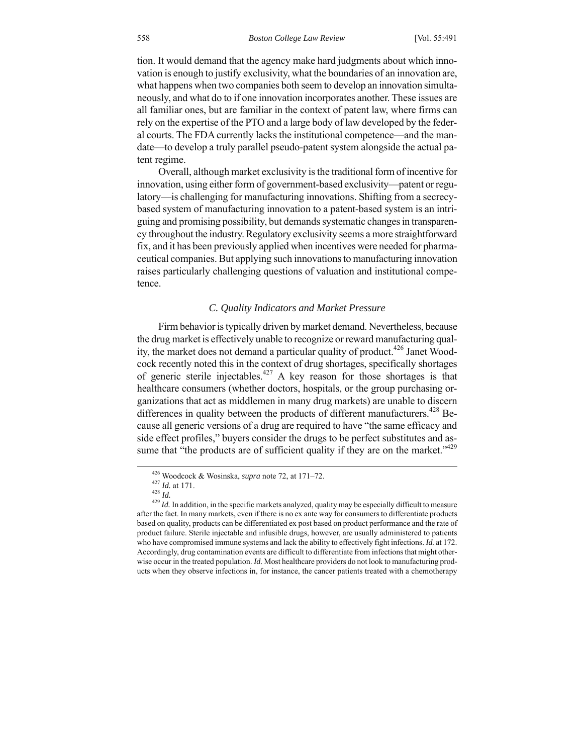tion. It would demand that the agency make hard judgments about which innovation is enough to justify exclusivity, what the boundaries of an innovation are, what happens when two companies both seem to develop an innovation simultaneously, and what do to if one innovation incorporates another. These issues are all familiar ones, but are familiar in the context of patent law, where firms can rely on the expertise of the PTO and a large body of law developed by the federal courts. The FDA currently lacks the institutional competence—and the mandate—to develop a truly parallel pseudo-patent system alongside the actual patent regime.

Overall, although market exclusivity is the traditional form of incentive for innovation, using either form of government-based exclusivity—patent or regulatory—is challenging for manufacturing innovations. Shifting from a secrecy-based system of manufacturing innovation to a patent-based system is an intriguing and promising possibility, but demands systematic changes in transparency throughout the industry. Regulatory exclusivity seems a more straightforward fix, and it has been previously applied when incentives were needed for pharmaceutical companies. But applying such innovations to manufacturing innovation raises particularly challenging questions of valuation and institutional competence.

### *C. Quality Indicators and Market Pressure*

Firm behavior is typically driven by market demand. Nevertheless, because the drug market is effectively unable to recognize or reward manufacturing quality, the market does not demand a particular quality of product.[426] Janet Woodcock recently noted this in the context of drug shortages, specifically shortages of generic sterile injectables.[427] A key reason for those shortages is that healthcare consumers (whether doctors, hospitals, or the group purchasing organizations that act as middlemen in many drug markets) are unable to discern differences in quality between the products of different manufacturers.[428] Because all generic versions of a drug are required to have "the same efficacy and side effect profiles," buyers consider the drugs to be perfect substitutes and assume that "the products are of sufficient quality if they are on the market."[429]

---

[426] Woodcock & Wosinska, *supra* note 72, at 171–72.

[427] *Id.* at 171.

[428] *Id.*

[429] *Id.* In addition, in the specific markets analyzed, quality may be especially difficult to measure after the fact. In many markets, even if there is no ex ante way for consumers to differentiate products based on quality, products can be differentiated ex post based on product performance and the rate of product failure. Sterile injectable and infusible drugs, however, are usually administered to patients who have compromised immune systems and lack the ability to effectively fight infections. *Id.* at 172. Accordingly, drug contamination events are difficult to differentiate from infections that might otherwise occur in the treated population. *Id.* Most healthcare providers do not look to manufacturing products when they observe infections in, for instance, the cancer patients treated with a chemotherapy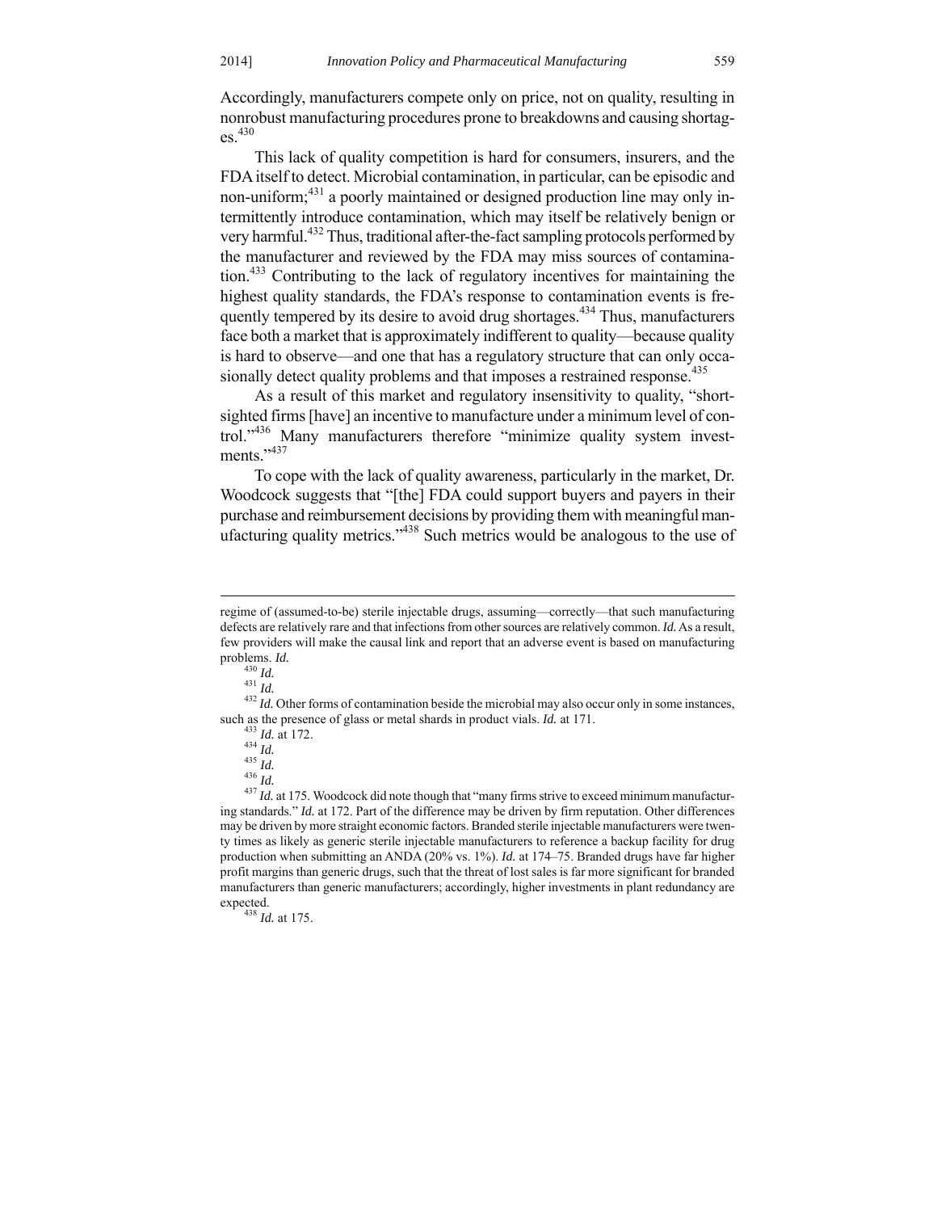Accordingly, manufacturers compete only on price, not on quality, resulting in nonrobust manufacturing procedures prone to breakdowns and causing shortages.[430]

This lack of quality competition is hard for consumers, insurers, and the FDA itself to detect. Microbial contamination, in particular, can be episodic and non-uniform;[431] a poorly maintained or designed production line may only intermittently introduce contamination, which may itself be relatively benign or very harmful.[432] Thus, traditional after-the-fact sampling protocols performed by the manufacturer and reviewed by the FDA may miss sources of contamination.[433] Contributing to the lack of regulatory incentives for maintaining the highest quality standards, the FDA's response to contamination events is frequently tempered by its desire to avoid drug shortages.[434] Thus, manufacturers face both a market that is approximately indifferent to quality—because quality is hard to observe—and one that has a regulatory structure that can only occasionally detect quality problems and that imposes a restrained response.[435]

As a result of this market and regulatory insensitivity to quality, "short-sighted firms [have] an incentive to manufacture under a minimum level of control."[436] Many manufacturers therefore "minimize quality system investments."[437]

To cope with the lack of quality awareness, particularly in the market, Dr. Woodcock suggests that "[the] FDA could support buyers and payers in their purchase and reimbursement decisions by providing them with meaningful manufacturing quality metrics."[438] Such metrics would be analogous to the use of

---

regime of (assumed-to-be) sterile injectable drugs, assuming—correctly—that such manufacturing defects are relatively rare and that infections from other sources are relatively common. *Id.* As a result, few providers will make the causal link and report that an adverse event is based on manufacturing problems. *Id.*

[430] *Id.*

[431] *Id.*

[432] *Id.* Other forms of contamination beside the microbial may also occur only in some instances, such as the presence of glass or metal shards in product vials. *Id.* at 171.

[433] *Id.* at 172.

[434] *Id.*

[435] *Id.*

[436] *Id.*

[437] *Id.* at 175. Woodcock did note though that "many firms strive to exceed minimum manufacturing standards." *Id.* at 172. Part of the difference may be driven by firm reputation. Other differences may be driven by more straight economic factors. Branded sterile injectable manufacturers were twenty times as likely as generic sterile injectable manufacturers to reference a backup facility for drug production when submitting an ANDA (20% vs. 1%). *Id.* at 174–75. Branded drugs have far higher profit margins than generic drugs, such that the threat of lost sales is far more significant for branded manufacturers than generic manufacturers; accordingly, higher investments in plant redundancy are expected.

[438] *Id.* at 175.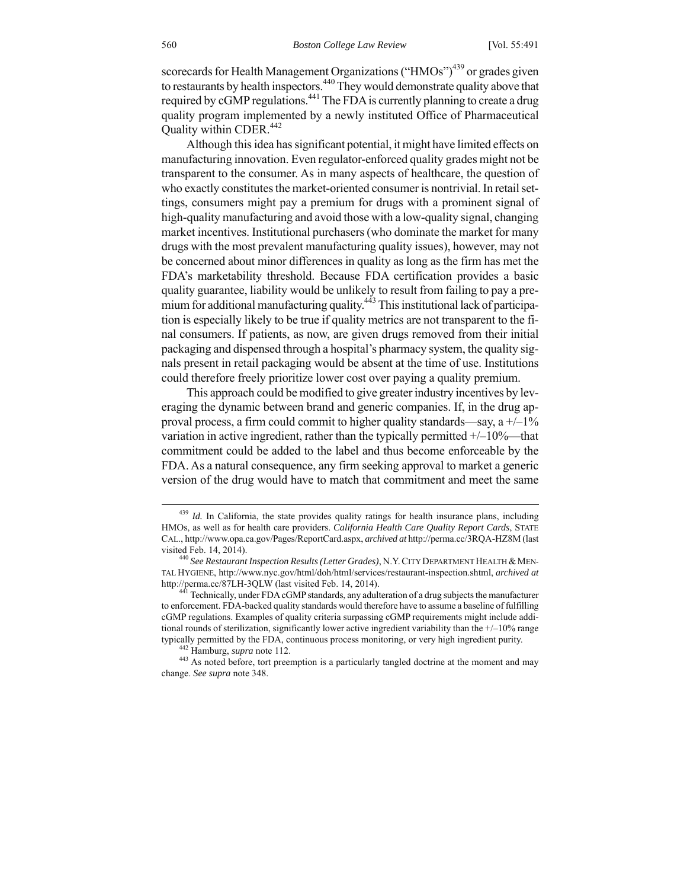scorecards for Health Management Organizations ("HMOs")[439] or grades given to restaurants by health inspectors.[440] They would demonstrate quality above that required by cGMP regulations.[441] The FDA is currently planning to create a drug quality program implemented by a newly instituted Office of Pharmaceutical Quality within CDER.[442]

Although this idea has significant potential, it might have limited effects on manufacturing innovation. Even regulator-enforced quality grades might not be transparent to the consumer. As in many aspects of healthcare, the question of who exactly constitutes the market-oriented consumer is nontrivial. In retail settings, consumers might pay a premium for drugs with a prominent signal of high-quality manufacturing and avoid those with a low-quality signal, changing market incentives. Institutional purchasers (who dominate the market for many drugs with the most prevalent manufacturing quality issues), however, may not be concerned about minor differences in quality as long as the firm has met the FDA's marketability threshold. Because FDA certification provides a basic quality guarantee, liability would be unlikely to result from failing to pay a premium for additional manufacturing quality.[443] This institutional lack of participation is especially likely to be true if quality metrics are not transparent to the final consumers. If patients, as now, are given drugs removed from their initial packaging and dispensed through a hospital's pharmacy system, the quality signals present in retail packaging would be absent at the time of use. Institutions could therefore freely prioritize lower cost over paying a quality premium.

This approach could be modified to give greater industry incentives by leveraging the dynamic between brand and generic companies. If, in the drug approval process, a firm could commit to higher quality standards—say, a +/–1% variation in active ingredient, rather than the typically permitted +/–10%—that commitment could be added to the label and thus become enforceable by the FDA. As a natural consequence, any firm seeking approval to market a generic version of the drug would have to match that commitment and meet the same

---

[439] *Id.* In California, the state provides quality ratings for health insurance plans, including HMOs, as well as for health care providers. *California Health Care Quality Report Cards*, STATE CAL., http://www.opa.ca.gov/Pages/ReportCard.aspx, *archived at* http://perma.cc/3RQA-HZ8M (last visited Feb. 14, 2014).

[440] *See Restaurant Inspection Results (Letter Grades)*, N.Y. CITY DEPARTMENT HEALTH & MENTAL HYGIENE, http://www.nyc.gov/html/doh/html/services/restaurant-inspection.shtml, *archived at* http://perma.cc/87LH-3QLW (last visited Feb. 14, 2014).

[441] Technically, under FDA cGMP standards, any adulteration of a drug subjects the manufacturer to enforcement. FDA-backed quality standards would therefore have to assume a baseline of fulfilling cGMP regulations. Examples of quality criteria surpassing cGMP requirements might include additional rounds of sterilization, significantly lower active ingredient variability than the +/–10% range typically permitted by the FDA, continuous process monitoring, or very high ingredient purity.

[442] Hamburg, *supra* note 112.

[443] As noted before, tort preemption is a particularly tangled doctrine at the moment and may change. *See supra* note 348.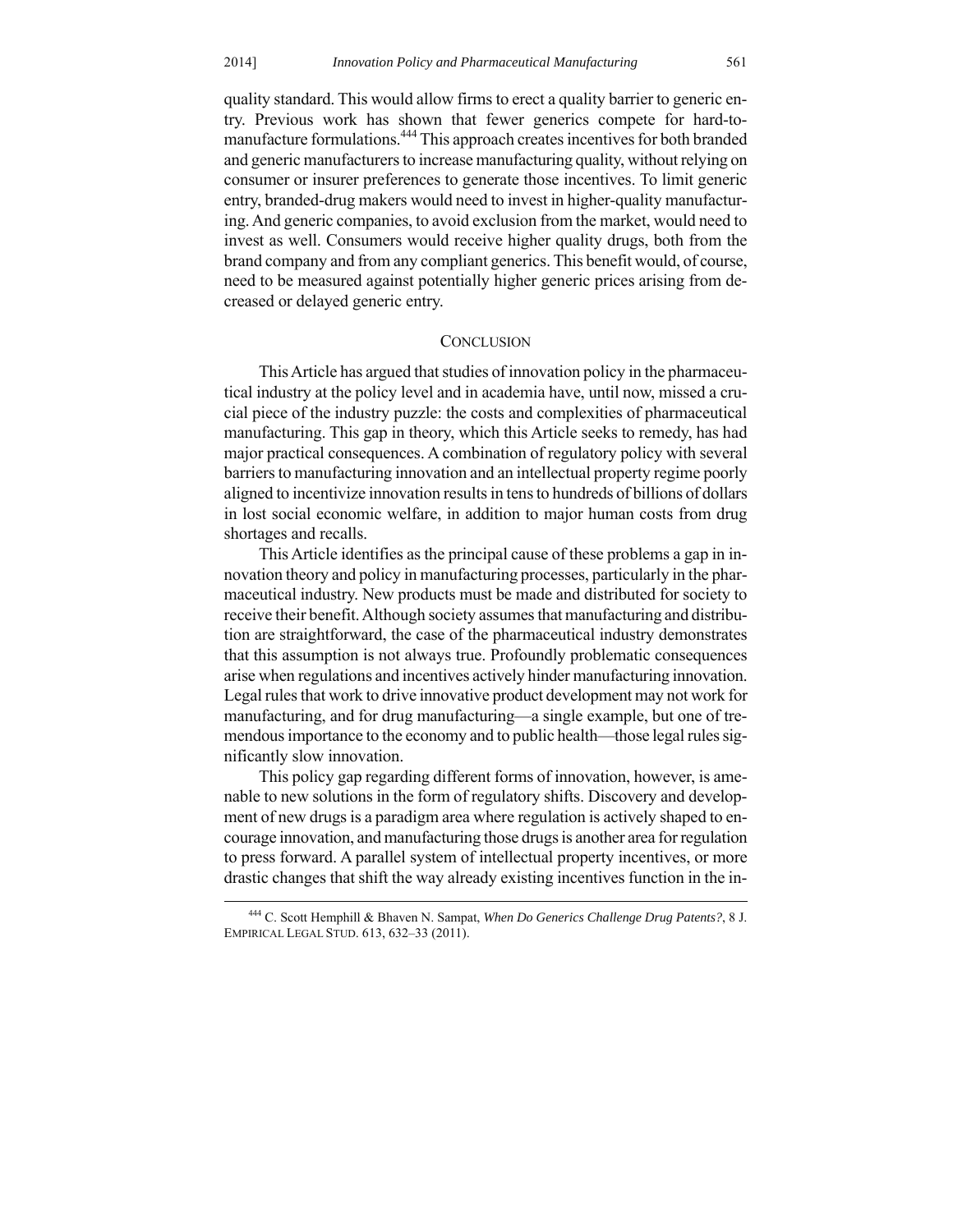quality standard. This would allow firms to erect a quality barrier to generic entry. Previous work has shown that fewer generics compete for hard-to-manufacture formulations.[444] This approach creates incentives for both branded and generic manufacturers to increase manufacturing quality, without relying on consumer or insurer preferences to generate those incentives. To limit generic entry, branded-drug makers would need to invest in higher-quality manufacturing. And generic companies, to avoid exclusion from the market, would need to invest as well. Consumers would receive higher quality drugs, both from the brand company and from any compliant generics. This benefit would, of course, need to be measured against potentially higher generic prices arising from decreased or delayed generic entry.

## CONCLUSION

This Article has argued that studies of innovation policy in the pharmaceutical industry at the policy level and in academia have, until now, missed a crucial piece of the industry puzzle: the costs and complexities of pharmaceutical manufacturing. This gap in theory, which this Article seeks to remedy, has had major practical consequences. A combination of regulatory policy with several barriers to manufacturing innovation and an intellectual property regime poorly aligned to incentivize innovation results in tens to hundreds of billions of dollars in lost social economic welfare, in addition to major human costs from drug shortages and recalls.

This Article identifies as the principal cause of these problems a gap in innovation theory and policy in manufacturing processes, particularly in the pharmaceutical industry. New products must be made and distributed for society to receive their benefit. Although society assumes that manufacturing and distribution are straightforward, the case of the pharmaceutical industry demonstrates that this assumption is not always true. Profoundly problematic consequences arise when regulations and incentives actively hinder manufacturing innovation. Legal rules that work to drive innovative product development may not work for manufacturing, and for drug manufacturing—a single example, but one of tremendous importance to the economy and to public health—those legal rules significantly slow innovation.

This policy gap regarding different forms of innovation, however, is amenable to new solutions in the form of regulatory shifts. Discovery and development of new drugs is a paradigm area where regulation is actively shaped to encourage innovation, and manufacturing those drugs is another area for regulation to press forward. A parallel system of intellectual property incentives, or more drastic changes that shift the way already existing incentives function in the in-

---

[444] C. Scott Hemphill & Bhaven N. Sampat, *When Do Generics Challenge Drug Patents?*, 8 J. EMPIRICAL LEGAL STUD. 613, 632–33 (2011).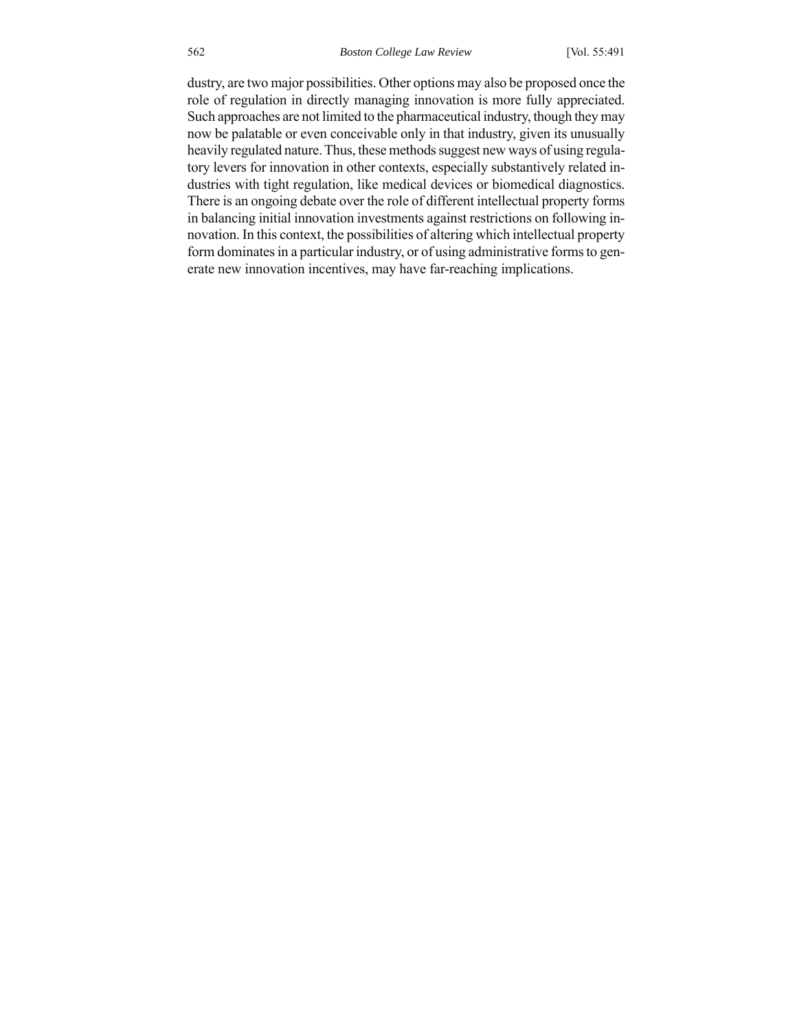dustry, are two major possibilities. Other options may also be proposed once the role of regulation in directly managing innovation is more fully appreciated. Such approaches are not limited to the pharmaceutical industry, though they may now be palatable or even conceivable only in that industry, given its unusually heavily regulated nature. Thus, these methods suggest new ways of using regulatory levers for innovation in other contexts, especially substantively related industries with tight regulation, like medical devices or biomedical diagnostics. There is an ongoing debate over the role of different intellectual property forms in balancing initial innovation investments against restrictions on following innovation. In this context, the possibilities of altering which intellectual property form dominates in a particular industry, or of using administrative forms to generate new innovation incentives, may have far-reaching implications.